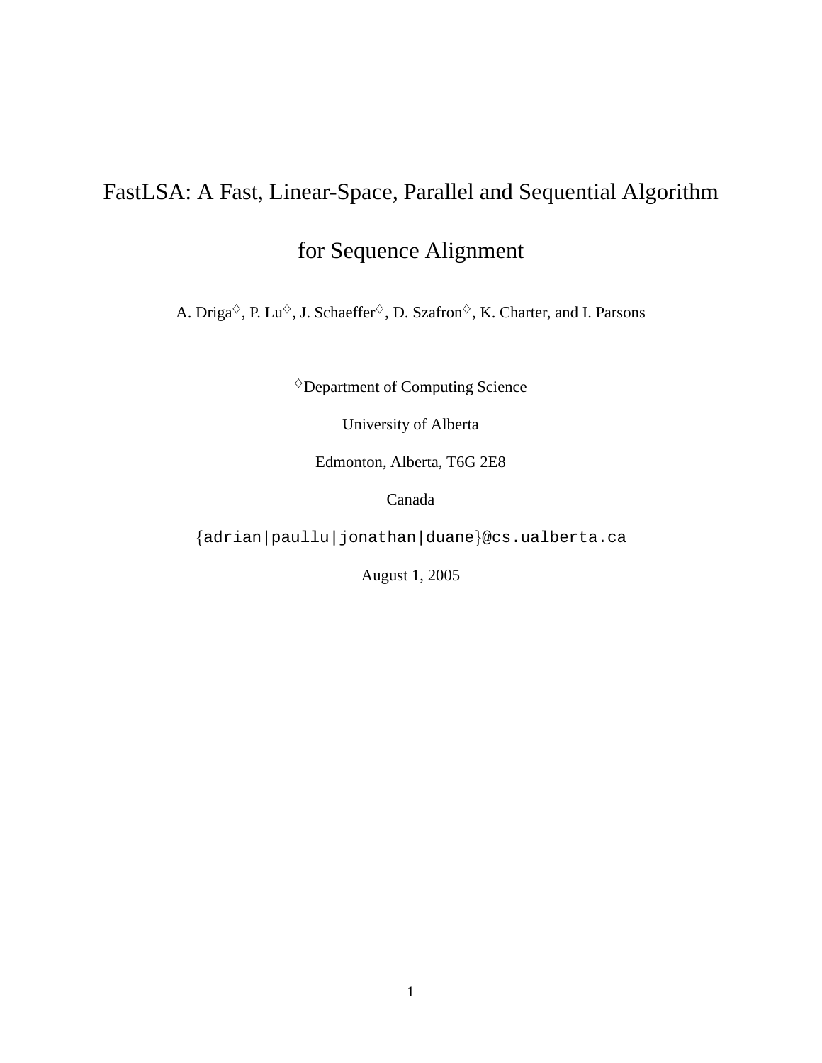# FastLSA: A Fast, Linear-Space, Parallel and Sequential Algorithm for Sequence Alignment

A. Driga$^{\diamondsuit}$, P. Lu$^{\diamondsuit}$, J. Schaeffer$^{\diamondsuit}$, D. Szafron$^{\diamondsuit}$, K. Charter, and I. Parsons

$^{\diamondsuit}$Department of Computing Science

University of Alberta

Edmonton, Alberta, T6G 2E8

Canada

{adrian|paullu|jonathan|duane}@cs.ualberta.ca

August 1, 2005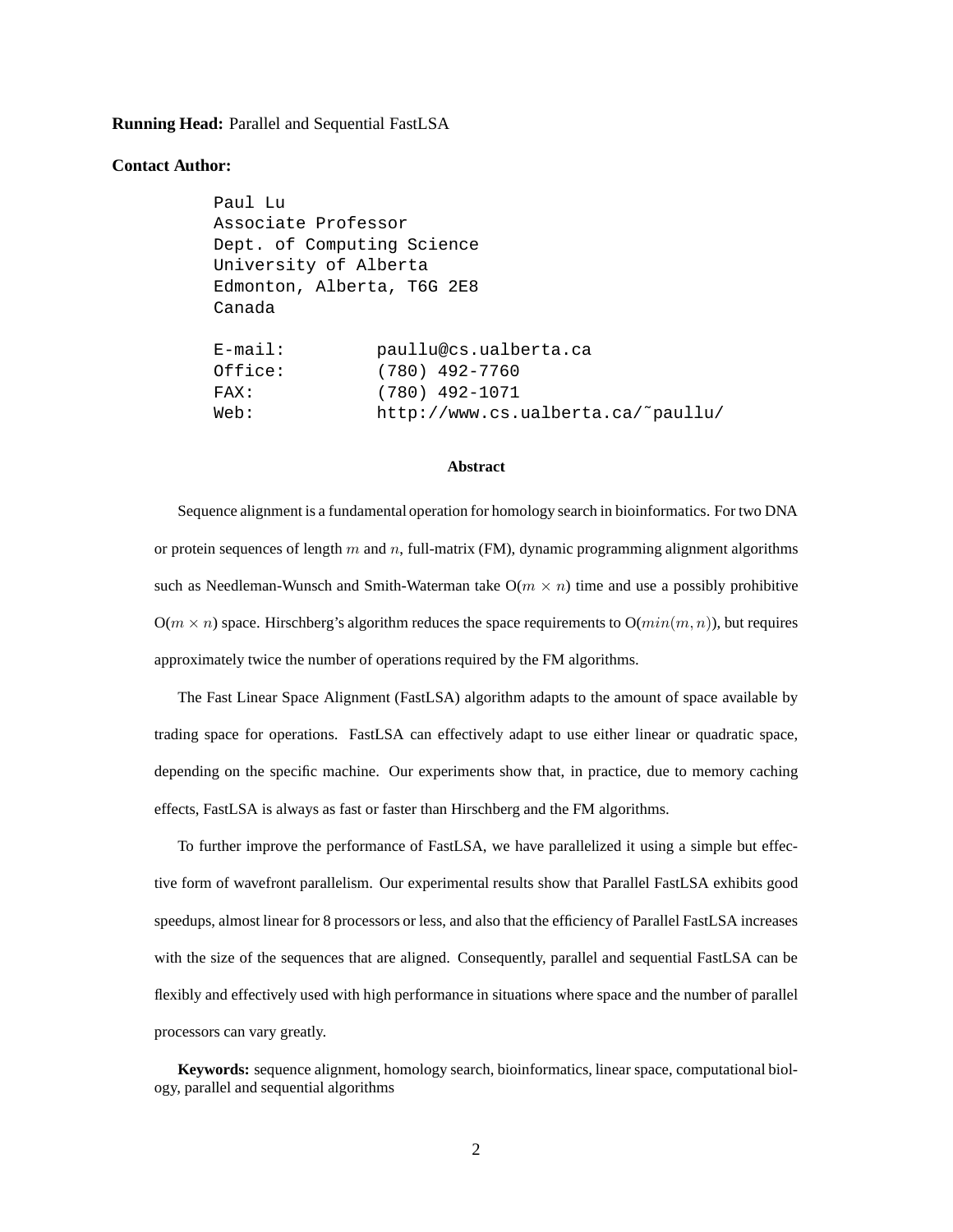**Running Head:** Parallel and Sequential FastLSA

**Contact Author:**

```
Paul Lu
Associate Professor
Dept. of Computing Science
University of Alberta
Edmonton, Alberta, T6G 2E8
Canada

E-mail:         paullu@cs.ualberta.ca
Office:         (780) 492-7760
FAX:            (780) 492-1071
Web:            http://www.cs.ualberta.ca/˜paullu/
```

### Abstract

Sequence alignment is a fundamental operation for homology search in bioinformatics. For two DNA or protein sequences of length $m$ and $n$, full-matrix (FM), dynamic programming alignment algorithms such as Needleman-Wunsch and Smith-Waterman take O($m \times n$) time and use a possibly prohibitive O($m \times n$) space. Hirschberg's algorithm reduces the space requirements to O($min(m, n)$), but requires approximately twice the number of operations required by the FM algorithms.

The Fast Linear Space Alignment (FastLSA) algorithm adapts to the amount of space available by trading space for operations. FastLSA can effectively adapt to use either linear or quadratic space, depending on the specific machine. Our experiments show that, in practice, due to memory caching effects, FastLSA is always as fast or faster than Hirschberg and the FM algorithms.

To further improve the performance of FastLSA, we have parallelized it using a simple but effective form of wavefront parallelism. Our experimental results show that Parallel FastLSA exhibits good speedups, almost linear for 8 processors or less, and also that the efficiency of Parallel FastLSA increases with the size of the sequences that are aligned. Consequently, parallel and sequential FastLSA can be flexibly and effectively used with high performance in situations where space and the number of parallel processors can vary greatly.

**Keywords:** sequence alignment, homology search, bioinformatics, linear space, computational biology, parallel and sequential algorithms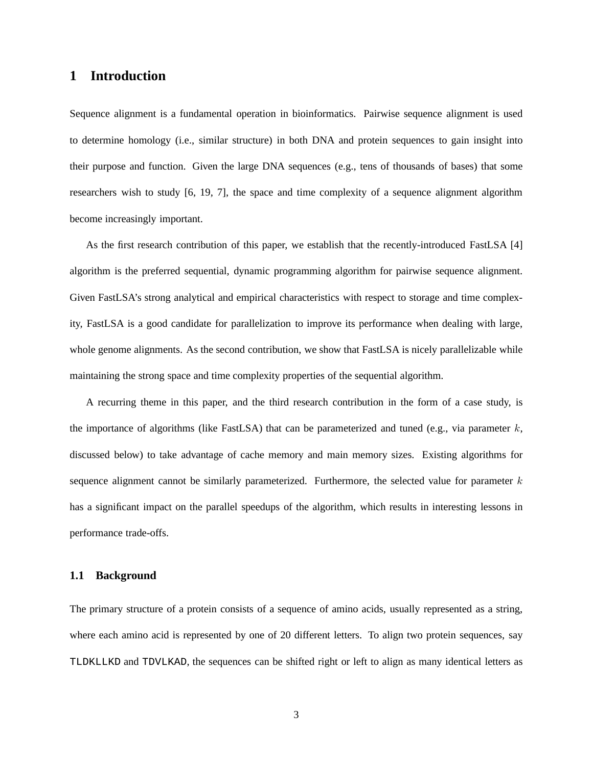# 1 Introduction

Sequence alignment is a fundamental operation in bioinformatics. Pairwise sequence alignment is used to determine homology (i.e., similar structure) in both DNA and protein sequences to gain insight into their purpose and function. Given the large DNA sequences (e.g., tens of thousands of bases) that some researchers wish to study [6, 19, 7], the space and time complexity of a sequence alignment algorithm become increasingly important.

As the first research contribution of this paper, we establish that the recently-introduced FastLSA [4] algorithm is the preferred sequential, dynamic programming algorithm for pairwise sequence alignment. Given FastLSA's strong analytical and empirical characteristics with respect to storage and time complexity, FastLSA is a good candidate for parallelization to improve its performance when dealing with large, whole genome alignments. As the second contribution, we show that FastLSA is nicely parallelizable while maintaining the strong space and time complexity properties of the sequential algorithm.

A recurring theme in this paper, and the third research contribution in the form of a case study, is the importance of algorithms (like FastLSA) that can be parameterized and tuned (e.g., via parameter $k$, discussed below) to take advantage of cache memory and main memory sizes. Existing algorithms for sequence alignment cannot be similarly parameterized. Furthermore, the selected value for parameter $k$ has a significant impact on the parallel speedups of the algorithm, which results in interesting lessons in performance trade-offs.

## 1.1 Background

The primary structure of a protein consists of a sequence of amino acids, usually represented as a string, where each amino acid is represented by one of 20 different letters. To align two protein sequences, say `TLDKLLKD` and `TDVLKAD`, the sequences can be shifted right or left to align as many identical letters as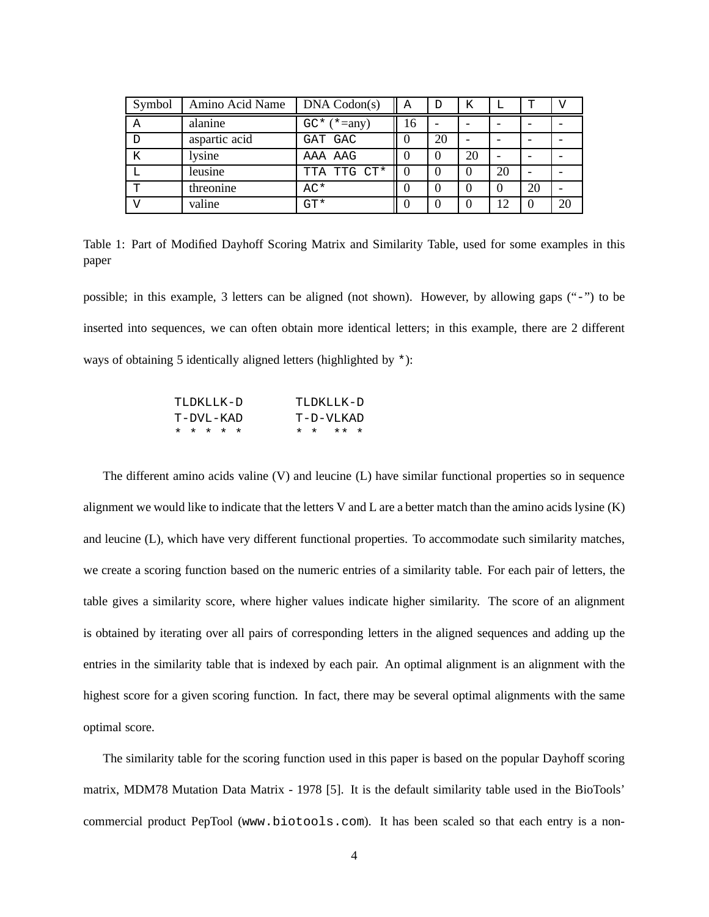| Symbol | Amino Acid Name | DNA Codon(s) | A | D | K | L | T | V |
|---|---|---|---|---|---|---|---|---|
| A | alanine | GC* (*=any) | 16 | - | - | - | - | - |
| D | aspartic acid | GAT GAC | 0 | 20 | - | - | - | - |
| K | lysine | AAA AAG | 0 | 0 | 20 | - | - | - |
| L | leusine | TTA TTG CT* | 0 | 0 | 0 | 20 | - | - |
| T | threonine | AC* | 0 | 0 | 0 | 0 | 20 | - |
| V | valine | GT* | 0 | 0 | 0 | 12 | 0 | 20 |

Table 1: Part of Modified Dayhoff Scoring Matrix and Similarity Table, used for some examples in this paper

possible; in this example, 3 letters can be aligned (not shown). However, by allowing gaps ("-") to be inserted into sequences, we can often obtain more identical letters; in this example, there are 2 different ways of obtaining 5 identically aligned letters (highlighted by *):

```
TLDKLLK-D       TLDKLLK-D
T-DVL-KAD       T-D-VLKAD
* * * * *       * *  ** *
```

The different amino acids valine (V) and leucine (L) have similar functional properties so in sequence alignment we would like to indicate that the letters V and L are a better match than the amino acids lysine (K) and leucine (L), which have very different functional properties. To accommodate such similarity matches, we create a scoring function based on the numeric entries of a similarity table. For each pair of letters, the table gives a similarity score, where higher values indicate higher similarity. The score of an alignment is obtained by iterating over all pairs of corresponding letters in the aligned sequences and adding up the entries in the similarity table that is indexed by each pair. An optimal alignment is an alignment with the highest score for a given scoring function. In fact, there may be several optimal alignments with the same optimal score.

The similarity table for the scoring function used in this paper is based on the popular Dayhoff scoring matrix, MDM78 Mutation Data Matrix - 1978 [5]. It is the default similarity table used in the BioTools' commercial product PepTool (www.biotools.com). It has been scaled so that each entry is a non-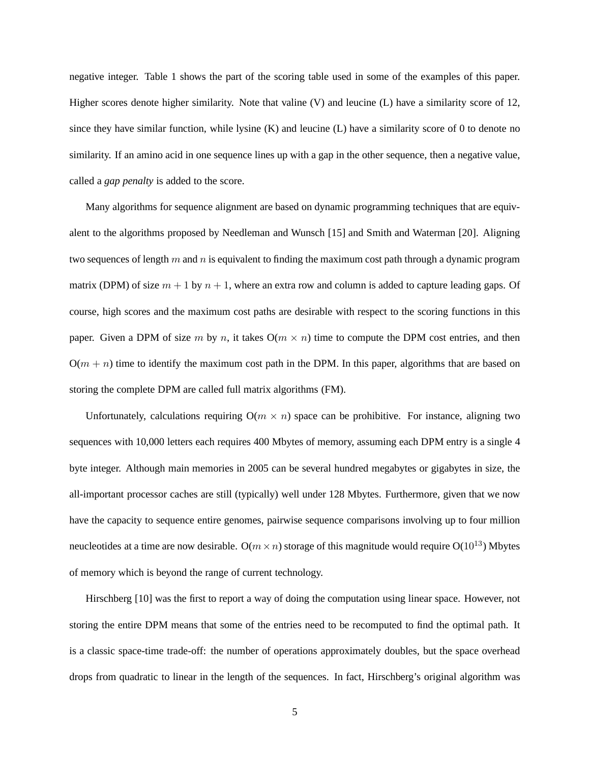negative integer. Table 1 shows the part of the scoring table used in some of the examples of this paper. Higher scores denote higher similarity. Note that valine (V) and leucine (L) have a similarity score of 12, since they have similar function, while lysine (K) and leucine (L) have a similarity score of 0 to denote no similarity. If an amino acid in one sequence lines up with a gap in the other sequence, then a negative value, called a *gap penalty* is added to the score.

Many algorithms for sequence alignment are based on dynamic programming techniques that are equivalent to the algorithms proposed by Needleman and Wunsch [15] and Smith and Waterman [20]. Aligning two sequences of length $m$ and $n$ is equivalent to finding the maximum cost path through a dynamic program matrix (DPM) of size $m + 1$ by $n + 1$, where an extra row and column is added to capture leading gaps. Of course, high scores and the maximum cost paths are desirable with respect to the scoring functions in this paper. Given a DPM of size $m$ by $n$, it takes O($m \times n$) time to compute the DPM cost entries, and then O($m + n$) time to identify the maximum cost path in the DPM. In this paper, algorithms that are based on storing the complete DPM are called full matrix algorithms (FM).

Unfortunately, calculations requiring O($m \times n$) space can be prohibitive. For instance, aligning two sequences with 10,000 letters each requires 400 Mbytes of memory, assuming each DPM entry is a single 4 byte integer. Although main memories in 2005 can be several hundred megabytes or gigabytes in size, the all-important processor caches are still (typically) well under 128 Mbytes. Furthermore, given that we now have the capacity to sequence entire genomes, pairwise sequence comparisons involving up to four million neucleotides at a time are now desirable. O($m \times n$) storage of this magnitude would require O($10^{13}$) Mbytes of memory which is beyond the range of current technology.

Hirschberg [10] was the first to report a way of doing the computation using linear space. However, not storing the entire DPM means that some of the entries need to be recomputed to find the optimal path. It is a classic space-time trade-off: the number of operations approximately doubles, but the space overhead drops from quadratic to linear in the length of the sequences. In fact, Hirschberg's original algorithm was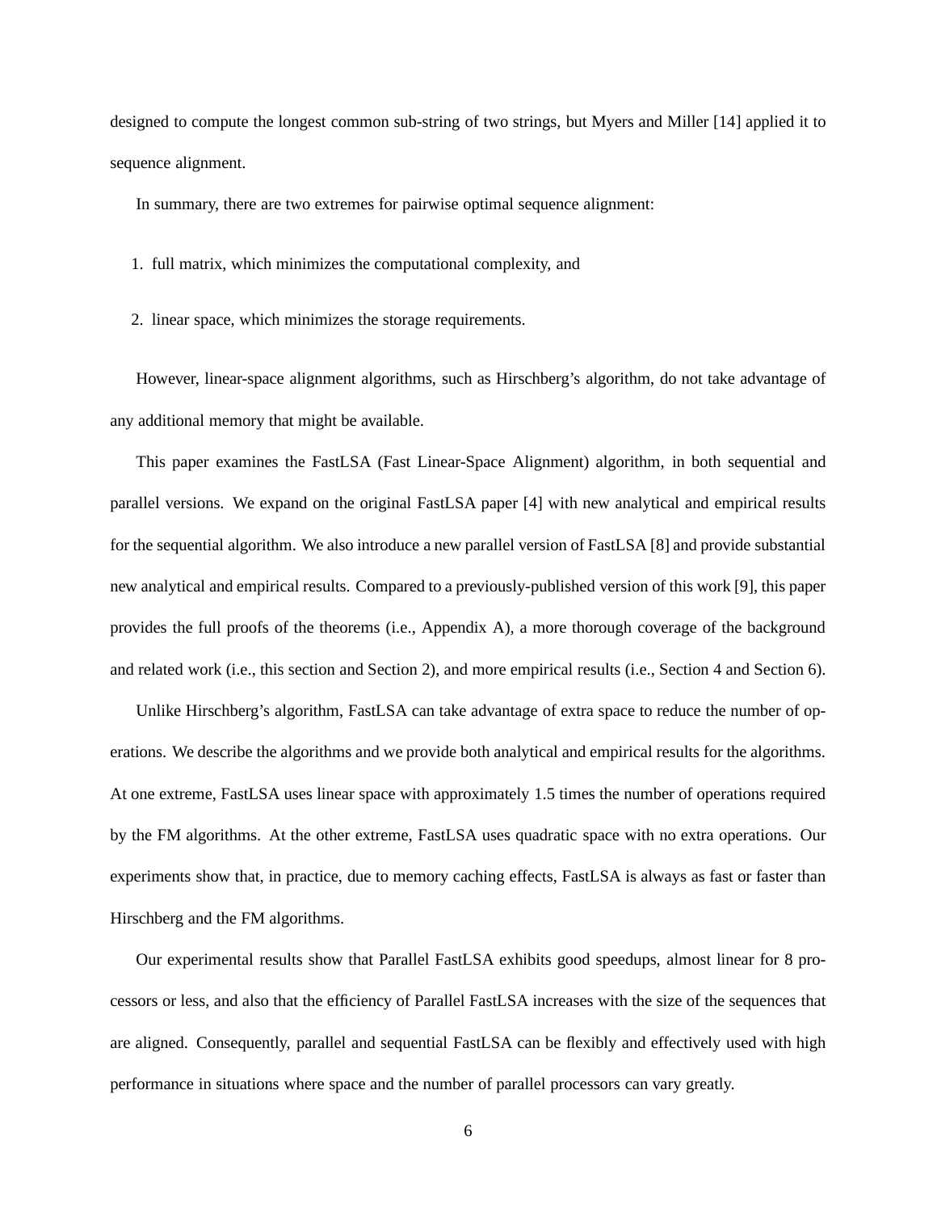designed to compute the longest common sub-string of two strings, but Myers and Miller [14] applied it to sequence alignment.

In summary, there are two extremes for pairwise optimal sequence alignment:

1. full matrix, which minimizes the computational complexity, and
2. linear space, which minimizes the storage requirements.

However, linear-space alignment algorithms, such as Hirschberg's algorithm, do not take advantage of any additional memory that might be available.

This paper examines the FastLSA (Fast Linear-Space Alignment) algorithm, in both sequential and parallel versions. We expand on the original FastLSA paper [4] with new analytical and empirical results for the sequential algorithm. We also introduce a new parallel version of FastLSA [8] and provide substantial new analytical and empirical results. Compared to a previously-published version of this work [9], this paper provides the full proofs of the theorems (i.e., Appendix A), a more thorough coverage of the background and related work (i.e., this section and Section 2), and more empirical results (i.e., Section 4 and Section 6).

Unlike Hirschberg's algorithm, FastLSA can take advantage of extra space to reduce the number of operations. We describe the algorithms and we provide both analytical and empirical results for the algorithms. At one extreme, FastLSA uses linear space with approximately 1.5 times the number of operations required by the FM algorithms. At the other extreme, FastLSA uses quadratic space with no extra operations. Our experiments show that, in practice, due to memory caching effects, FastLSA is always as fast or faster than Hirschberg and the FM algorithms.

Our experimental results show that Parallel FastLSA exhibits good speedups, almost linear for 8 processors or less, and also that the efficiency of Parallel FastLSA increases with the size of the sequences that are aligned. Consequently, parallel and sequential FastLSA can be flexibly and effectively used with high performance in situations where space and the number of parallel processors can vary greatly.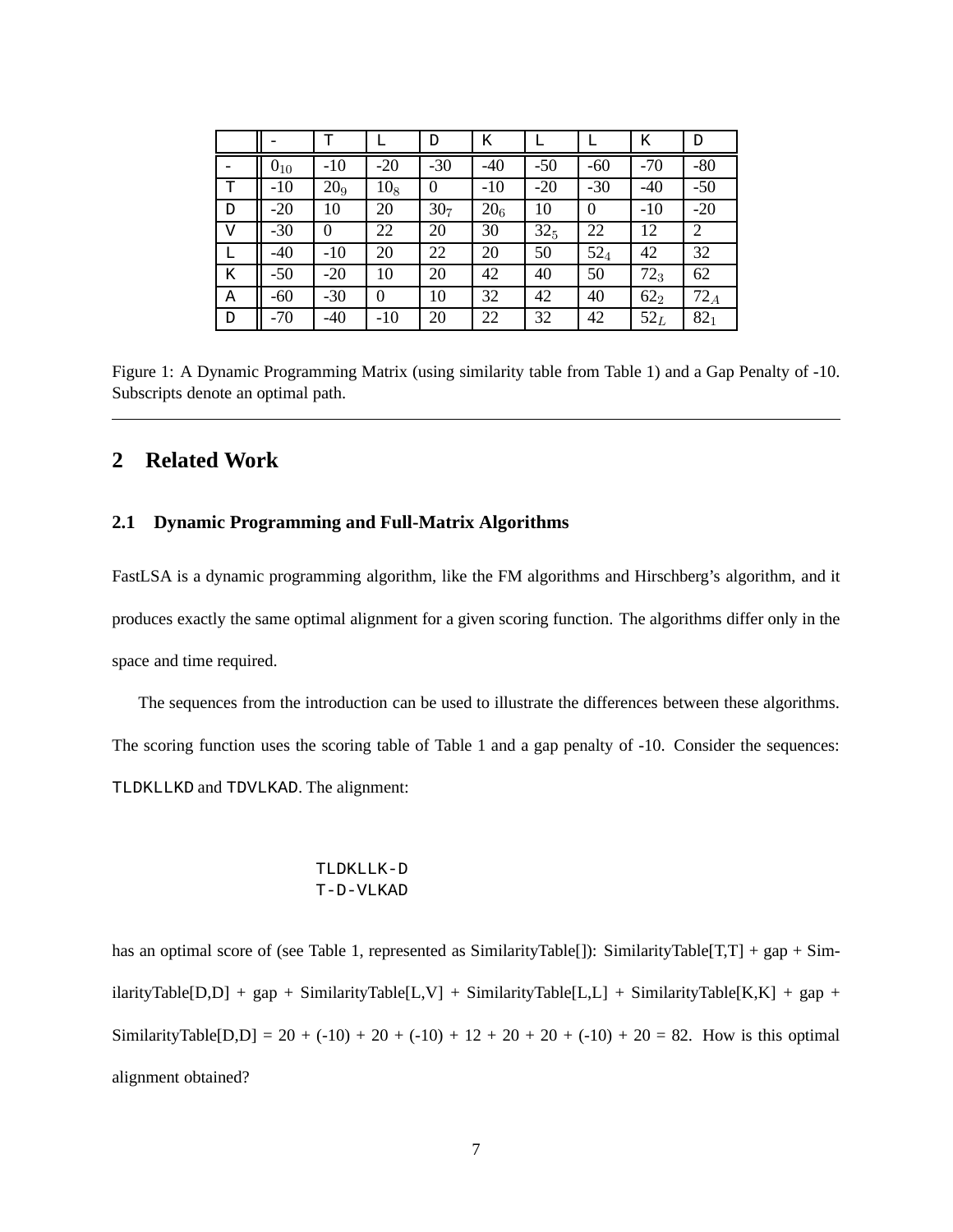|   | - | T | L | D | K | L | L | K | D |
|---|---|---|---|---|---|---|---|---|---|
| - | $0_{10}$ | -10 | -20 | -30 | -40 | -50 | -60 | -70 | -80 |
| T | -10 | $20_{9}$ | $10_{8}$ | 0 | -10 | -20 | -30 | -40 | -50 |
| D | -20 | 10 | 20 | $30_{7}$ | $20_{6}$ | 10 | 0 | -10 | -20 |
| V | -30 | 0 | 22 | 20 | 30 | $32_{5}$ | 22 | 12 | 2 |
| L | -40 | -10 | 20 | 22 | 20 | 50 | $52_{4}$ | 42 | 32 |
| K | -50 | -20 | 10 | 20 | 42 | 40 | 50 | $72_{3}$ | 62 |
| A | -60 | -30 | 0 | 10 | 32 | 42 | 40 | $62_{2}$ | $72_{A}$ |
| D | -70 | -40 | -10 | 20 | 22 | 32 | 42 | $52_{L}$ | $82_{1}$ |

Figure 1: A Dynamic Programming Matrix (using similarity table from Table 1) and a Gap Penalty of -10. Subscripts denote an optimal path.

## 2 Related Work

### 2.1 Dynamic Programming and Full-Matrix Algorithms

FastLSA is a dynamic programming algorithm, like the FM algorithms and Hirschberg's algorithm, and it produces exactly the same optimal alignment for a given scoring function. The algorithms differ only in the space and time required.

The sequences from the introduction can be used to illustrate the differences between these algorithms. The scoring function uses the scoring table of Table 1 and a gap penalty of -10. Consider the sequences: TLDKLLKD and TDVLKAD. The alignment:

```
TLDKLLK-D
T-D-VLKAD
```

has an optimal score of (see Table 1, represented as SimilarityTable[]): SimilarityTable[T,T] + gap + SimilarityTable[D,D] + gap + SimilarityTable[L,V] + SimilarityTable[L,L] + SimilarityTable[K,K] + gap + SimilarityTable[D,D] = 20 + (-10) + 20 + (-10) + 12 + 20 + 20 + (-10) + 20 = 82. How is this optimal alignment obtained?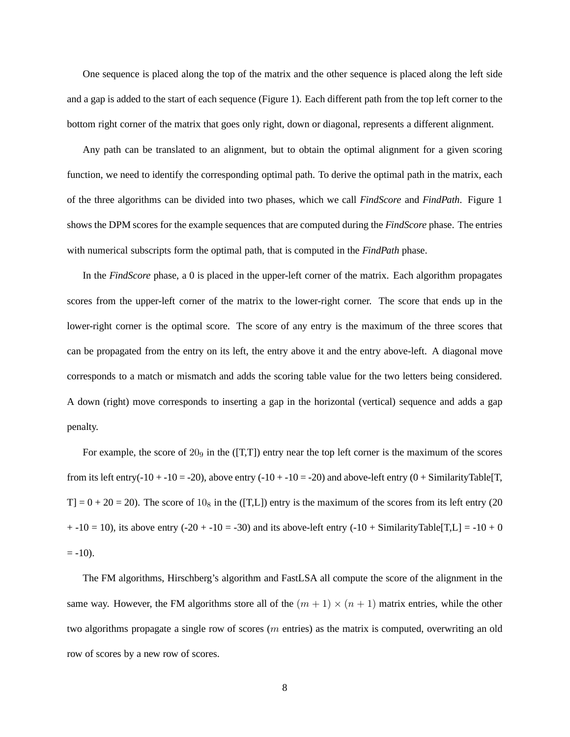One sequence is placed along the top of the matrix and the other sequence is placed along the left side and a gap is added to the start of each sequence (Figure 1). Each different path from the top left corner to the bottom right corner of the matrix that goes only right, down or diagonal, represents a different alignment.

Any path can be translated to an alignment, but to obtain the optimal alignment for a given scoring function, we need to identify the corresponding optimal path. To derive the optimal path in the matrix, each of the three algorithms can be divided into two phases, which we call *FindScore* and *FindPath*. Figure 1 shows the DPM scores for the example sequences that are computed during the *FindScore* phase. The entries with numerical subscripts form the optimal path, that is computed in the *FindPath* phase.

In the *FindScore* phase, a 0 is placed in the upper-left corner of the matrix. Each algorithm propagates scores from the upper-left corner of the matrix to the lower-right corner. The score that ends up in the lower-right corner is the optimal score. The score of any entry is the maximum of the three scores that can be propagated from the entry on its left, the entry above it and the entry above-left. A diagonal move corresponds to a match or mismatch and adds the scoring table value for the two letters being considered. A down (right) move corresponds to inserting a gap in the horizontal (vertical) sequence and adds a gap penalty.

For example, the score of $20_9$ in the ([T,T]) entry near the top left corner is the maximum of the scores from its left entry(-10 + -10 = -20), above entry (-10 + -10 = -20) and above-left entry (0 + SimilarityTable[T, T] = 0 + 20 = 20). The score of $10_8$ in the ([T,L]) entry is the maximum of the scores from its left entry (20 + -10 = 10), its above entry (-20 + -10 = -30) and its above-left entry (-10 + SimilarityTable[T,L] = -10 + 0 = -10).

The FM algorithms, Hirschberg's algorithm and FastLSA all compute the score of the alignment in the same way. However, the FM algorithms store all of the $(m + 1) \times (n + 1)$ matrix entries, while the other two algorithms propagate a single row of scores ($m$ entries) as the matrix is computed, overwriting an old row of scores by a new row of scores.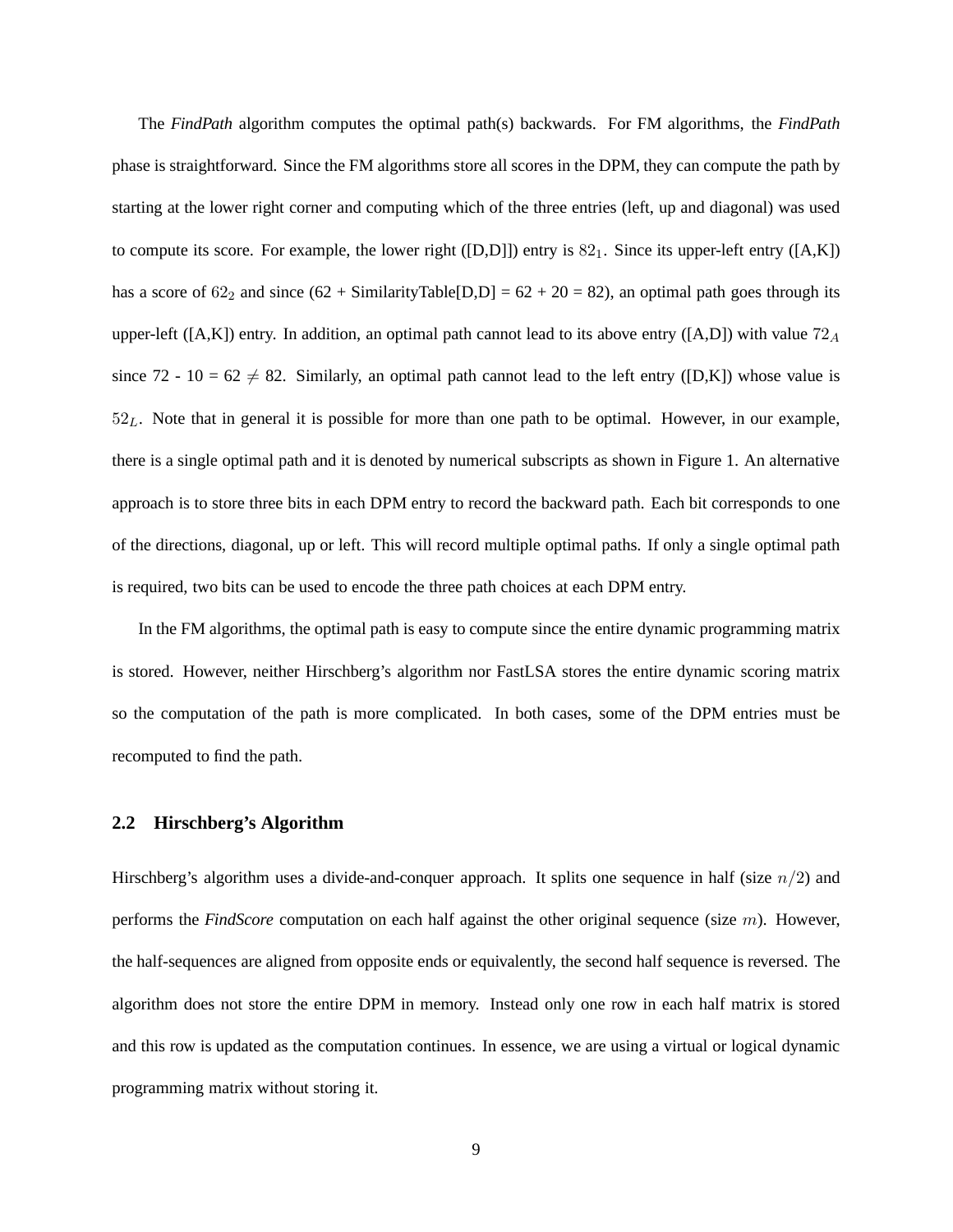The *FindPath* algorithm computes the optimal path(s) backwards. For FM algorithms, the *FindPath* phase is straightforward. Since the FM algorithms store all scores in the DPM, they can compute the path by starting at the lower right corner and computing which of the three entries (left, up and diagonal) was used to compute its score. For example, the lower right ([D,D]]) entry is $82_1$. Since its upper-left entry ([A,K]) has a score of $62_2$ and since (62 + SimilarityTable[D,D] = 62 + 20 = 82), an optimal path goes through its upper-left ([A,K]) entry. In addition, an optimal path cannot lead to its above entry ([A,D]) with value $72_A$ since 72 - 10 = 62 $\neq$ 82. Similarly, an optimal path cannot lead to the left entry ([D,K]) whose value is $52_L$. Note that in general it is possible for more than one path to be optimal. However, in our example, there is a single optimal path and it is denoted by numerical subscripts as shown in Figure 1. An alternative approach is to store three bits in each DPM entry to record the backward path. Each bit corresponds to one of the directions, diagonal, up or left. This will record multiple optimal paths. If only a single optimal path is required, two bits can be used to encode the three path choices at each DPM entry.

In the FM algorithms, the optimal path is easy to compute since the entire dynamic programming matrix is stored. However, neither Hirschberg's algorithm nor FastLSA stores the entire dynamic scoring matrix so the computation of the path is more complicated. In both cases, some of the DPM entries must be recomputed to find the path.

## 2.2 Hirschberg's Algorithm

Hirschberg's algorithm uses a divide-and-conquer approach. It splits one sequence in half (size $n/2$) and performs the *FindScore* computation on each half against the other original sequence (size $m$). However, the half-sequences are aligned from opposite ends or equivalently, the second half sequence is reversed. The algorithm does not store the entire DPM in memory. Instead only one row in each half matrix is stored and this row is updated as the computation continues. In essence, we are using a virtual or logical dynamic programming matrix without storing it.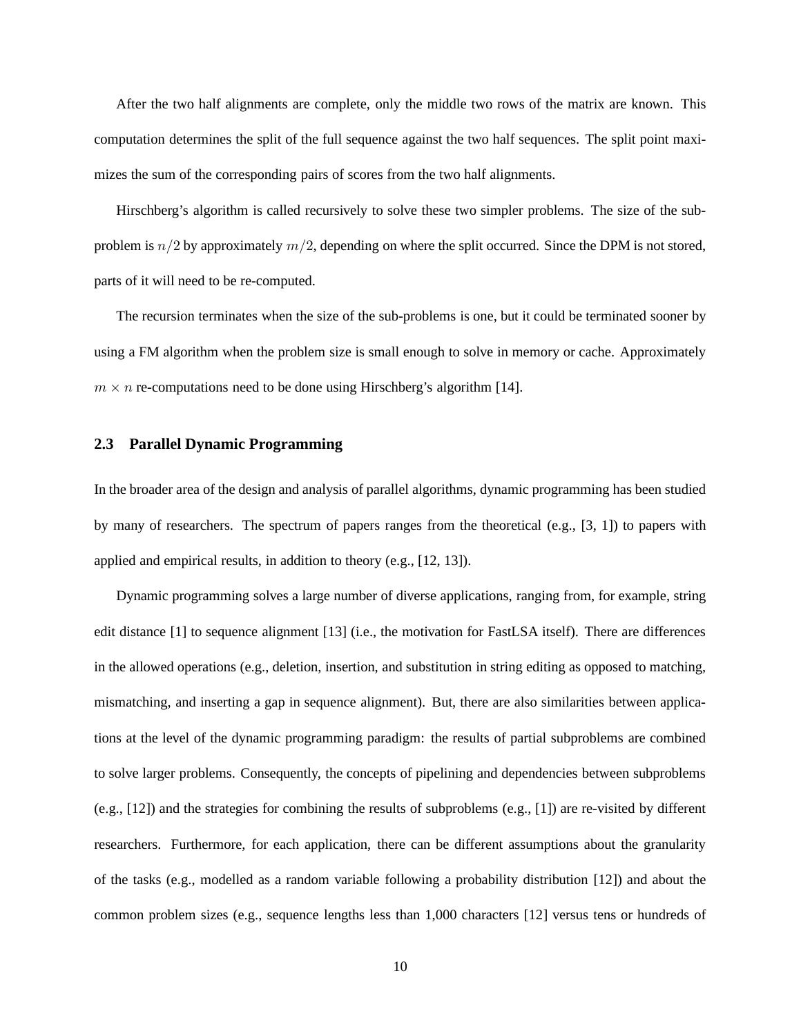After the two half alignments are complete, only the middle two rows of the matrix are known. This computation determines the split of the full sequence against the two half sequences. The split point maximizes the sum of the corresponding pairs of scores from the two half alignments.

Hirschberg's algorithm is called recursively to solve these two simpler problems. The size of the sub-problem is $n/2$ by approximately $m/2$, depending on where the split occurred. Since the DPM is not stored, parts of it will need to be re-computed.

The recursion terminates when the size of the sub-problems is one, but it could be terminated sooner by using a FM algorithm when the problem size is small enough to solve in memory or cache. Approximately $m \times n$ re-computations need to be done using Hirschberg's algorithm [14].

### 2.3 Parallel Dynamic Programming

In the broader area of the design and analysis of parallel algorithms, dynamic programming has been studied by many of researchers. The spectrum of papers ranges from the theoretical (e.g., [3, 1]) to papers with applied and empirical results, in addition to theory (e.g., [12, 13]).

Dynamic programming solves a large number of diverse applications, ranging from, for example, string edit distance [1] to sequence alignment [13] (i.e., the motivation for FastLSA itself). There are differences in the allowed operations (e.g., deletion, insertion, and substitution in string editing as opposed to matching, mismatching, and inserting a gap in sequence alignment). But, there are also similarities between applications at the level of the dynamic programming paradigm: the results of partial subproblems are combined to solve larger problems. Consequently, the concepts of pipelining and dependencies between subproblems (e.g., [12]) and the strategies for combining the results of subproblems (e.g., [1]) are re-visited by different researchers. Furthermore, for each application, there can be different assumptions about the granularity of the tasks (e.g., modelled as a random variable following a probability distribution [12]) and about the common problem sizes (e.g., sequence lengths less than 1,000 characters [12] versus tens or hundreds of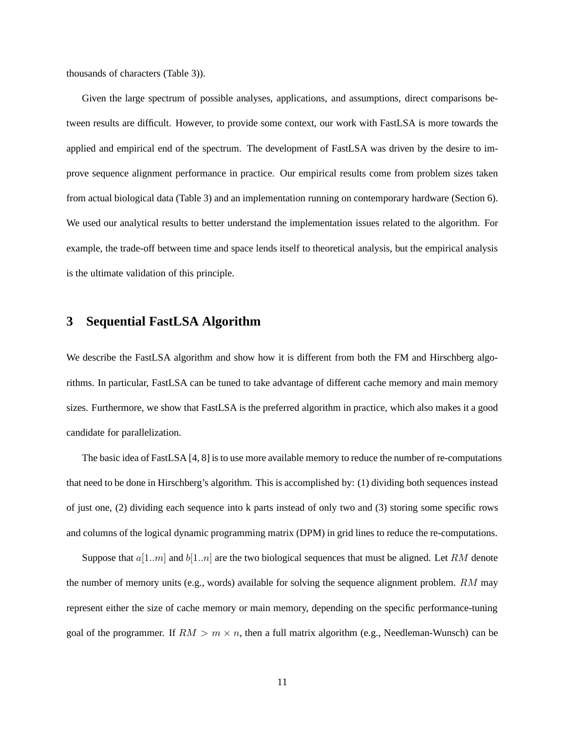thousands of characters (Table 3)).

Given the large spectrum of possible analyses, applications, and assumptions, direct comparisons between results are difficult. However, to provide some context, our work with FastLSA is more towards the applied and empirical end of the spectrum. The development of FastLSA was driven by the desire to improve sequence alignment performance in practice. Our empirical results come from problem sizes taken from actual biological data (Table 3) and an implementation running on contemporary hardware (Section 6). We used our analytical results to better understand the implementation issues related to the algorithm. For example, the trade-off between time and space lends itself to theoretical analysis, but the empirical analysis is the ultimate validation of this principle.

# 3 Sequential FastLSA Algorithm

We describe the FastLSA algorithm and show how it is different from both the FM and Hirschberg algorithms. In particular, FastLSA can be tuned to take advantage of different cache memory and main memory sizes. Furthermore, we show that FastLSA is the preferred algorithm in practice, which also makes it a good candidate for parallelization.

The basic idea of FastLSA [4, 8] is to use more available memory to reduce the number of re-computations that need to be done in Hirschberg's algorithm. This is accomplished by: (1) dividing both sequences instead of just one, (2) dividing each sequence into k parts instead of only two and (3) storing some specific rows and columns of the logical dynamic programming matrix (DPM) in grid lines to reduce the re-computations.

Suppose that $a[1..m]$ and $b[1..n]$ are the two biological sequences that must be aligned. Let $RM$ denote the number of memory units (e.g., words) available for solving the sequence alignment problem. $RM$ may represent either the size of cache memory or main memory, depending on the specific performance-tuning goal of the programmer. If $RM > m \times n$, then a full matrix algorithm (e.g., Needleman-Wunsch) can be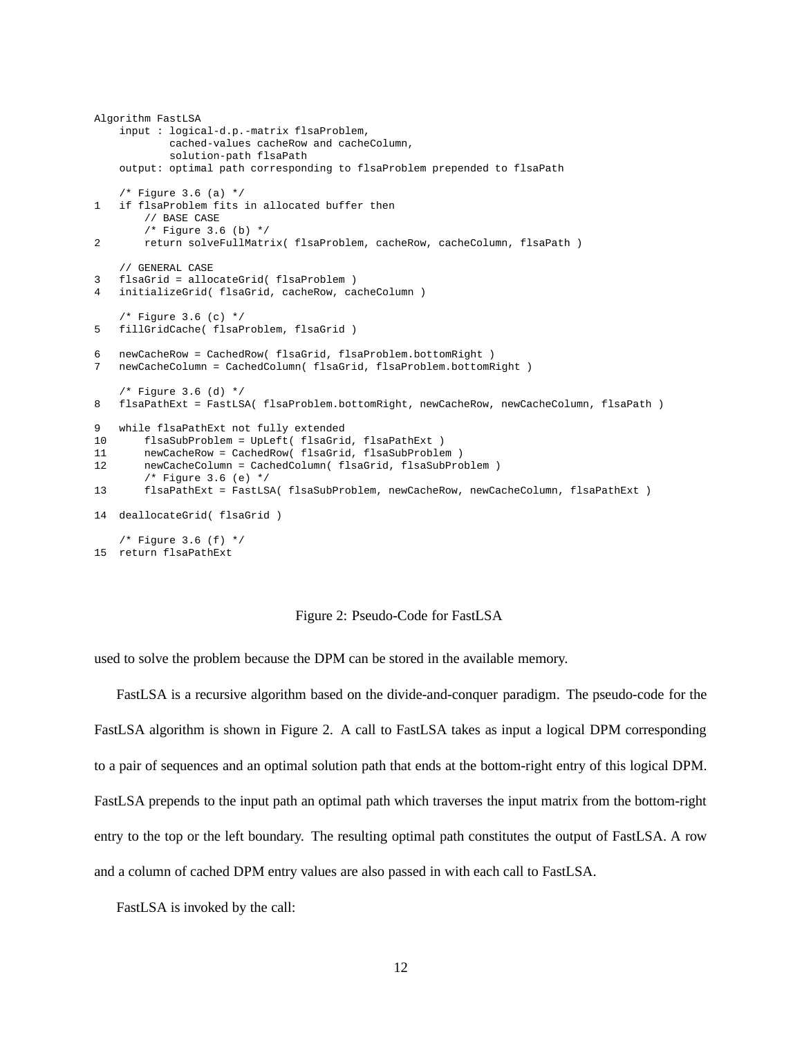```
Algorithm FastLSA
    input : logical-d.p.-matrix flsaProblem,
            cached-values cacheRow and cacheColumn,
            solution-path flsaPath
    output: optimal path corresponding to flsaProblem prepended to flsaPath

    /* Figure 3.6 (a) */
1   if flsaProblem fits in allocated buffer then
        // BASE CASE
        /* Figure 3.6 (b) */
2       return solveFullMatrix( flsaProblem, cacheRow, cacheColumn, flsaPath )

    // GENERAL CASE
3   flsaGrid = allocateGrid( flsaProblem )
4   initializeGrid( flsaGrid, cacheRow, cacheColumn )

    /* Figure 3.6 (c) */
5   fillGridCache( flsaProblem, flsaGrid )

6   newCacheRow = CachedRow( flsaGrid, flsaProblem.bottomRight )
7   newCacheColumn = CachedColumn( flsaGrid, flsaProblem.bottomRight )

    /* Figure 3.6 (d) */
8   flsaPathExt = FastLSA( flsaProblem.bottomRight, newCacheRow, newCacheColumn, flsaPath )

9   while flsaPathExt not fully extended
10      flsaSubProblem = UpLeft( flsaGrid, flsaPathExt )
11      newCacheRow = CachedRow( flsaGrid, flsaSubProblem )
12      newCacheColumn = CachedColumn( flsaGrid, flsaSubProblem )
        /* Figure 3.6 (e) */
13      flsaPathExt = FastLSA( flsaSubProblem, newCacheRow, newCacheColumn, flsaPathExt )

14  deallocateGrid( flsaGrid )

    /* Figure 3.6 (f) */
15  return flsaPathExt
```

Figure 2: Pseudo-Code for FastLSA

used to solve the problem because the DPM can be stored in the available memory.

FastLSA is a recursive algorithm based on the divide-and-conquer paradigm. The pseudo-code for the FastLSA algorithm is shown in Figure 2. A call to FastLSA takes as input a logical DPM corresponding to a pair of sequences and an optimal solution path that ends at the bottom-right entry of this logical DPM. FastLSA prepends to the input path an optimal path which traverses the input matrix from the bottom-right entry to the top or the left boundary. The resulting optimal path constitutes the output of FastLSA. A row and a column of cached DPM entry values are also passed in with each call to FastLSA.

FastLSA is invoked by the call: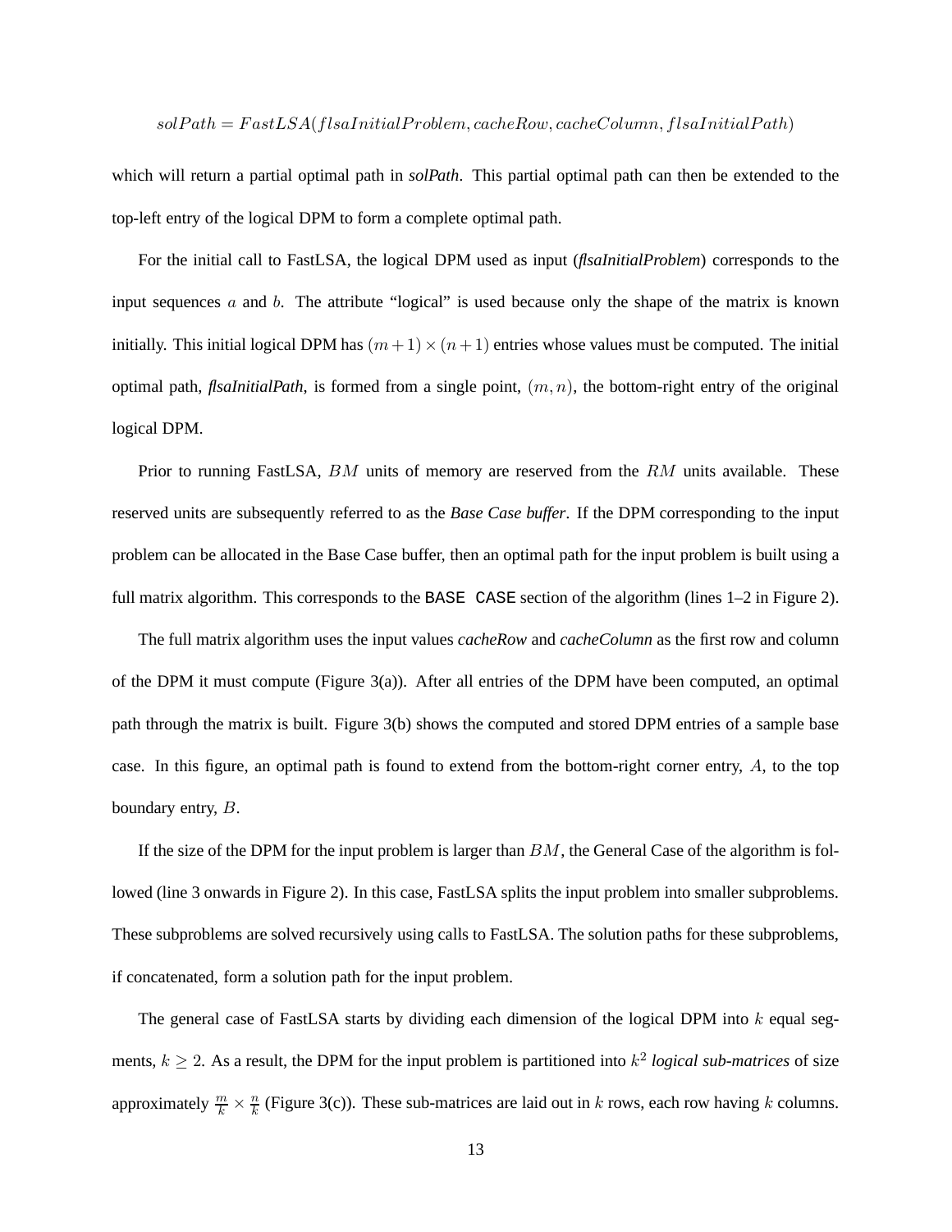$$solPath = FastLSA(flsaInitialProblem, cacheRow, cacheColumn, flsaInitialPath)$$

which will return a partial optimal path in ***solPath***. This partial optimal path can then be extended to the top-left entry of the logical DPM to form a complete optimal path.

For the initial call to FastLSA, the logical DPM used as input (***flsaInitialProblem***) corresponds to the input sequences $a$ and $b$. The attribute "logical" is used because only the shape of the matrix is known initially. This initial logical DPM has $(m + 1) \times (n + 1)$ entries whose values must be computed. The initial optimal path, ***flsaInitialPath***, is formed from a single point, $(m, n)$, the bottom-right entry of the original logical DPM.

Prior to running FastLSA, $BM$ units of memory are reserved from the $RM$ units available. These reserved units are subsequently referred to as the *Base Case buffer*. If the DPM corresponding to the input problem can be allocated in the Base Case buffer, then an optimal path for the input problem is built using a full matrix algorithm. This corresponds to the `BASE CASE` section of the algorithm (lines 1–2 in Figure 2).

The full matrix algorithm uses the input values *cacheRow* and *cacheColumn* as the first row and column of the DPM it must compute (Figure 3(a)). After all entries of the DPM have been computed, an optimal path through the matrix is built. Figure 3(b) shows the computed and stored DPM entries of a sample base case. In this figure, an optimal path is found to extend from the bottom-right corner entry, $A$, to the top boundary entry, $B$.

If the size of the DPM for the input problem is larger than $BM$, the General Case of the algorithm is followed (line 3 onwards in Figure 2). In this case, FastLSA splits the input problem into smaller subproblems. These subproblems are solved recursively using calls to FastLSA. The solution paths for these subproblems, if concatenated, form a solution path for the input problem.

The general case of FastLSA starts by dividing each dimension of the logical DPM into $k$ equal segments, $k \geq 2$. As a result, the DPM for the input problem is partitioned into $k^2$ *logical sub-matrices* of size approximately $\frac{m}{k} \times \frac{n}{k}$ (Figure 3(c)). These sub-matrices are laid out in $k$ rows, each row having $k$ columns.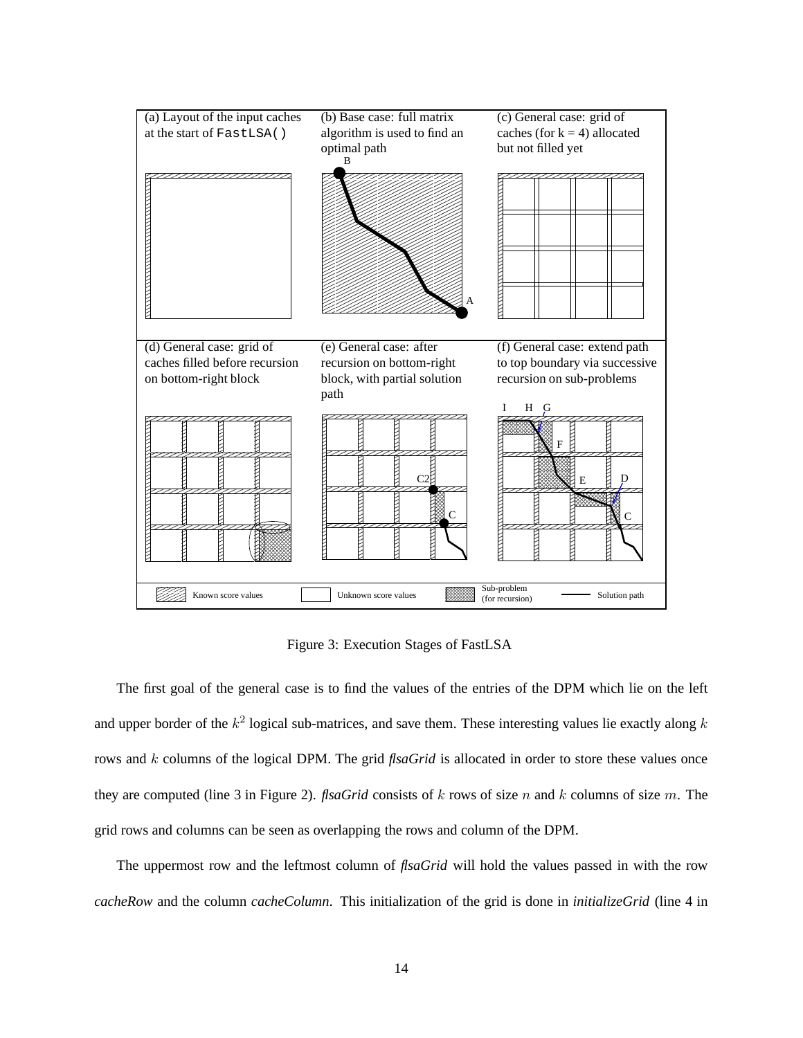(a) Layout of the input caches at the start of `FastLSA()`

(b) Base case: full matrix algorithm is used to find an optimal path

(c) General case: grid of caches (for k = 4) allocated but not filled yet

(d) General case: grid of caches filled before recursion on bottom-right block

(e) General case: after recursion on bottom-right block, with partial solution path

(f) General case: extend path to top boundary via successive recursion on sub-problems

Known score values — Unknown score values — Sub-problem (for recursion) — Solution path

Figure 3: Execution Stages of FastLSA

The first goal of the general case is to find the values of the entries of the DPM which lie on the left and upper border of the $k^2$ logical sub-matrices, and save them. These interesting values lie exactly along $k$ rows and $k$ columns of the logical DPM. The grid *flsaGrid* is allocated in order to store these values once they are computed (line 3 in Figure 2). *flsaGrid* consists of $k$ rows of size $n$ and $k$ columns of size $m$. The grid rows and columns can be seen as overlapping the rows and column of the DPM.

The uppermost row and the leftmost column of *flsaGrid* will hold the values passed in with the row *cacheRow* and the column *cacheColumn*. This initialization of the grid is done in *initializeGrid* (line 4 in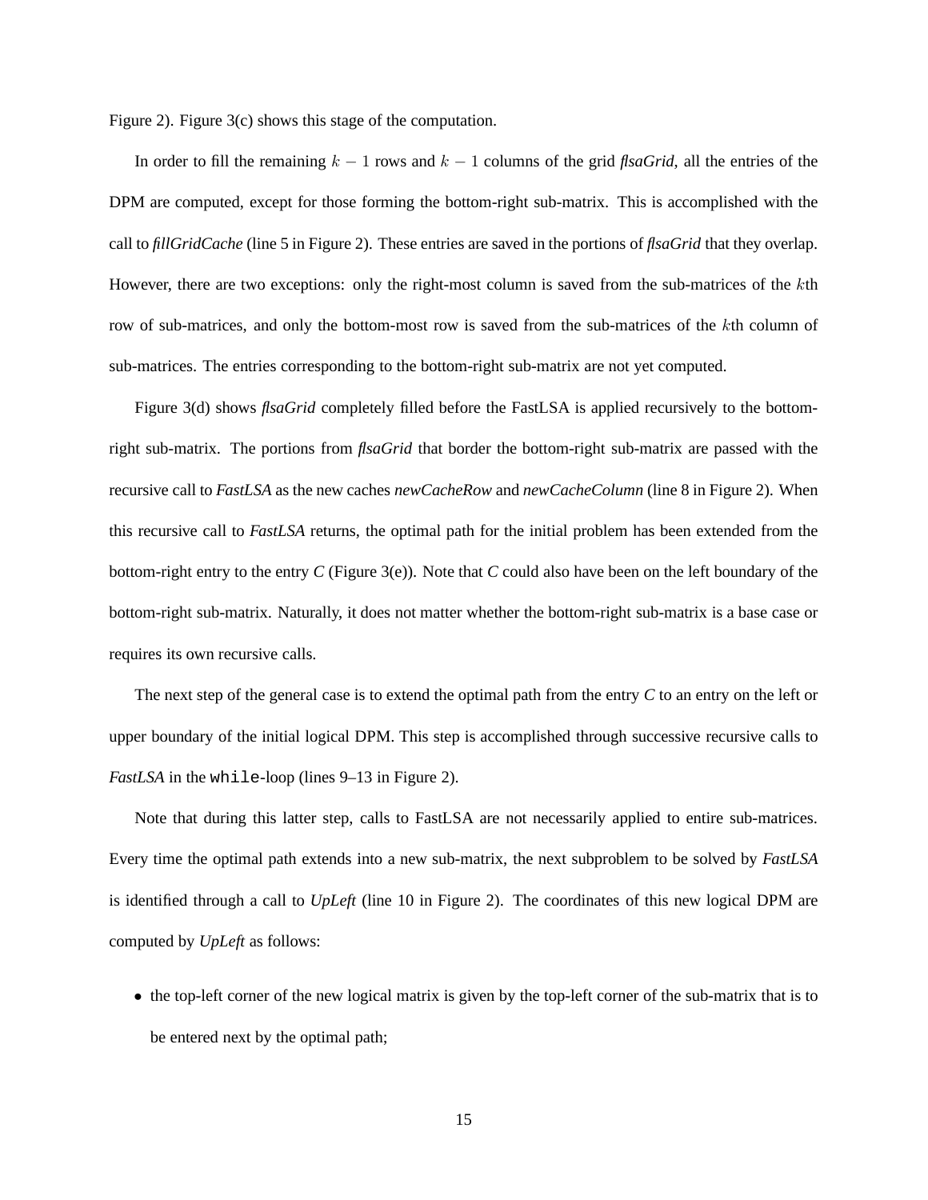Figure 2). Figure 3(c) shows this stage of the computation.

In order to fill the remaining $k-1$ rows and $k-1$ columns of the grid *flsaGrid*, all the entries of the DPM are computed, except for those forming the bottom-right sub-matrix. This is accomplished with the call to *fillGridCache* (line 5 in Figure 2). These entries are saved in the portions of *flsaGrid* that they overlap. However, there are two exceptions: only the right-most column is saved from the sub-matrices of the $k$th row of sub-matrices, and only the bottom-most row is saved from the sub-matrices of the $k$th column of sub-matrices. The entries corresponding to the bottom-right sub-matrix are not yet computed.

Figure 3(d) shows *flsaGrid* completely filled before the FastLSA is applied recursively to the bottom-right sub-matrix. The portions from *flsaGrid* that border the bottom-right sub-matrix are passed with the recursive call to *FastLSA* as the new caches *newCacheRow* and *newCacheColumn* (line 8 in Figure 2). When this recursive call to *FastLSA* returns, the optimal path for the initial problem has been extended from the bottom-right entry to the entry *C* (Figure 3(e)). Note that *C* could also have been on the left boundary of the bottom-right sub-matrix. Naturally, it does not matter whether the bottom-right sub-matrix is a base case or requires its own recursive calls.

The next step of the general case is to extend the optimal path from the entry *C* to an entry on the left or upper boundary of the initial logical DPM. This step is accomplished through successive recursive calls to *FastLSA* in the `while`-loop (lines 9–13 in Figure 2).

Note that during this latter step, calls to FastLSA are not necessarily applied to entire sub-matrices. Every time the optimal path extends into a new sub-matrix, the next subproblem to be solved by *FastLSA* is identified through a call to *UpLeft* (line 10 in Figure 2). The coordinates of this new logical DPM are computed by *UpLeft* as follows:

- the top-left corner of the new logical matrix is given by the top-left corner of the sub-matrix that is to be entered next by the optimal path;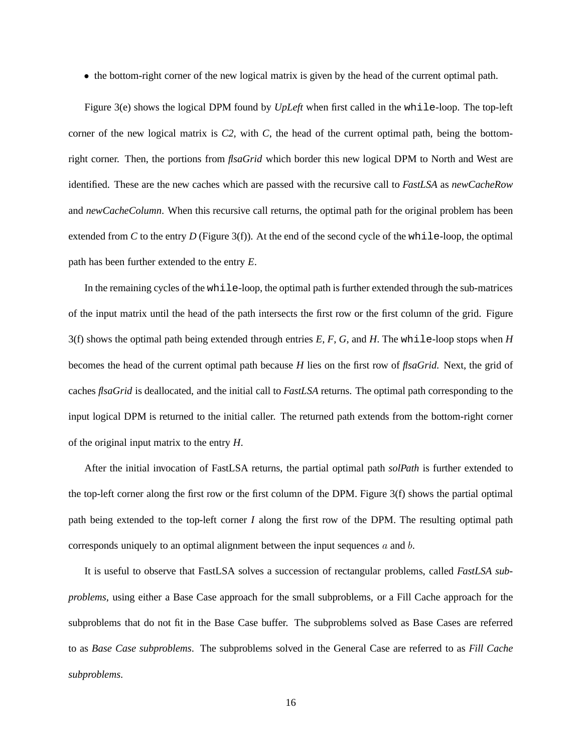- the bottom-right corner of the new logical matrix is given by the head of the current optimal path.

Figure 3(e) shows the logical DPM found by *UpLeft* when first called in the `while`-loop. The top-left corner of the new logical matrix is *C2*, with *C*, the head of the current optimal path, being the bottom-right corner. Then, the portions from *flsaGrid* which border this new logical DPM to North and West are identified. These are the new caches which are passed with the recursive call to *FastLSA* as *newCacheRow* and *newCacheColumn*. When this recursive call returns, the optimal path for the original problem has been extended from *C* to the entry *D* (Figure 3(f)). At the end of the second cycle of the `while`-loop, the optimal path has been further extended to the entry *E*.

In the remaining cycles of the `while`-loop, the optimal path is further extended through the sub-matrices of the input matrix until the head of the path intersects the first row or the first column of the grid. Figure 3(f) shows the optimal path being extended through entries *E*, *F*, *G*, and *H*. The `while`-loop stops when *H* becomes the head of the current optimal path because *H* lies on the first row of *flsaGrid*. Next, the grid of caches *flsaGrid* is deallocated, and the initial call to *FastLSA* returns. The optimal path corresponding to the input logical DPM is returned to the initial caller. The returned path extends from the bottom-right corner of the original input matrix to the entry *H*.

After the initial invocation of FastLSA returns, the partial optimal path *solPath* is further extended to the top-left corner along the first row or the first column of the DPM. Figure 3(f) shows the partial optimal path being extended to the top-left corner *I* along the first row of the DPM. The resulting optimal path corresponds uniquely to an optimal alignment between the input sequences $a$ and $b$.

It is useful to observe that FastLSA solves a succession of rectangular problems, called *FastLSA subproblems*, using either a Base Case approach for the small subproblems, or a Fill Cache approach for the subproblems that do not fit in the Base Case buffer. The subproblems solved as Base Cases are referred to as *Base Case subproblems*. The subproblems solved in the General Case are referred to as *Fill Cache subproblems*.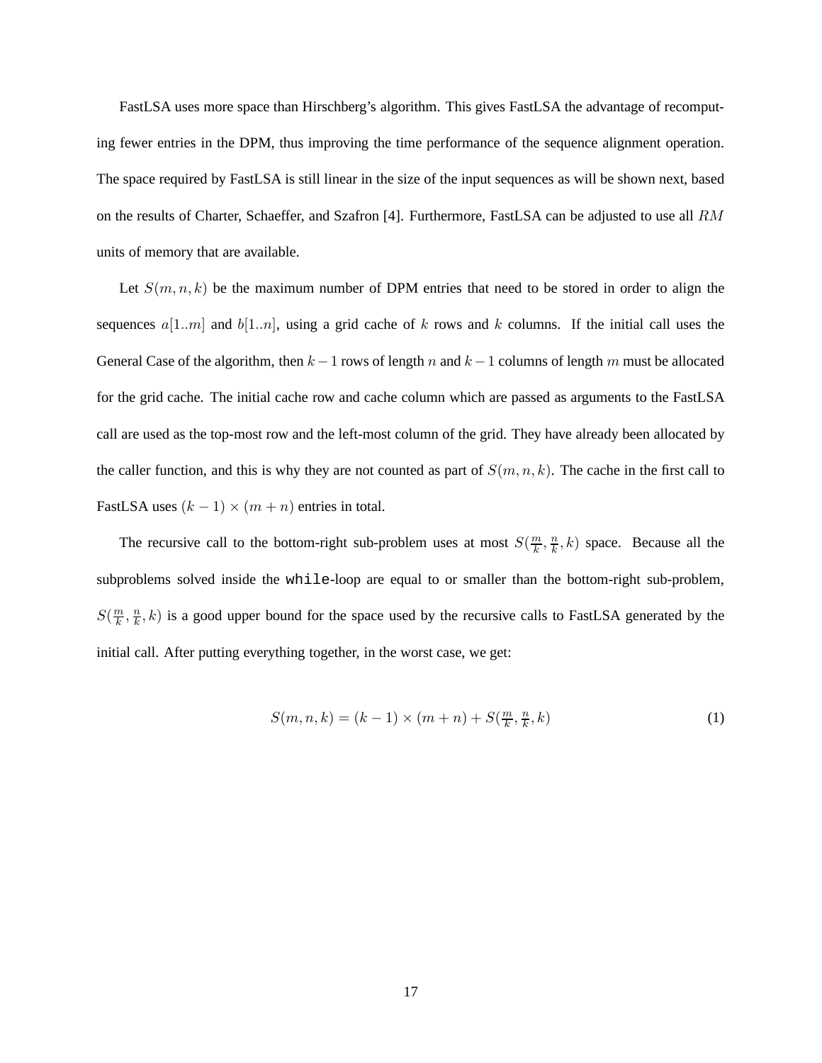FastLSA uses more space than Hirschberg's algorithm. This gives FastLSA the advantage of recomputing fewer entries in the DPM, thus improving the time performance of the sequence alignment operation. The space required by FastLSA is still linear in the size of the input sequences as will be shown next, based on the results of Charter, Schaeffer, and Szafron [4]. Furthermore, FastLSA can be adjusted to use all $RM$ units of memory that are available.

Let $S(m, n, k)$ be the maximum number of DPM entries that need to be stored in order to align the sequences $a[1..m]$ and $b[1..n]$, using a grid cache of $k$ rows and $k$ columns. If the initial call uses the General Case of the algorithm, then $k-1$ rows of length $n$ and $k-1$ columns of length $m$ must be allocated for the grid cache. The initial cache row and cache column which are passed as arguments to the FastLSA call are used as the top-most row and the left-most column of the grid. They have already been allocated by the caller function, and this is why they are not counted as part of $S(m, n, k)$. The cache in the first call to FastLSA uses $(k-1) \times (m+n)$ entries in total.

The recursive call to the bottom-right sub-problem uses at most $S(\frac{m}{k}, \frac{n}{k}, k)$ space. Because all the subproblems solved inside the `while`-loop are equal to or smaller than the bottom-right sub-problem, $S(\frac{m}{k}, \frac{n}{k}, k)$ is a good upper bound for the space used by the recursive calls to FastLSA generated by the initial call. After putting everything together, in the worst case, we get:

$$S(m, n, k) = (k-1) \times (m+n) + S(\tfrac{m}{k}, \tfrac{n}{k}, k) \tag{1}$$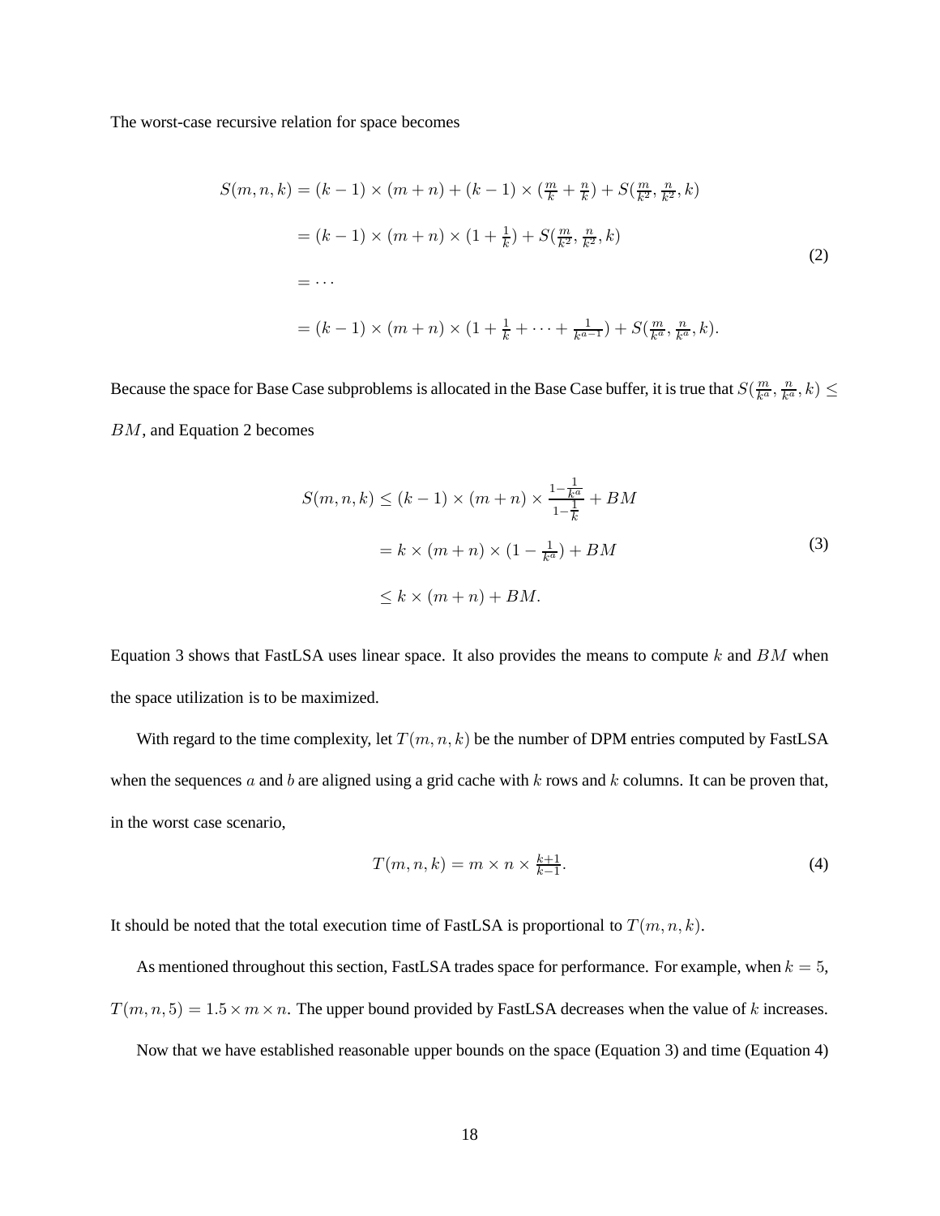The worst-case recursive relation for space becomes

$$
\begin{aligned}
S(m, n, k) &= (k-1) \times (m+n) + (k-1) \times (\tfrac{m}{k} + \tfrac{n}{k}) + S(\tfrac{m}{k^2}, \tfrac{n}{k^2}, k) \\
&= (k-1) \times (m+n) \times (1 + \tfrac{1}{k}) + S(\tfrac{m}{k^2}, \tfrac{n}{k^2}, k) \\
&= \cdots \\
&= (k-1) \times (m+n) \times (1 + \tfrac{1}{k} + \cdots + \tfrac{1}{k^{a-1}}) + S(\tfrac{m}{k^a}, \tfrac{n}{k^a}, k).
\end{aligned}
\tag{2}
$$

Because the space for Base Case subproblems is allocated in the Base Case buffer, it is true that $S(\frac{m}{k^a}, \frac{n}{k^a}, k) \leq BM$, and Equation 2 becomes

$$
\begin{aligned}
S(m, n, k) &\leq (k-1) \times (m+n) \times \frac{1-\frac{1}{k^a}}{1-\frac{1}{k}} + BM \\
&= k \times (m+n) \times (1 - \tfrac{1}{k^a}) + BM \\
&\leq k \times (m+n) + BM.
\end{aligned}
\tag{3}
$$

Equation 3 shows that FastLSA uses linear space. It also provides the means to compute $k$ and $BM$ when the space utilization is to be maximized.

With regard to the time complexity, let $T(m, n, k)$ be the number of DPM entries computed by FastLSA when the sequences $a$ and $b$ are aligned using a grid cache with $k$ rows and $k$ columns. It can be proven that, in the worst case scenario,

$$
T(m, n, k) = m \times n \times \tfrac{k+1}{k-1}. \tag{4}
$$

It should be noted that the total execution time of FastLSA is proportional to $T(m, n, k)$.

As mentioned throughout this section, FastLSA trades space for performance. For example, when $k = 5$, $T(m, n, 5) = 1.5 \times m \times n$. The upper bound provided by FastLSA decreases when the value of $k$ increases.

Now that we have established reasonable upper bounds on the space (Equation 3) and time (Equation 4)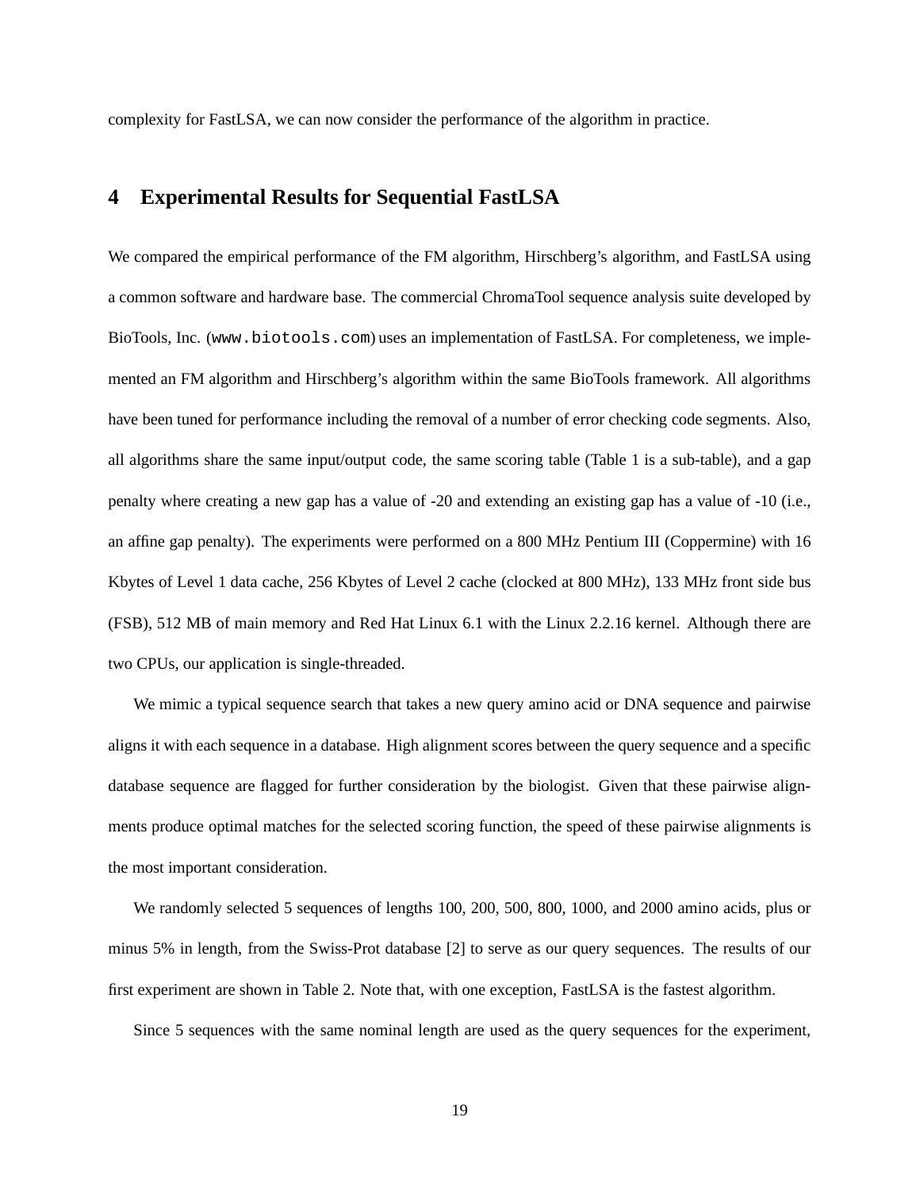complexity for FastLSA, we can now consider the performance of the algorithm in practice.

## 4 Experimental Results for Sequential FastLSA

We compared the empirical performance of the FM algorithm, Hirschberg's algorithm, and FastLSA using a common software and hardware base. The commercial ChromaTool sequence analysis suite developed by BioTools, Inc. (`www.biotools.com`) uses an implementation of FastLSA. For completeness, we implemented an FM algorithm and Hirschberg's algorithm within the same BioTools framework. All algorithms have been tuned for performance including the removal of a number of error checking code segments. Also, all algorithms share the same input/output code, the same scoring table (Table 1 is a sub-table), and a gap penalty where creating a new gap has a value of -20 and extending an existing gap has a value of -10 (i.e., an affine gap penalty). The experiments were performed on a 800 MHz Pentium III (Coppermine) with 16 Kbytes of Level 1 data cache, 256 Kbytes of Level 2 cache (clocked at 800 MHz), 133 MHz front side bus (FSB), 512 MB of main memory and Red Hat Linux 6.1 with the Linux 2.2.16 kernel. Although there are two CPUs, our application is single-threaded.

We mimic a typical sequence search that takes a new query amino acid or DNA sequence and pairwise aligns it with each sequence in a database. High alignment scores between the query sequence and a specific database sequence are flagged for further consideration by the biologist. Given that these pairwise alignments produce optimal matches for the selected scoring function, the speed of these pairwise alignments is the most important consideration.

We randomly selected 5 sequences of lengths 100, 200, 500, 800, 1000, and 2000 amino acids, plus or minus 5% in length, from the Swiss-Prot database [2] to serve as our query sequences. The results of our first experiment are shown in Table 2. Note that, with one exception, FastLSA is the fastest algorithm.

Since 5 sequences with the same nominal length are used as the query sequences for the experiment,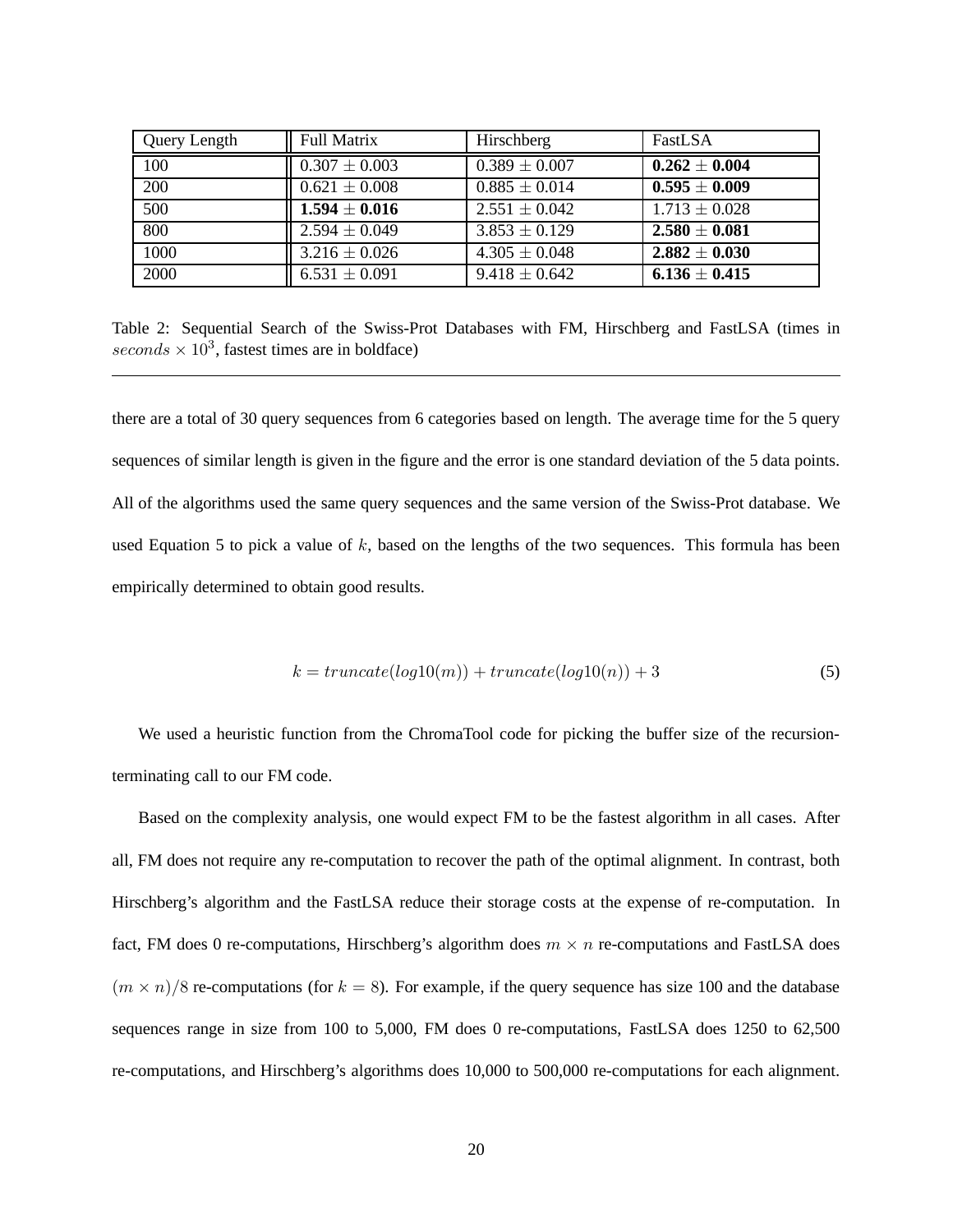| Query Length | Full Matrix | Hirschberg | FastLSA |
| --- | --- | --- | --- |
| 100 | $0.307 \pm 0.003$ | $0.389 \pm 0.007$ | $\mathbf{0.262 \pm 0.004}$ |
| 200 | $0.621 \pm 0.008$ | $0.885 \pm 0.014$ | $\mathbf{0.595 \pm 0.009}$ |
| 500 | $\mathbf{1.594 \pm 0.016}$ | $2.551 \pm 0.042$ | $1.713 \pm 0.028$ |
| 800 | $2.594 \pm 0.049$ | $3.853 \pm 0.129$ | $\mathbf{2.580 \pm 0.081}$ |
| 1000 | $3.216 \pm 0.026$ | $4.305 \pm 0.048$ | $\mathbf{2.882 \pm 0.030}$ |
| 2000 | $6.531 \pm 0.091$ | $9.418 \pm 0.642$ | $\mathbf{6.136 \pm 0.415}$ |

Table 2: Sequential Search of the Swiss-Prot Databases with FM, Hirschberg and FastLSA (times in $seconds \times 10^3$, fastest times are in boldface)

there are a total of 30 query sequences from 6 categories based on length. The average time for the 5 query sequences of similar length is given in the figure and the error is one standard deviation of the 5 data points. All of the algorithms used the same query sequences and the same version of the Swiss-Prot database. We used Equation 5 to pick a value of $k$, based on the lengths of the two sequences. This formula has been empirically determined to obtain good results.

$$k = truncate(log10(m)) + truncate(log10(n)) + 3 \tag{5}$$

We used a heuristic function from the ChromaTool code for picking the buffer size of the recursion-terminating call to our FM code.

Based on the complexity analysis, one would expect FM to be the fastest algorithm in all cases. After all, FM does not require any re-computation to recover the path of the optimal alignment. In contrast, both Hirschberg's algorithm and the FastLSA reduce their storage costs at the expense of re-computation. In fact, FM does 0 re-computations, Hirschberg's algorithm does $m \times n$ re-computations and FastLSA does $(m \times n)/8$ re-computations (for $k = 8$). For example, if the query sequence has size 100 and the database sequences range in size from 100 to 5,000, FM does 0 re-computations, FastLSA does 1250 to 62,500 re-computations, and Hirschberg's algorithms does 10,000 to 500,000 re-computations for each alignment.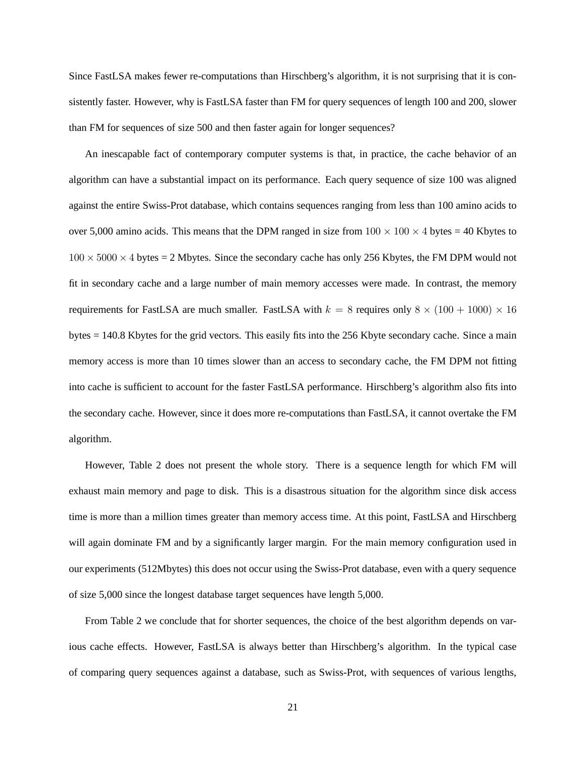Since FastLSA makes fewer re-computations than Hirschberg's algorithm, it is not surprising that it is consistently faster. However, why is FastLSA faster than FM for query sequences of length 100 and 200, slower than FM for sequences of size 500 and then faster again for longer sequences?

An inescapable fact of contemporary computer systems is that, in practice, the cache behavior of an algorithm can have a substantial impact on its performance. Each query sequence of size 100 was aligned against the entire Swiss-Prot database, which contains sequences ranging from less than 100 amino acids to over 5,000 amino acids. This means that the DPM ranged in size from $100 \times 100 \times 4$ bytes = 40 Kbytes to $100 \times 5000 \times 4$ bytes = 2 Mbytes. Since the secondary cache has only 256 Kbytes, the FM DPM would not fit in secondary cache and a large number of main memory accesses were made. In contrast, the memory requirements for FastLSA are much smaller. FastLSA with $k = 8$ requires only $8 \times (100 + 1000) \times 16$ bytes = 140.8 Kbytes for the grid vectors. This easily fits into the 256 Kbyte secondary cache. Since a main memory access is more than 10 times slower than an access to secondary cache, the FM DPM not fitting into cache is sufficient to account for the faster FastLSA performance. Hirschberg's algorithm also fits into the secondary cache. However, since it does more re-computations than FastLSA, it cannot overtake the FM algorithm.

However, Table 2 does not present the whole story. There is a sequence length for which FM will exhaust main memory and page to disk. This is a disastrous situation for the algorithm since disk access time is more than a million times greater than memory access time. At this point, FastLSA and Hirschberg will again dominate FM and by a significantly larger margin. For the main memory configuration used in our experiments (512Mbytes) this does not occur using the Swiss-Prot database, even with a query sequence of size 5,000 since the longest database target sequences have length 5,000.

From Table 2 we conclude that for shorter sequences, the choice of the best algorithm depends on various cache effects. However, FastLSA is always better than Hirschberg's algorithm. In the typical case of comparing query sequences against a database, such as Swiss-Prot, with sequences of various lengths,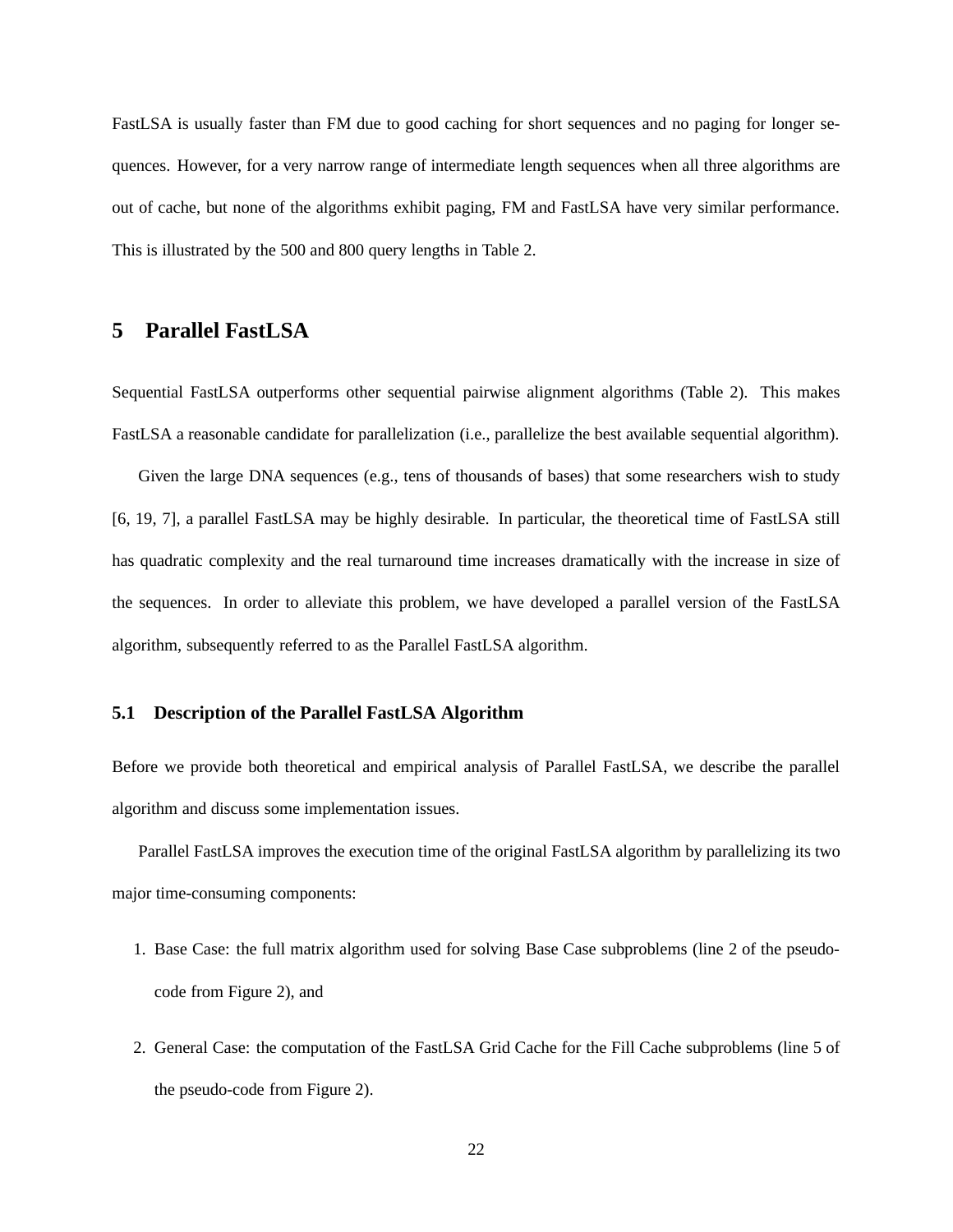FastLSA is usually faster than FM due to good caching for short sequences and no paging for longer sequences. However, for a very narrow range of intermediate length sequences when all three algorithms are out of cache, but none of the algorithms exhibit paging, FM and FastLSA have very similar performance. This is illustrated by the 500 and 800 query lengths in Table 2.

## 5 Parallel FastLSA

Sequential FastLSA outperforms other sequential pairwise alignment algorithms (Table 2). This makes FastLSA a reasonable candidate for parallelization (i.e., parallelize the best available sequential algorithm).

Given the large DNA sequences (e.g., tens of thousands of bases) that some researchers wish to study [6, 19, 7], a parallel FastLSA may be highly desirable. In particular, the theoretical time of FastLSA still has quadratic complexity and the real turnaround time increases dramatically with the increase in size of the sequences. In order to alleviate this problem, we have developed a parallel version of the FastLSA algorithm, subsequently referred to as the Parallel FastLSA algorithm.

### 5.1 Description of the Parallel FastLSA Algorithm

Before we provide both theoretical and empirical analysis of Parallel FastLSA, we describe the parallel algorithm and discuss some implementation issues.

Parallel FastLSA improves the execution time of the original FastLSA algorithm by parallelizing its two major time-consuming components:

1. Base Case: the full matrix algorithm used for solving Base Case subproblems (line 2 of the pseudo-code from Figure 2), and
2. General Case: the computation of the FastLSA Grid Cache for the Fill Cache subproblems (line 5 of the pseudo-code from Figure 2).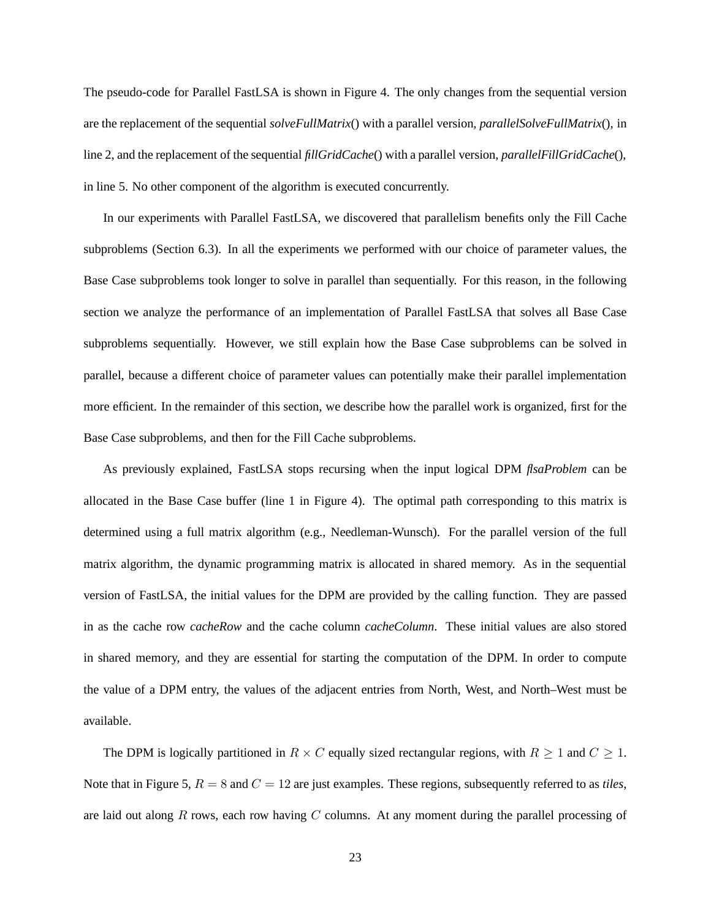The pseudo-code for Parallel FastLSA is shown in Figure 4. The only changes from the sequential version are the replacement of the sequential *solveFullMatrix*() with a parallel version, *parallelSolveFullMatrix*(), in line 2, and the replacement of the sequential *fillGridCache*() with a parallel version, *parallelFillGridCache*(), in line 5. No other component of the algorithm is executed concurrently.

In our experiments with Parallel FastLSA, we discovered that parallelism benefits only the Fill Cache subproblems (Section 6.3). In all the experiments we performed with our choice of parameter values, the Base Case subproblems took longer to solve in parallel than sequentially. For this reason, in the following section we analyze the performance of an implementation of Parallel FastLSA that solves all Base Case subproblems sequentially. However, we still explain how the Base Case subproblems can be solved in parallel, because a different choice of parameter values can potentially make their parallel implementation more efficient. In the remainder of this section, we describe how the parallel work is organized, first for the Base Case subproblems, and then for the Fill Cache subproblems.

As previously explained, FastLSA stops recursing when the input logical DPM *flsaProblem* can be allocated in the Base Case buffer (line 1 in Figure 4). The optimal path corresponding to this matrix is determined using a full matrix algorithm (e.g., Needleman-Wunsch). For the parallel version of the full matrix algorithm, the dynamic programming matrix is allocated in shared memory. As in the sequential version of FastLSA, the initial values for the DPM are provided by the calling function. They are passed in as the cache row *cacheRow* and the cache column *cacheColumn*. These initial values are also stored in shared memory, and they are essential for starting the computation of the DPM. In order to compute the value of a DPM entry, the values of the adjacent entries from North, West, and North–West must be available.

The DPM is logically partitioned in $R \times C$ equally sized rectangular regions, with $R \geq 1$ and $C \geq 1$. Note that in Figure 5, $R = 8$ and $C = 12$ are just examples. These regions, subsequently referred to as *tiles*, are laid out along $R$ rows, each row having $C$ columns. At any moment during the parallel processing of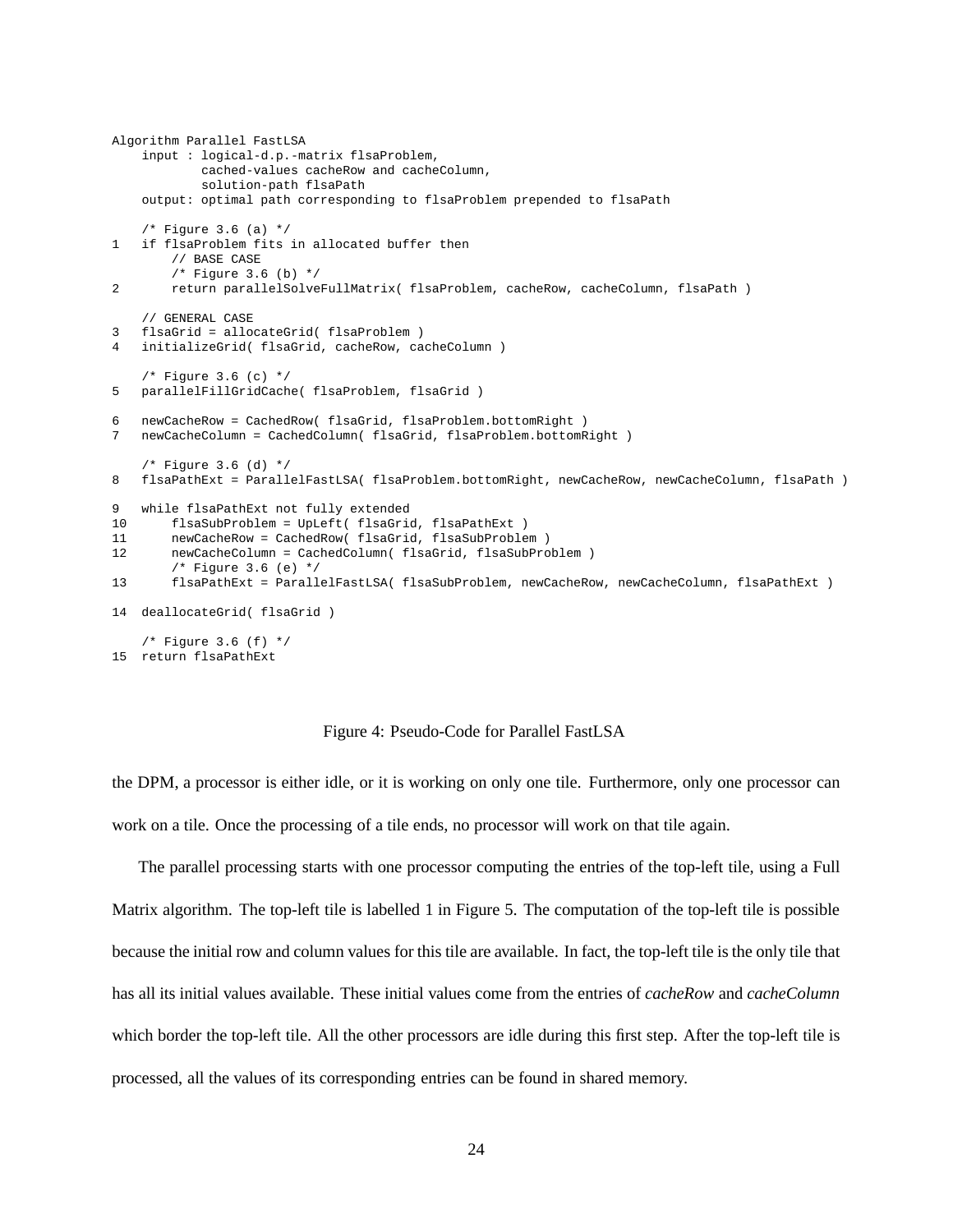```
Algorithm Parallel FastLSA
    input : logical-d.p.-matrix flsaProblem,
            cached-values cacheRow and cacheColumn,
            solution-path flsaPath
    output: optimal path corresponding to flsaProblem prepended to flsaPath

    /* Figure 3.6 (a) */
1   if flsaProblem fits in allocated buffer then
        // BASE CASE
        /* Figure 3.6 (b) */
2       return parallelSolveFullMatrix( flsaProblem, cacheRow, cacheColumn, flsaPath )

    // GENERAL CASE
3   flsaGrid = allocateGrid( flsaProblem )
4   initializeGrid( flsaGrid, cacheRow, cacheColumn )

    /* Figure 3.6 (c) */
5   parallelFillGridCache( flsaProblem, flsaGrid )

6   newCacheRow = CachedRow( flsaGrid, flsaProblem.bottomRight )
7   newCacheColumn = CachedColumn( flsaGrid, flsaProblem.bottomRight )

    /* Figure 3.6 (d) */
8   flsaPathExt = ParallelFastLSA( flsaProblem.bottomRight, newCacheRow, newCacheColumn, flsaPath )

9   while flsaPathExt not fully extended
10      flsaSubProblem = UpLeft( flsaGrid, flsaPathExt )
11      newCacheRow = CachedRow( flsaGrid, flsaSubProblem )
12      newCacheColumn = CachedColumn( flsaGrid, flsaSubProblem )
        /* Figure 3.6 (e) */
13      flsaPathExt = ParallelFastLSA( flsaSubProblem, newCacheRow, newCacheColumn, flsaPathExt )

14  deallocateGrid( flsaGrid )

    /* Figure 3.6 (f) */
15  return flsaPathExt
```

Figure 4: Pseudo-Code for Parallel FastLSA

the DPM, a processor is either idle, or it is working on only one tile. Furthermore, only one processor can work on a tile. Once the processing of a tile ends, no processor will work on that tile again.

The parallel processing starts with one processor computing the entries of the top-left tile, using a Full Matrix algorithm. The top-left tile is labelled 1 in Figure 5. The computation of the top-left tile is possible because the initial row and column values for this tile are available. In fact, the top-left tile is the only tile that has all its initial values available. These initial values come from the entries of *cacheRow* and *cacheColumn* which border the top-left tile. All the other processors are idle during this first step. After the top-left tile is processed, all the values of its corresponding entries can be found in shared memory.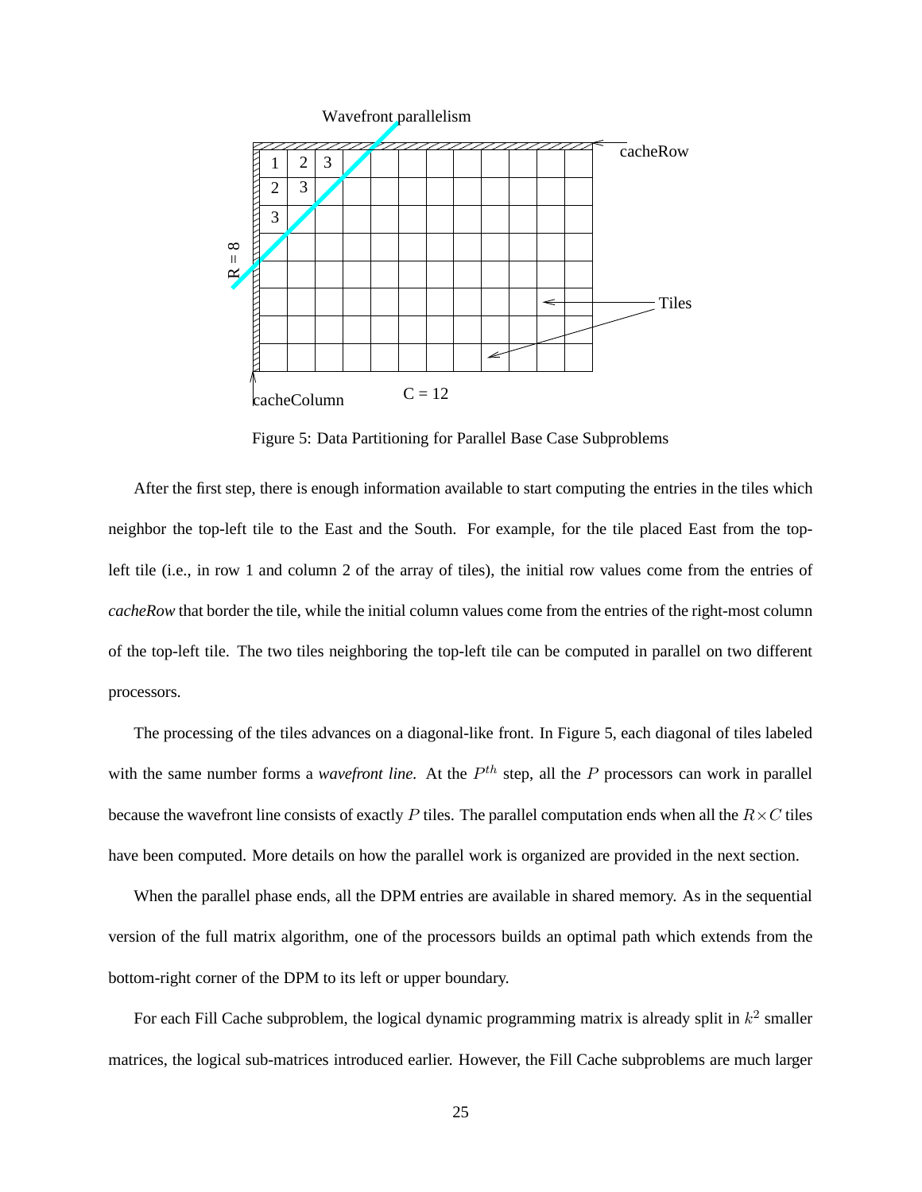Figure 5: Data Partitioning for Parallel Base Case Subproblems

After the first step, there is enough information available to start computing the entries in the tiles which neighbor the top-left tile to the East and the South. For example, for the tile placed East from the top-left tile (i.e., in row 1 and column 2 of the array of tiles), the initial row values come from the entries of *cacheRow* that border the tile, while the initial column values come from the entries of the right-most column of the top-left tile. The two tiles neighboring the top-left tile can be computed in parallel on two different processors.

The processing of the tiles advances on a diagonal-like front. In Figure 5, each diagonal of tiles labeled with the same number forms a *wavefront line.* At the $P^{th}$ step, all the $P$ processors can work in parallel because the wavefront line consists of exactly $P$ tiles. The parallel computation ends when all the $R \times C$ tiles have been computed. More details on how the parallel work is organized are provided in the next section.

When the parallel phase ends, all the DPM entries are available in shared memory. As in the sequential version of the full matrix algorithm, one of the processors builds an optimal path which extends from the bottom-right corner of the DPM to its left or upper boundary.

For each Fill Cache subproblem, the logical dynamic programming matrix is already split in $k^2$ smaller matrices, the logical sub-matrices introduced earlier. However, the Fill Cache subproblems are much larger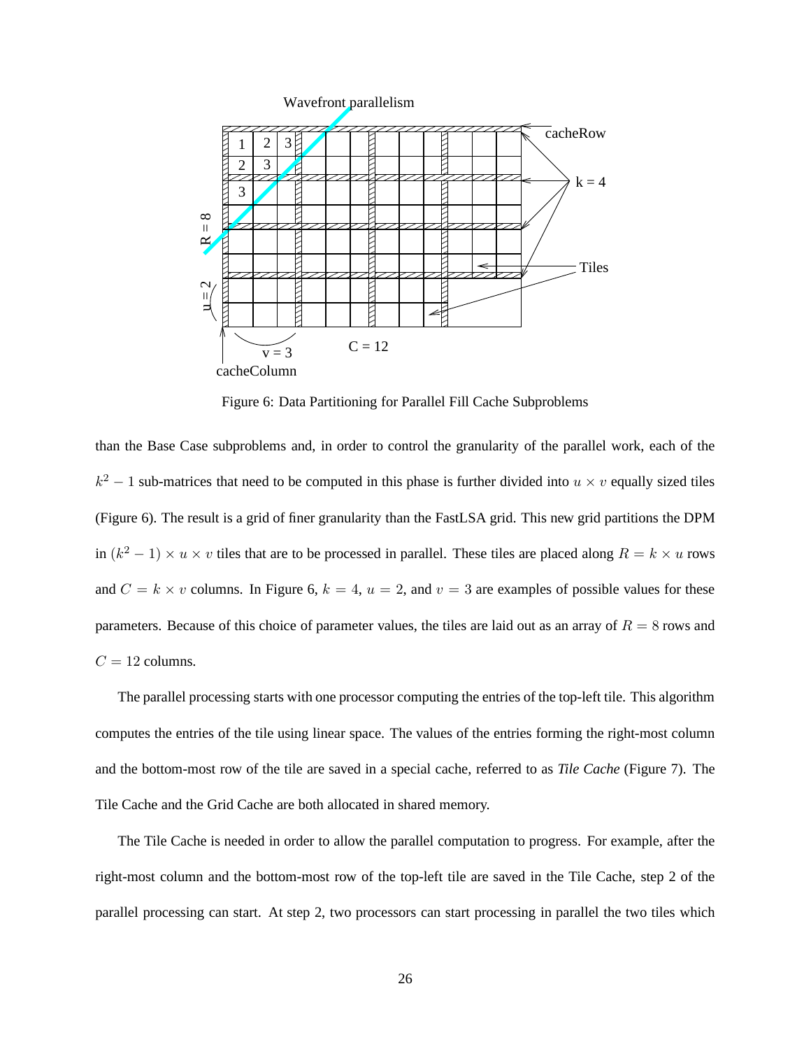Figure 6: Data Partitioning for Parallel Fill Cache Subproblems

than the Base Case subproblems and, in order to control the granularity of the parallel work, each of the $k^2 - 1$ sub-matrices that need to be computed in this phase is further divided into $u \times v$ equally sized tiles (Figure 6). The result is a grid of finer granularity than the FastLSA grid. This new grid partitions the DPM in $(k^2 - 1) \times u \times v$ tiles that are to be processed in parallel. These tiles are placed along $R = k \times u$ rows and $C = k \times v$ columns. In Figure 6, $k = 4$, $u = 2$, and $v = 3$ are examples of possible values for these parameters. Because of this choice of parameter values, the tiles are laid out as an array of $R = 8$ rows and $C = 12$ columns.

The parallel processing starts with one processor computing the entries of the top-left tile. This algorithm computes the entries of the tile using linear space. The values of the entries forming the right-most column and the bottom-most row of the tile are saved in a special cache, referred to as *Tile Cache* (Figure 7). The Tile Cache and the Grid Cache are both allocated in shared memory.

The Tile Cache is needed in order to allow the parallel computation to progress. For example, after the right-most column and the bottom-most row of the top-left tile are saved in the Tile Cache, step 2 of the parallel processing can start. At step 2, two processors can start processing in parallel the two tiles which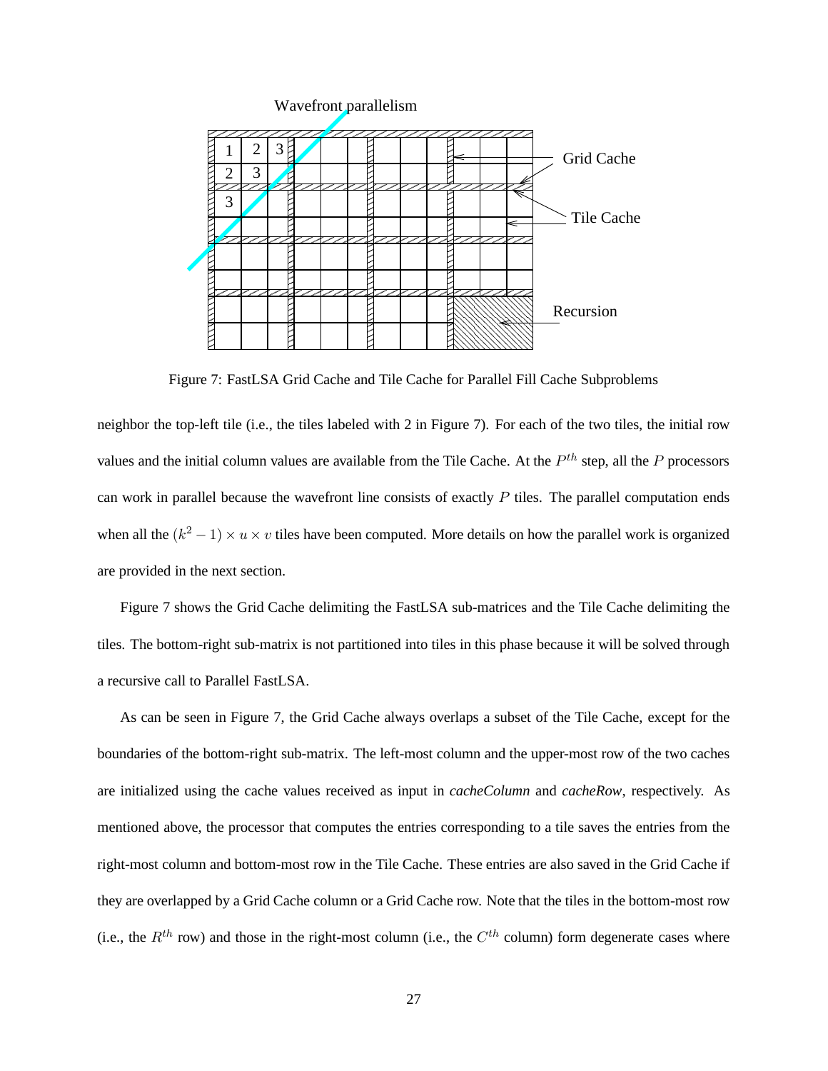Figure 7: FastLSA Grid Cache and Tile Cache for Parallel Fill Cache Subproblems

neighbor the top-left tile (i.e., the tiles labeled with 2 in Figure 7). For each of the two tiles, the initial row values and the initial column values are available from the Tile Cache. At the $P^{th}$ step, all the $P$ processors can work in parallel because the wavefront line consists of exactly $P$ tiles. The parallel computation ends when all the $(k^2 - 1) \times u \times v$ tiles have been computed. More details on how the parallel work is organized are provided in the next section.

Figure 7 shows the Grid Cache delimiting the FastLSA sub-matrices and the Tile Cache delimiting the tiles. The bottom-right sub-matrix is not partitioned into tiles in this phase because it will be solved through a recursive call to Parallel FastLSA.

As can be seen in Figure 7, the Grid Cache always overlaps a subset of the Tile Cache, except for the boundaries of the bottom-right sub-matrix. The left-most column and the upper-most row of the two caches are initialized using the cache values received as input in *cacheColumn* and *cacheRow*, respectively. As mentioned above, the processor that computes the entries corresponding to a tile saves the entries from the right-most column and bottom-most row in the Tile Cache. These entries are also saved in the Grid Cache if they are overlapped by a Grid Cache column or a Grid Cache row. Note that the tiles in the bottom-most row (i.e., the $R^{th}$ row) and those in the right-most column (i.e., the $C^{th}$ column) form degenerate cases where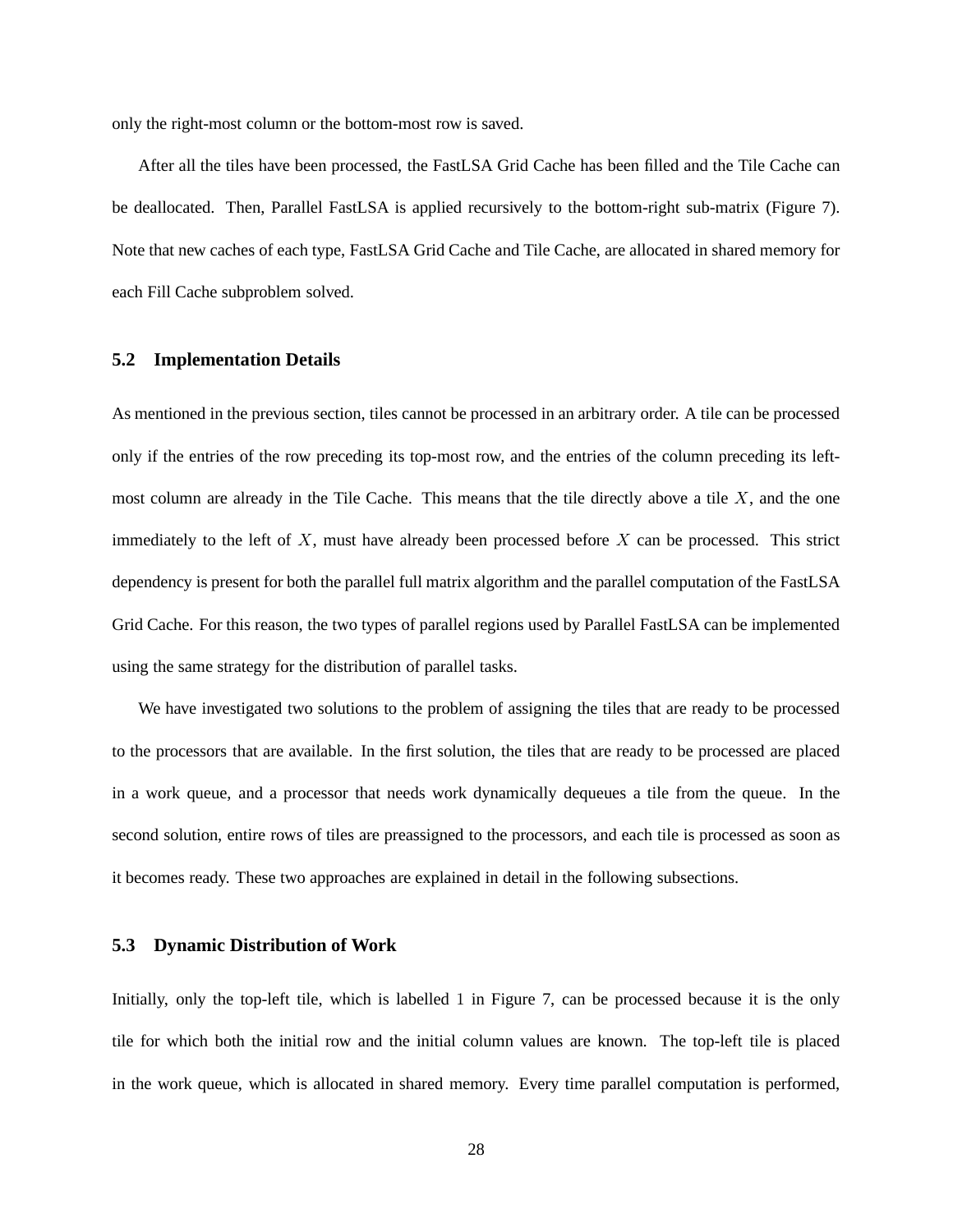only the right-most column or the bottom-most row is saved.

After all the tiles have been processed, the FastLSA Grid Cache has been filled and the Tile Cache can be deallocated. Then, Parallel FastLSA is applied recursively to the bottom-right sub-matrix (Figure 7). Note that new caches of each type, FastLSA Grid Cache and Tile Cache, are allocated in shared memory for each Fill Cache subproblem solved.

### 5.2 Implementation Details

As mentioned in the previous section, tiles cannot be processed in an arbitrary order. A tile can be processed only if the entries of the row preceding its top-most row, and the entries of the column preceding its left-most column are already in the Tile Cache. This means that the tile directly above a tile $X$, and the one immediately to the left of $X$, must have already been processed before $X$ can be processed. This strict dependency is present for both the parallel full matrix algorithm and the parallel computation of the FastLSA Grid Cache. For this reason, the two types of parallel regions used by Parallel FastLSA can be implemented using the same strategy for the distribution of parallel tasks.

We have investigated two solutions to the problem of assigning the tiles that are ready to be processed to the processors that are available. In the first solution, the tiles that are ready to be processed are placed in a work queue, and a processor that needs work dynamically dequeues a tile from the queue. In the second solution, entire rows of tiles are preassigned to the processors, and each tile is processed as soon as it becomes ready. These two approaches are explained in detail in the following subsections.

### 5.3 Dynamic Distribution of Work

Initially, only the top-left tile, which is labelled 1 in Figure 7, can be processed because it is the only tile for which both the initial row and the initial column values are known. The top-left tile is placed in the work queue, which is allocated in shared memory. Every time parallel computation is performed,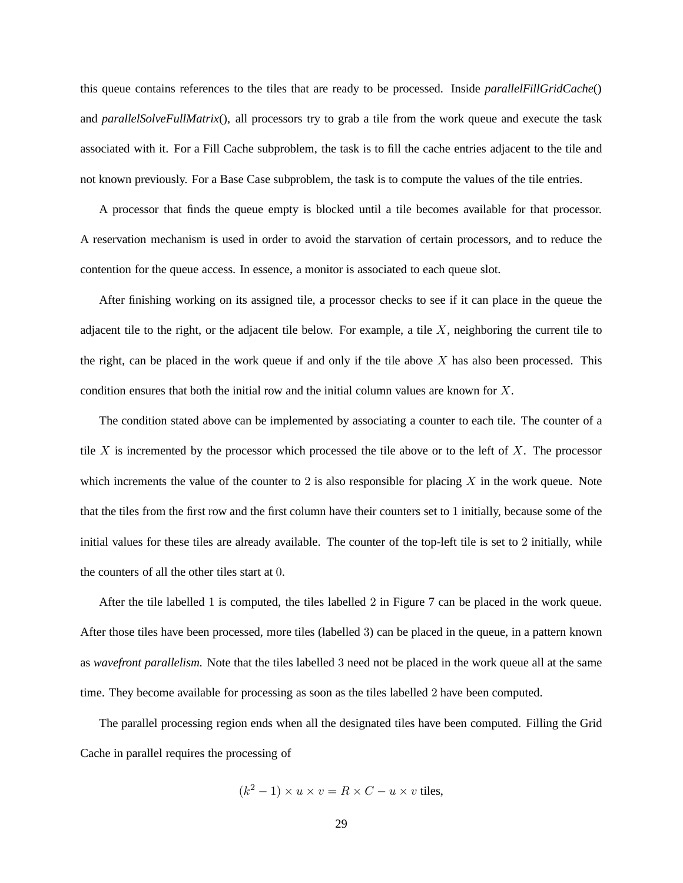this queue contains references to the tiles that are ready to be processed. Inside *parallelFillGridCache*() and *parallelSolveFullMatrix*(), all processors try to grab a tile from the work queue and execute the task associated with it. For a Fill Cache subproblem, the task is to fill the cache entries adjacent to the tile and not known previously. For a Base Case subproblem, the task is to compute the values of the tile entries.

A processor that finds the queue empty is blocked until a tile becomes available for that processor. A reservation mechanism is used in order to avoid the starvation of certain processors, and to reduce the contention for the queue access. In essence, a monitor is associated to each queue slot.

After finishing working on its assigned tile, a processor checks to see if it can place in the queue the adjacent tile to the right, or the adjacent tile below. For example, a tile $X$, neighboring the current tile to the right, can be placed in the work queue if and only if the tile above $X$ has also been processed. This condition ensures that both the initial row and the initial column values are known for $X$.

The condition stated above can be implemented by associating a counter to each tile. The counter of a tile $X$ is incremented by the processor which processed the tile above or to the left of $X$. The processor which increments the value of the counter to 2 is also responsible for placing $X$ in the work queue. Note that the tiles from the first row and the first column have their counters set to 1 initially, because some of the initial values for these tiles are already available. The counter of the top-left tile is set to 2 initially, while the counters of all the other tiles start at $0$.

After the tile labelled $1$ is computed, the tiles labelled $2$ in Figure 7 can be placed in the work queue. After those tiles have been processed, more tiles (labelled 3) can be placed in the queue, in a pattern known as *wavefront parallelism.* Note that the tiles labelled $3$ need not be placed in the work queue all at the same time. They become available for processing as soon as the tiles labelled $2$ have been computed.

The parallel processing region ends when all the designated tiles have been computed. Filling the Grid Cache in parallel requires the processing of

$$(k^2 - 1) \times u \times v = R \times C - u \times v \text{ tiles,}$$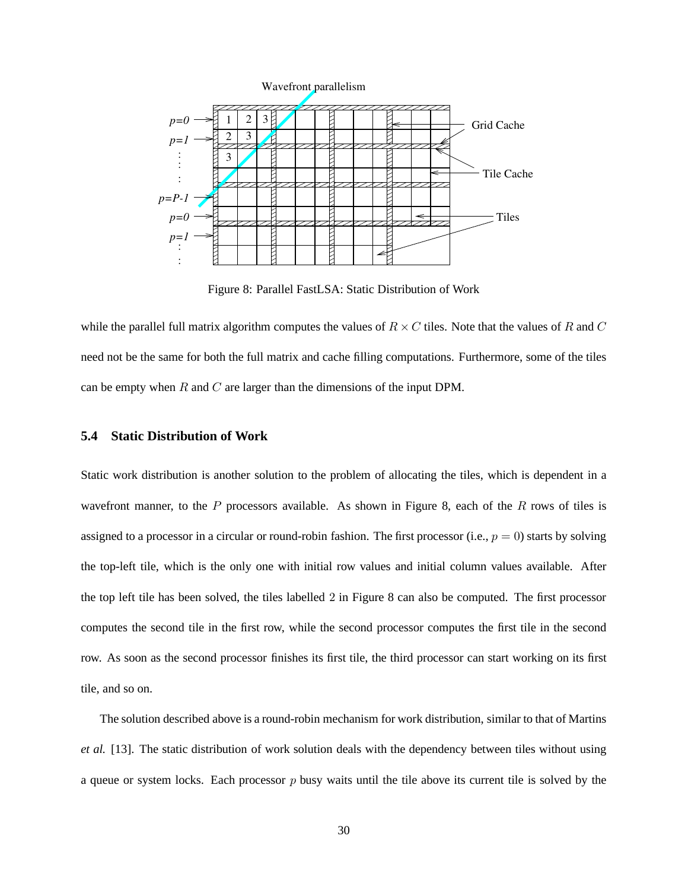Figure 8: Parallel FastLSA: Static Distribution of Work

while the parallel full matrix algorithm computes the values of $R \times C$ tiles. Note that the values of $R$ and $C$ need not be the same for both the full matrix and cache filling computations. Furthermore, some of the tiles can be empty when $R$ and $C$ are larger than the dimensions of the input DPM.

### 5.4 Static Distribution of Work

Static work distribution is another solution to the problem of allocating the tiles, which is dependent in a wavefront manner, to the $P$ processors available. As shown in Figure 8, each of the $R$ rows of tiles is assigned to a processor in a circular or round-robin fashion. The first processor (i.e., $p = 0$) starts by solving the top-left tile, which is the only one with initial row values and initial column values available. After the top left tile has been solved, the tiles labelled 2 in Figure 8 can also be computed. The first processor computes the second tile in the first row, while the second processor computes the first tile in the second row. As soon as the second processor finishes its first tile, the third processor can start working on its first tile, and so on.

The solution described above is a round-robin mechanism for work distribution, similar to that of Martins *et al.* [13]. The static distribution of work solution deals with the dependency between tiles without using a queue or system locks. Each processor $p$ busy waits until the tile above its current tile is solved by the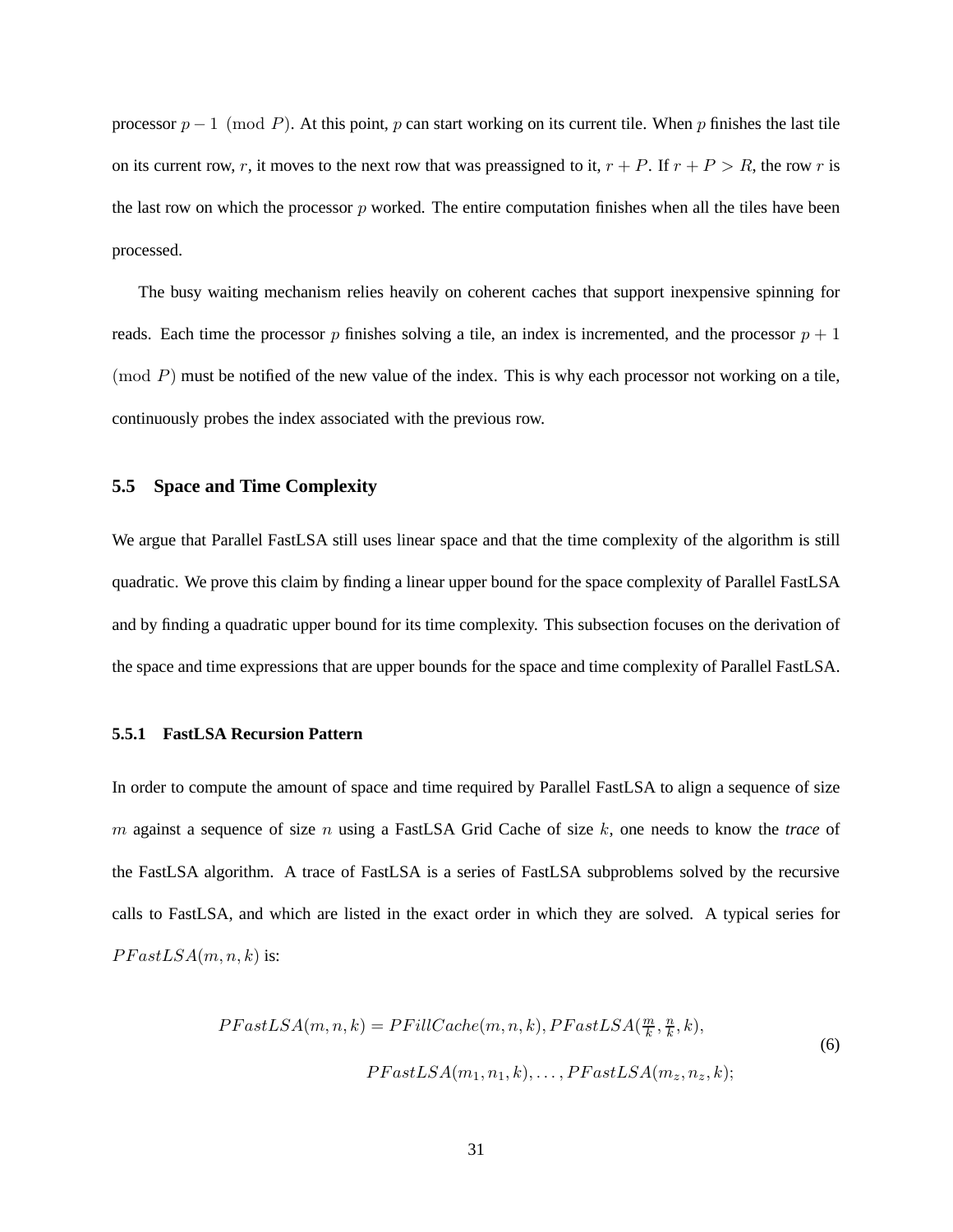processor $p - 1 \pmod P$. At this point, $p$ can start working on its current tile. When $p$ finishes the last tile on its current row, $r$, it moves to the next row that was preassigned to it, $r + P$. If $r + P > R$, the row $r$ is the last row on which the processor $p$ worked. The entire computation finishes when all the tiles have been processed.

The busy waiting mechanism relies heavily on coherent caches that support inexpensive spinning for reads. Each time the processor $p$ finishes solving a tile, an index is incremented, and the processor $p + 1 \pmod P$ must be notified of the new value of the index. This is why each processor not working on a tile, continuously probes the index associated with the previous row.

### 5.5 Space and Time Complexity

We argue that Parallel FastLSA still uses linear space and that the time complexity of the algorithm is still quadratic. We prove this claim by finding a linear upper bound for the space complexity of Parallel FastLSA and by finding a quadratic upper bound for its time complexity. This subsection focuses on the derivation of the space and time expressions that are upper bounds for the space and time complexity of Parallel FastLSA.

#### 5.5.1 FastLSA Recursion Pattern

In order to compute the amount of space and time required by Parallel FastLSA to align a sequence of size $m$ against a sequence of size $n$ using a FastLSA Grid Cache of size $k$, one needs to know the *trace* of the FastLSA algorithm. A trace of FastLSA is a series of FastLSA subproblems solved by the recursive calls to FastLSA, and which are listed in the exact order in which they are solved. A typical series for $PFastLSA(m, n, k)$ is:

$$
\begin{aligned}
PFastLSA(m, n, k) = PFillCache(m, n, k), PFastLSA(\tfrac{m}{k}, \tfrac{n}{k}, k),& \\
PFastLSA(m_1, n_1, k), \ldots, PFastLSA(m_z, n_z, k);&
\end{aligned}
\tag{6}
$$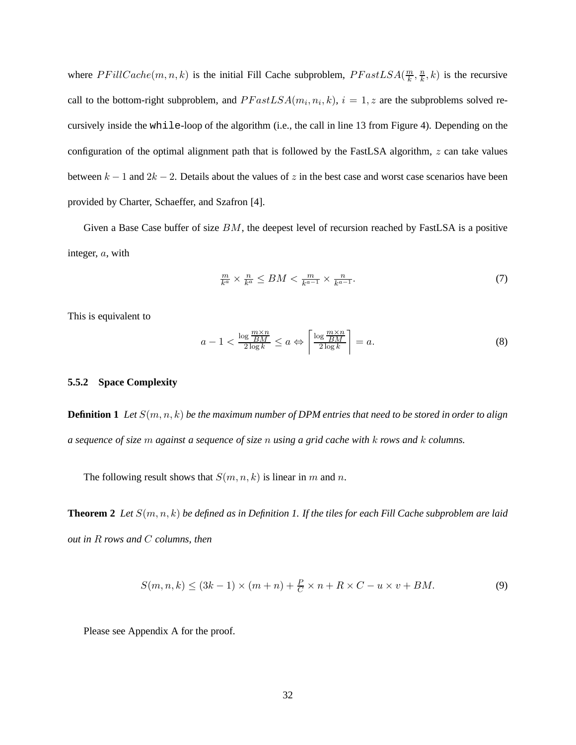where $PFillCache(m, n, k)$ is the initial Fill Cache subproblem, $PFastLSA(\frac{m}{k}, \frac{n}{k}, k)$ is the recursive call to the bottom-right subproblem, and $PFastLSA(m_i, n_i, k)$, $i = 1, z$ are the subproblems solved recursively inside the `while`-loop of the algorithm (i.e., the call in line 13 from Figure 4). Depending on the configuration of the optimal alignment path that is followed by the FastLSA algorithm, $z$ can take values between $k - 1$ and $2k - 2$. Details about the values of $z$ in the best case and worst case scenarios have been provided by Charter, Schaeffer, and Szafron [4].

Given a Base Case buffer of size $BM$, the deepest level of recursion reached by FastLSA is a positive integer, $a$, with

$$\frac{m}{k^a} \times \frac{n}{k^a} \leq BM < \frac{m}{k^{a-1}} \times \frac{n}{k^{a-1}}. \tag{7}$$

This is equivalent to

$$a - 1 < \frac{\log \frac{m \times n}{BM}}{2 \log k} \leq a \Leftrightarrow \left\lceil \frac{\log \frac{m \times n}{BM}}{2 \log k} \right\rceil = a. \tag{8}$$

### 5.5.2 Space Complexity

**Definition 1** *Let $S(m, n, k)$ be the maximum number of DPM entries that need to be stored in order to align a sequence of size $m$ against a sequence of size $n$ using a grid cache with $k$ rows and $k$ columns.*

The following result shows that $S(m, n, k)$ is linear in $m$ and $n$.

**Theorem 2** *Let $S(m, n, k)$ be defined as in Definition 1. If the tiles for each Fill Cache subproblem are laid out in $R$ rows and $C$ columns, then*

$$S(m, n, k) \leq (3k - 1) \times (m + n) + \frac{P}{C} \times n + R \times C - u \times v + BM. \tag{9}$$

Please see Appendix A for the proof.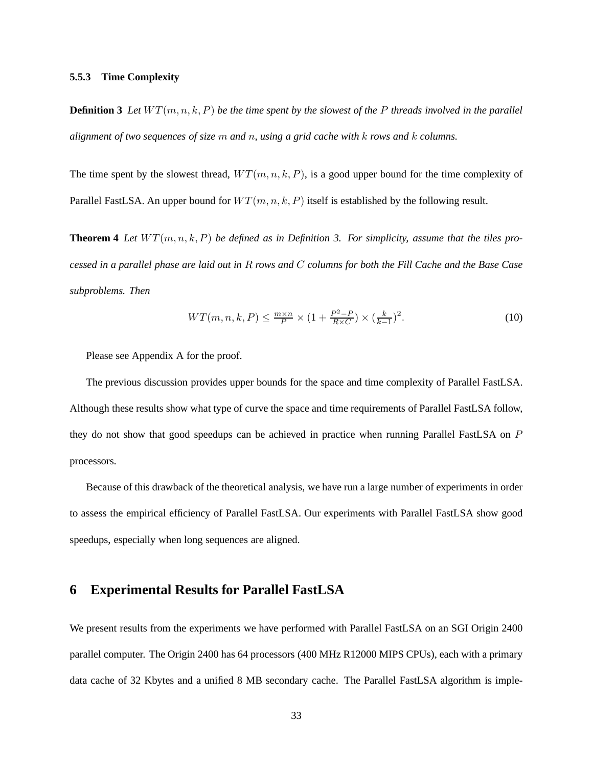#### 5.5.3 Time Complexity

**Definition 3** *Let $WT(m, n, k, P)$ be the time spent by the slowest of the $P$ threads involved in the parallel alignment of two sequences of size $m$ and $n$, using a grid cache with $k$ rows and $k$ columns.*

The time spent by the slowest thread, $WT(m, n, k, P)$, is a good upper bound for the time complexity of Parallel FastLSA. An upper bound for $WT(m, n, k, P)$ itself is established by the following result.

**Theorem 4** *Let $WT(m, n, k, P)$ be defined as in Definition 3. For simplicity, assume that the tiles processed in a parallel phase are laid out in $R$ rows and $C$ columns for both the Fill Cache and the Base Case subproblems. Then*

$$WT(m, n, k, P) \leq \frac{m \times n}{P} \times \left(1 + \frac{P^2 - P}{R \times C}\right) \times \left(\frac{k}{k-1}\right)^2. \tag{10}$$

Please see Appendix A for the proof.

The previous discussion provides upper bounds for the space and time complexity of Parallel FastLSA. Although these results show what type of curve the space and time requirements of Parallel FastLSA follow, they do not show that good speedups can be achieved in practice when running Parallel FastLSA on $P$ processors.

Because of this drawback of the theoretical analysis, we have run a large number of experiments in order to assess the empirical efficiency of Parallel FastLSA. Our experiments with Parallel FastLSA show good speedups, especially when long sequences are aligned.

## 6 Experimental Results for Parallel FastLSA

We present results from the experiments we have performed with Parallel FastLSA on an SGI Origin 2400 parallel computer. The Origin 2400 has 64 processors (400 MHz R12000 MIPS CPUs), each with a primary data cache of 32 Kbytes and a unified 8 MB secondary cache. The Parallel FastLSA algorithm is imple-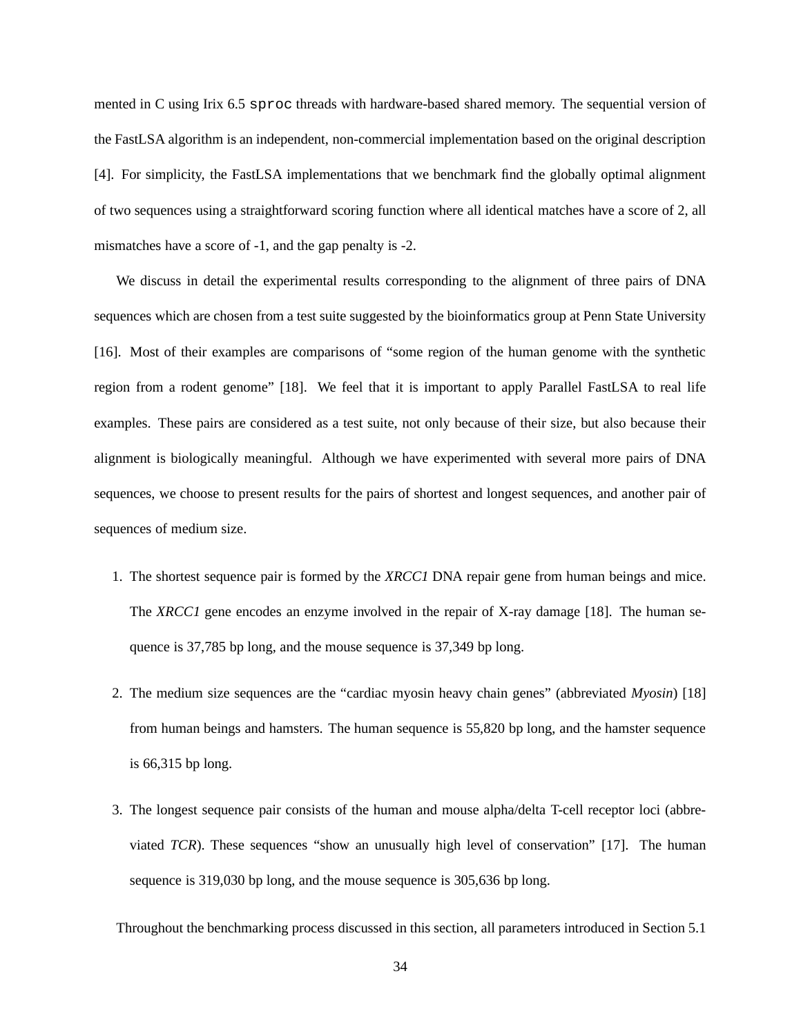mented in C using Irix 6.5 `sproc` threads with hardware-based shared memory. The sequential version of the FastLSA algorithm is an independent, non-commercial implementation based on the original description [4]. For simplicity, the FastLSA implementations that we benchmark find the globally optimal alignment of two sequences using a straightforward scoring function where all identical matches have a score of 2, all mismatches have a score of -1, and the gap penalty is -2.

We discuss in detail the experimental results corresponding to the alignment of three pairs of DNA sequences which are chosen from a test suite suggested by the bioinformatics group at Penn State University [16]. Most of their examples are comparisons of "some region of the human genome with the synthetic region from a rodent genome" [18]. We feel that it is important to apply Parallel FastLSA to real life examples. These pairs are considered as a test suite, not only because of their size, but also because their alignment is biologically meaningful. Although we have experimented with several more pairs of DNA sequences, we choose to present results for the pairs of shortest and longest sequences, and another pair of sequences of medium size.

1. The shortest sequence pair is formed by the *XRCC1* DNA repair gene from human beings and mice. The *XRCC1* gene encodes an enzyme involved in the repair of X-ray damage [18]. The human sequence is 37,785 bp long, and the mouse sequence is 37,349 bp long.

2. The medium size sequences are the "cardiac myosin heavy chain genes" (abbreviated *Myosin*) [18] from human beings and hamsters. The human sequence is 55,820 bp long, and the hamster sequence is 66,315 bp long.

3. The longest sequence pair consists of the human and mouse alpha/delta T-cell receptor loci (abbreviated *TCR*). These sequences "show an unusually high level of conservation" [17]. The human sequence is 319,030 bp long, and the mouse sequence is 305,636 bp long.

Throughout the benchmarking process discussed in this section, all parameters introduced in Section 5.1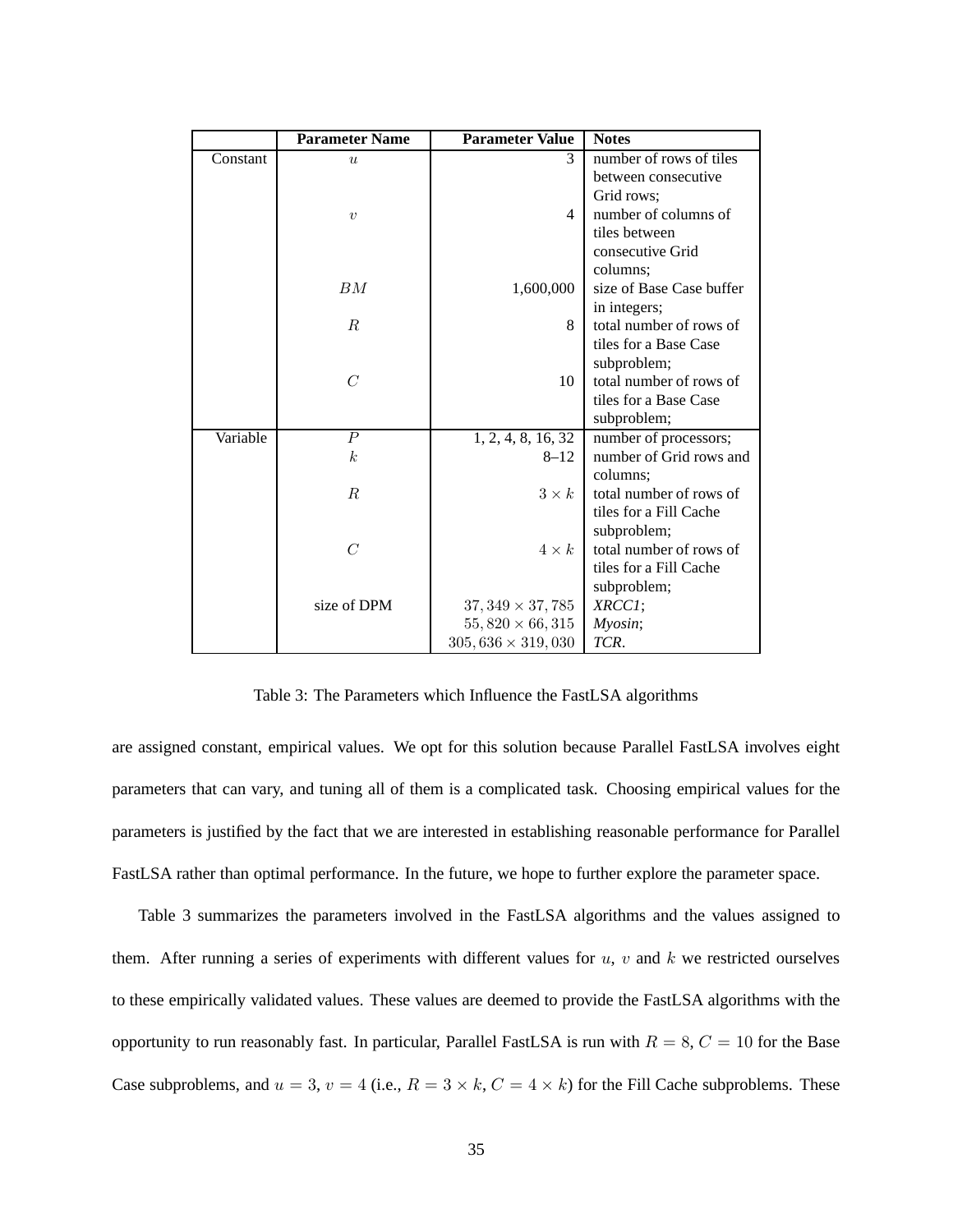|  | Parameter Name | Parameter Value | Notes |
|---|---|---|---|
| Constant | $u$ | 3 | number of rows of tiles between consecutive Grid rows; |
|  | $v$ | 4 | number of columns of tiles between consecutive Grid columns; |
|  | $BM$ | 1,600,000 | size of Base Case buffer in integers; |
|  | $R$ | 8 | total number of rows of tiles for a Base Case subproblem; |
|  | $C$ | 10 | total number of rows of tiles for a Base Case subproblem; |
| Variable | $P$ | 1, 2, 4, 8, 16, 32 | number of processors; |
|  | $k$ | 8–12 | number of Grid rows and columns; |
|  | $R$ | $3 \times k$ | total number of rows of tiles for a Fill Cache subproblem; |
|  | $C$ | $4 \times k$ | total number of rows of tiles for a Fill Cache subproblem; |
|  | size of DPM | $37,349 \times 37,785$ | *XRCC1*; |
|  |  | $55,820 \times 66,315$ | *Myosin*; |
|  |  | $305,636 \times 319,030$ | *TCR*. |

Table 3: The Parameters which Influence the FastLSA algorithms

are assigned constant, empirical values. We opt for this solution because Parallel FastLSA involves eight parameters that can vary, and tuning all of them is a complicated task. Choosing empirical values for the parameters is justified by the fact that we are interested in establishing reasonable performance for Parallel FastLSA rather than optimal performance. In the future, we hope to further explore the parameter space.

Table 3 summarizes the parameters involved in the FastLSA algorithms and the values assigned to them. After running a series of experiments with different values for $u$, $v$ and $k$ we restricted ourselves to these empirically validated values. These values are deemed to provide the FastLSA algorithms with the opportunity to run reasonably fast. In particular, Parallel FastLSA is run with $R = 8$, $C = 10$ for the Base Case subproblems, and $u = 3$, $v = 4$ (i.e., $R = 3 \times k$, $C = 4 \times k$) for the Fill Cache subproblems. These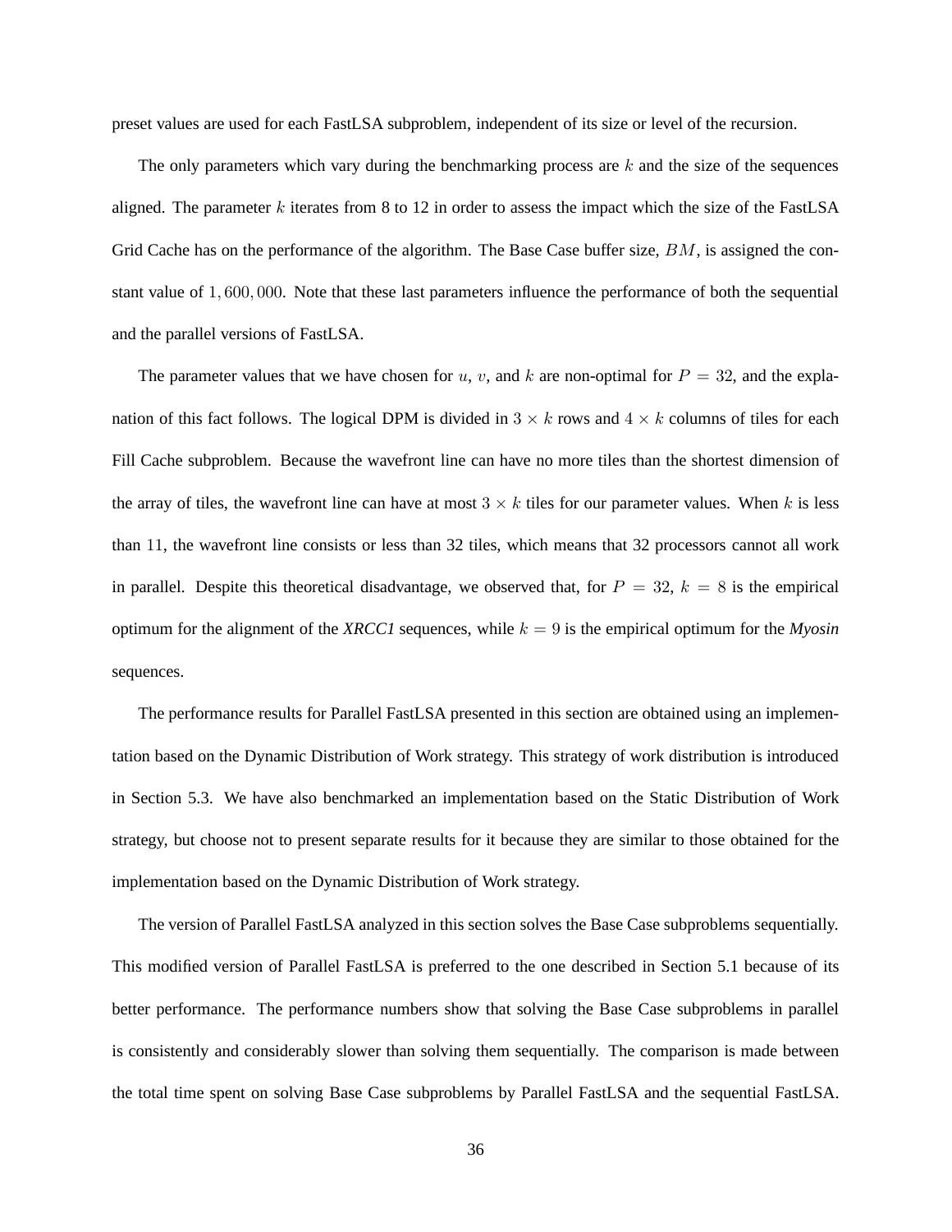preset values are used for each FastLSA subproblem, independent of its size or level of the recursion.

The only parameters which vary during the benchmarking process are $k$ and the size of the sequences aligned. The parameter $k$ iterates from 8 to 12 in order to assess the impact which the size of the FastLSA Grid Cache has on the performance of the algorithm. The Base Case buffer size, $BM$, is assigned the constant value of $1,600,000$. Note that these last parameters influence the performance of both the sequential and the parallel versions of FastLSA.

The parameter values that we have chosen for $u$, $v$, and $k$ are non-optimal for $P = 32$, and the explanation of this fact follows. The logical DPM is divided in $3 \times k$ rows and $4 \times k$ columns of tiles for each Fill Cache subproblem. Because the wavefront line can have no more tiles than the shortest dimension of the array of tiles, the wavefront line can have at most $3 \times k$ tiles for our parameter values. When $k$ is less than 11, the wavefront line consists or less than 32 tiles, which means that 32 processors cannot all work in parallel. Despite this theoretical disadvantage, we observed that, for $P = 32$, $k = 8$ is the empirical optimum for the alignment of the ***XRCC1*** sequences, while $k = 9$ is the empirical optimum for the ***Myosin*** sequences.

The performance results for Parallel FastLSA presented in this section are obtained using an implementation based on the Dynamic Distribution of Work strategy. This strategy of work distribution is introduced in Section 5.3. We have also benchmarked an implementation based on the Static Distribution of Work strategy, but choose not to present separate results for it because they are similar to those obtained for the implementation based on the Dynamic Distribution of Work strategy.

The version of Parallel FastLSA analyzed in this section solves the Base Case subproblems sequentially. This modified version of Parallel FastLSA is preferred to the one described in Section 5.1 because of its better performance. The performance numbers show that solving the Base Case subproblems in parallel is consistently and considerably slower than solving them sequentially. The comparison is made between the total time spent on solving Base Case subproblems by Parallel FastLSA and the sequential FastLSA.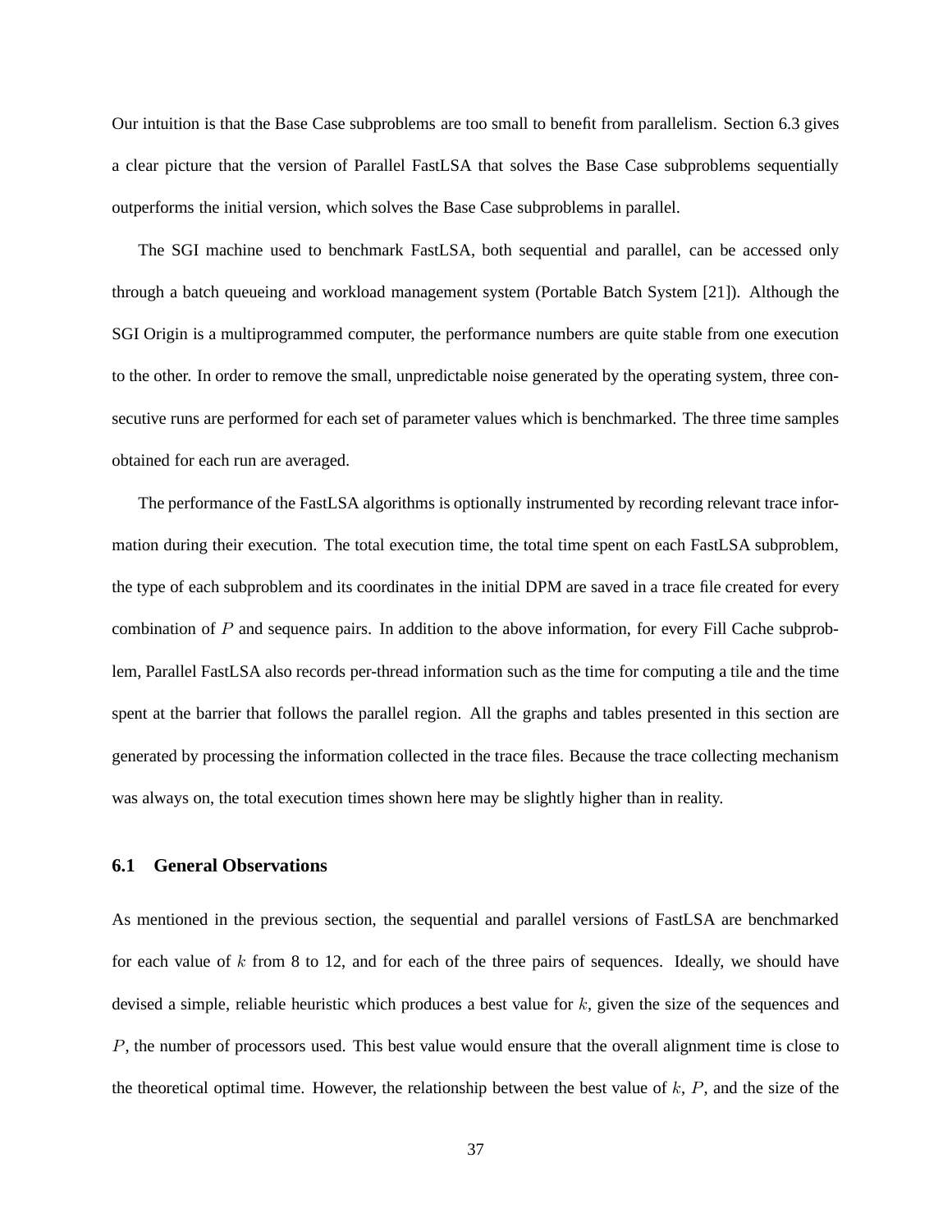Our intuition is that the Base Case subproblems are too small to benefit from parallelism. Section 6.3 gives a clear picture that the version of Parallel FastLSA that solves the Base Case subproblems sequentially outperforms the initial version, which solves the Base Case subproblems in parallel.

The SGI machine used to benchmark FastLSA, both sequential and parallel, can be accessed only through a batch queueing and workload management system (Portable Batch System [21]). Although the SGI Origin is a multiprogrammed computer, the performance numbers are quite stable from one execution to the other. In order to remove the small, unpredictable noise generated by the operating system, three consecutive runs are performed for each set of parameter values which is benchmarked. The three time samples obtained for each run are averaged.

The performance of the FastLSA algorithms is optionally instrumented by recording relevant trace information during their execution. The total execution time, the total time spent on each FastLSA subproblem, the type of each subproblem and its coordinates in the initial DPM are saved in a trace file created for every combination of $P$ and sequence pairs. In addition to the above information, for every Fill Cache subproblem, Parallel FastLSA also records per-thread information such as the time for computing a tile and the time spent at the barrier that follows the parallel region. All the graphs and tables presented in this section are generated by processing the information collected in the trace files. Because the trace collecting mechanism was always on, the total execution times shown here may be slightly higher than in reality.

## 6.1 General Observations

As mentioned in the previous section, the sequential and parallel versions of FastLSA are benchmarked for each value of $k$ from 8 to 12, and for each of the three pairs of sequences. Ideally, we should have devised a simple, reliable heuristic which produces a best value for $k$, given the size of the sequences and $P$, the number of processors used. This best value would ensure that the overall alignment time is close to the theoretical optimal time. However, the relationship between the best value of $k$, $P$, and the size of the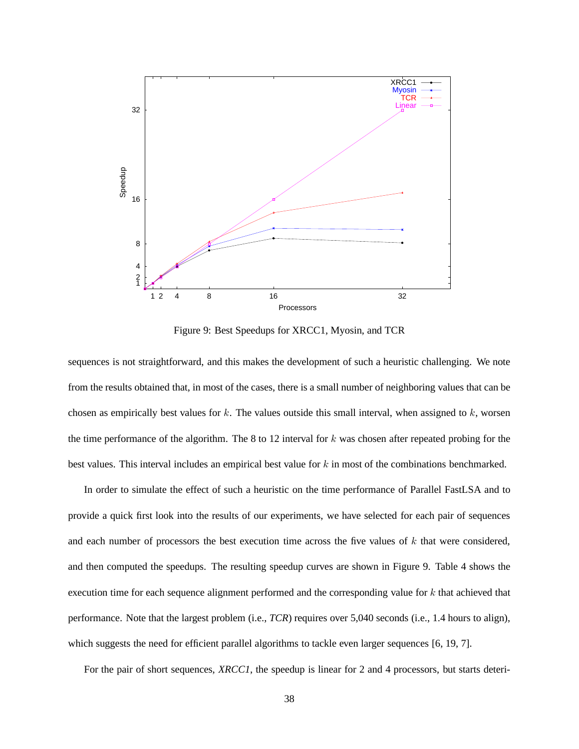Figure 9: Best Speedups for XRCC1, Myosin, and TCR

sequences is not straightforward, and this makes the development of such a heuristic challenging. We note from the results obtained that, in most of the cases, there is a small number of neighboring values that can be chosen as empirically best values for $k$. The values outside this small interval, when assigned to $k$, worsen the time performance of the algorithm. The 8 to 12 interval for $k$ was chosen after repeated probing for the best values. This interval includes an empirical best value for $k$ in most of the combinations benchmarked.

In order to simulate the effect of such a heuristic on the time performance of Parallel FastLSA and to provide a quick first look into the results of our experiments, we have selected for each pair of sequences and each number of processors the best execution time across the five values of $k$ that were considered, and then computed the speedups. The resulting speedup curves are shown in Figure 9. Table 4 shows the execution time for each sequence alignment performed and the corresponding value for $k$ that achieved that performance. Note that the largest problem (i.e., *TCR*) requires over 5,040 seconds (i.e., 1.4 hours to align), which suggests the need for efficient parallel algorithms to tackle even larger sequences [6, 19, 7].

For the pair of short sequences, *XRCC1*, the speedup is linear for 2 and 4 processors, but starts deteri-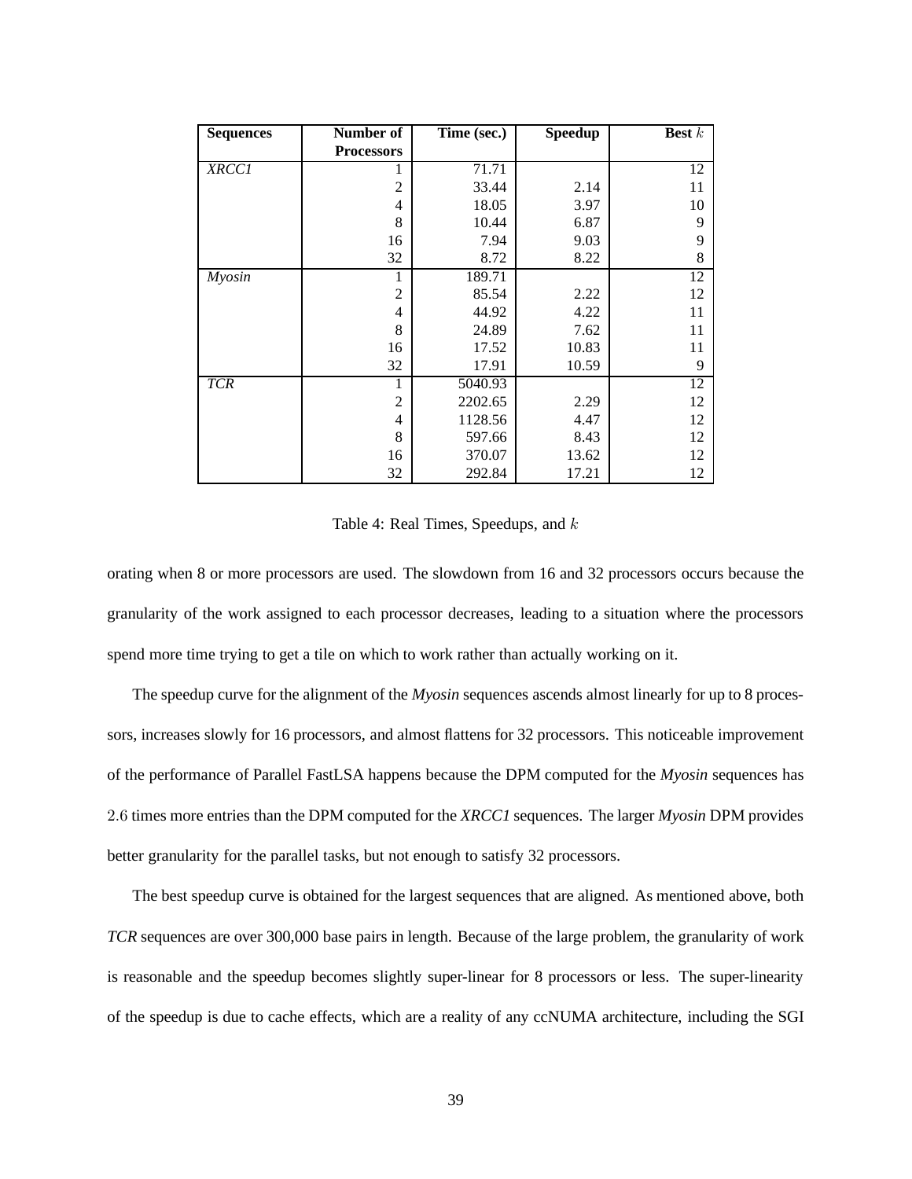| Sequences | Number of Processors | Time (sec.) | Speedup | Best $k$ |
|---|---|---|---|---|
| *XRCC1* | 1 | 71.71 | | 12 |
| | 2 | 33.44 | 2.14 | 11 |
| | 4 | 18.05 | 3.97 | 10 |
| | 8 | 10.44 | 6.87 | 9 |
| | 16 | 7.94 | 9.03 | 9 |
| | 32 | 8.72 | 8.22 | 8 |
| *Myosin* | 1 | 189.71 | | 12 |
| | 2 | 85.54 | 2.22 | 12 |
| | 4 | 44.92 | 4.22 | 11 |
| | 8 | 24.89 | 7.62 | 11 |
| | 16 | 17.52 | 10.83 | 11 |
| | 32 | 17.91 | 10.59 | 9 |
| *TCR* | 1 | 5040.93 | | 12 |
| | 2 | 2202.65 | 2.29 | 12 |
| | 4 | 1128.56 | 4.47 | 12 |
| | 8 | 597.66 | 8.43 | 12 |
| | 16 | 370.07 | 13.62 | 12 |
| | 32 | 292.84 | 17.21 | 12 |

Table 4: Real Times, Speedups, and $k$

orating when 8 or more processors are used. The slowdown from 16 and 32 processors occurs because the granularity of the work assigned to each processor decreases, leading to a situation where the processors spend more time trying to get a tile on which to work rather than actually working on it.

The speedup curve for the alignment of the *Myosin* sequences ascends almost linearly for up to 8 processors, increases slowly for 16 processors, and almost flattens for 32 processors. This noticeable improvement of the performance of Parallel FastLSA happens because the DPM computed for the *Myosin* sequences has $2.6$ times more entries than the DPM computed for the *XRCC1* sequences. The larger *Myosin* DPM provides better granularity for the parallel tasks, but not enough to satisfy 32 processors.

The best speedup curve is obtained for the largest sequences that are aligned. As mentioned above, both *TCR* sequences are over 300,000 base pairs in length. Because of the large problem, the granularity of work is reasonable and the speedup becomes slightly super-linear for 8 processors or less. The super-linearity of the speedup is due to cache effects, which are a reality of any ccNUMA architecture, including the SGI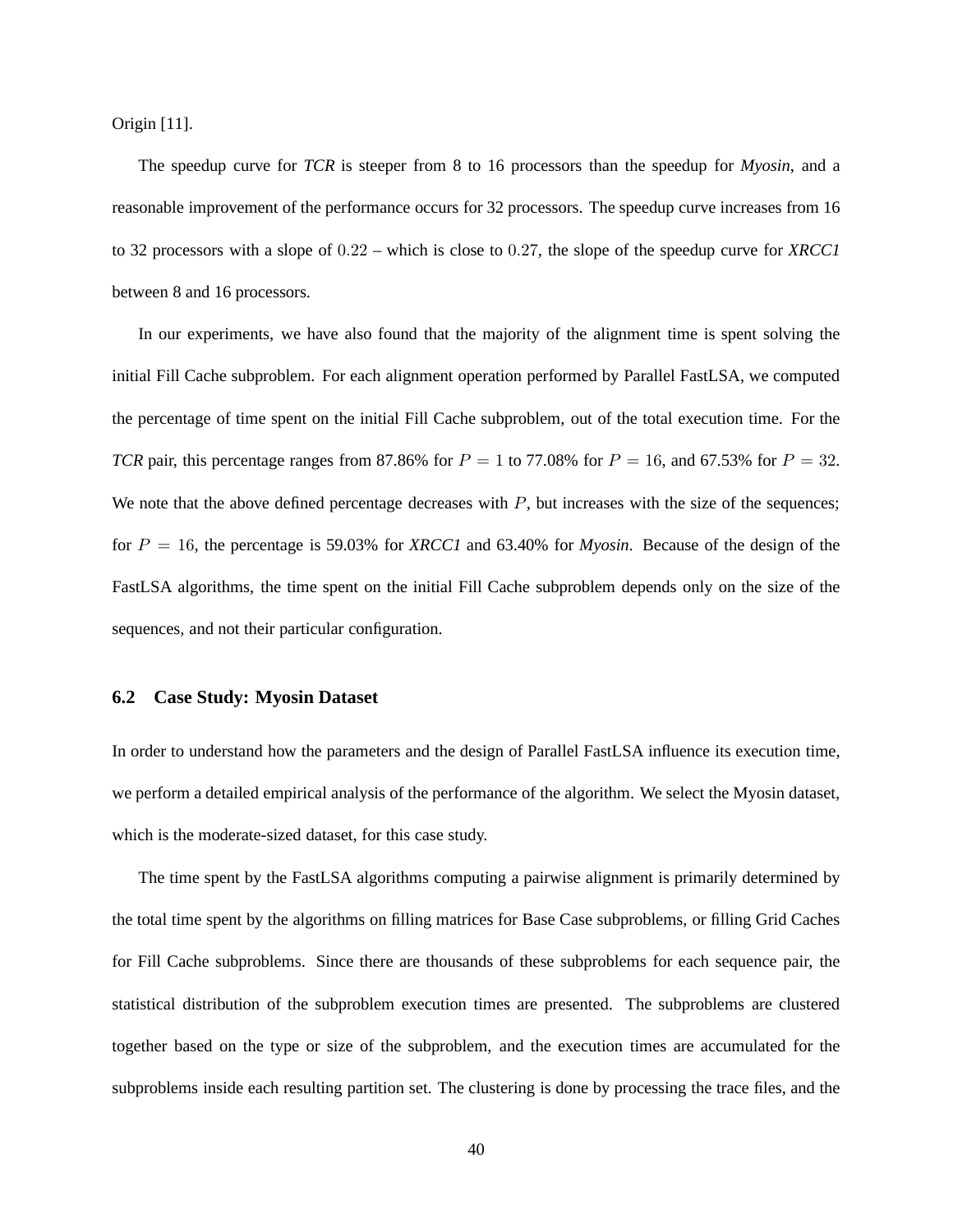Origin [11].

The speedup curve for *TCR* is steeper from 8 to 16 processors than the speedup for *Myosin*, and a reasonable improvement of the performance occurs for 32 processors. The speedup curve increases from 16 to 32 processors with a slope of $0.22$ – which is close to $0.27$, the slope of the speedup curve for *XRCC1* between 8 and 16 processors.

In our experiments, we have also found that the majority of the alignment time is spent solving the initial Fill Cache subproblem. For each alignment operation performed by Parallel FastLSA, we computed the percentage of time spent on the initial Fill Cache subproblem, out of the total execution time. For the *TCR* pair, this percentage ranges from 87.86% for $P = 1$ to 77.08% for $P = 16$, and 67.53% for $P = 32$. We note that the above defined percentage decreases with $P$, but increases with the size of the sequences; for $P = 16$, the percentage is 59.03% for *XRCC1* and 63.40% for *Myosin*. Because of the design of the FastLSA algorithms, the time spent on the initial Fill Cache subproblem depends only on the size of the sequences, and not their particular configuration.

### 6.2 Case Study: Myosin Dataset

In order to understand how the parameters and the design of Parallel FastLSA influence its execution time, we perform a detailed empirical analysis of the performance of the algorithm. We select the Myosin dataset, which is the moderate-sized dataset, for this case study.

The time spent by the FastLSA algorithms computing a pairwise alignment is primarily determined by the total time spent by the algorithms on filling matrices for Base Case subproblems, or filling Grid Caches for Fill Cache subproblems. Since there are thousands of these subproblems for each sequence pair, the statistical distribution of the subproblem execution times are presented. The subproblems are clustered together based on the type or size of the subproblem, and the execution times are accumulated for the subproblems inside each resulting partition set. The clustering is done by processing the trace files, and the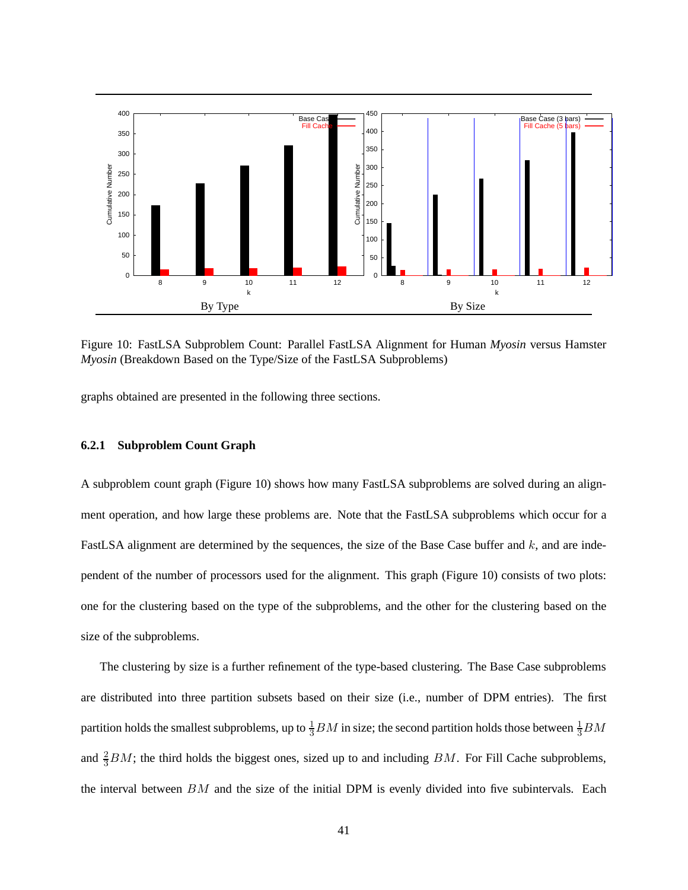Figure 10: FastLSA Subproblem Count: Parallel FastLSA Alignment for Human *Myosin* versus Hamster *Myosin* (Breakdown Based on the Type/Size of the FastLSA Subproblems)

graphs obtained are presented in the following three sections.

### 6.2.1 Subproblem Count Graph

A subproblem count graph (Figure 10) shows how many FastLSA subproblems are solved during an alignment operation, and how large these problems are. Note that the FastLSA subproblems which occur for a FastLSA alignment are determined by the sequences, the size of the Base Case buffer and $k$, and are independent of the number of processors used for the alignment. This graph (Figure 10) consists of two plots: one for the clustering based on the type of the subproblems, and the other for the clustering based on the size of the subproblems.

The clustering by size is a further refinement of the type-based clustering. The Base Case subproblems are distributed into three partition subsets based on their size (i.e., number of DPM entries). The first partition holds the smallest subproblems, up to $\frac{1}{3}BM$ in size; the second partition holds those between $\frac{1}{3}BM$ and $\frac{2}{3}BM$; the third holds the biggest ones, sized up to and including $BM$. For Fill Cache subproblems, the interval between $BM$ and the size of the initial DPM is evenly divided into five subintervals. Each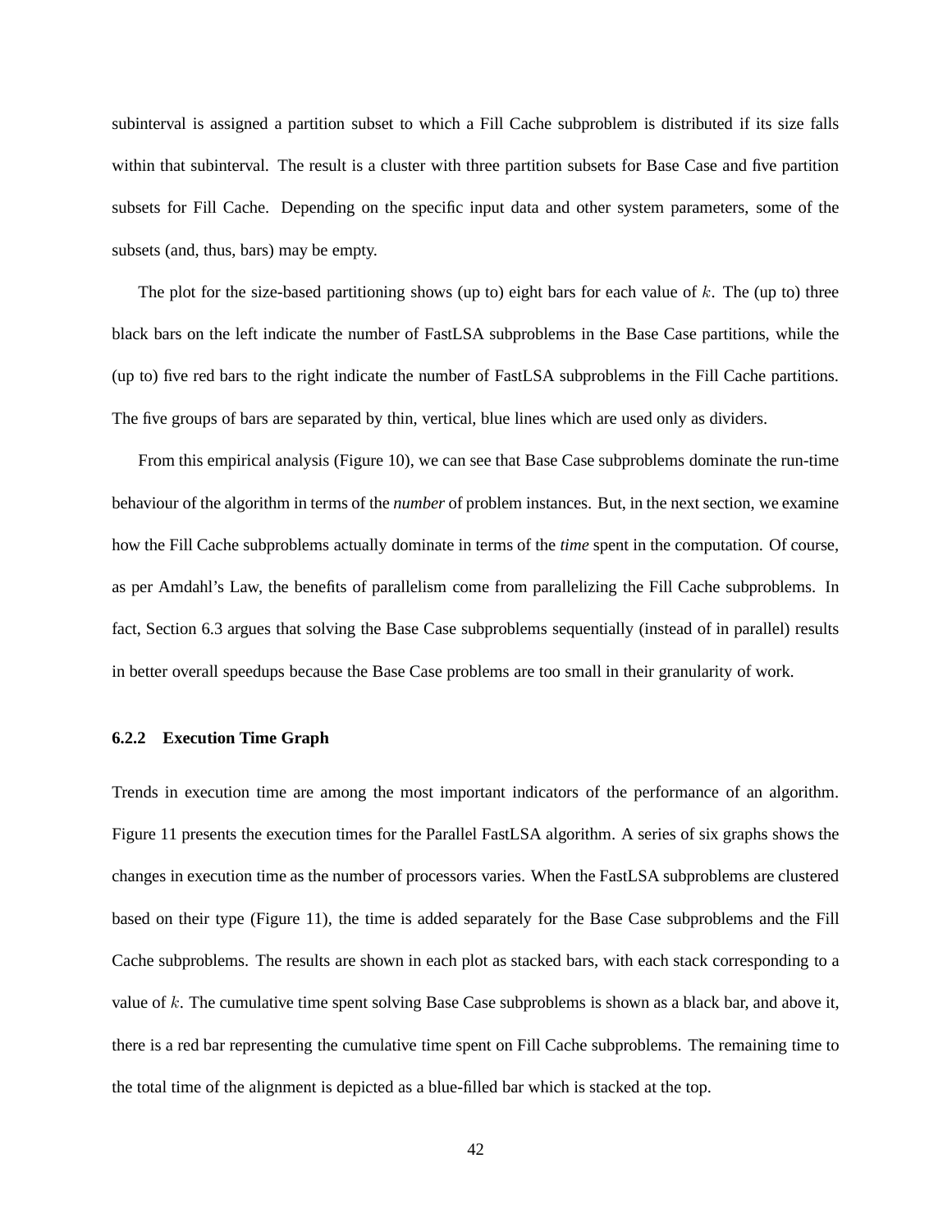subinterval is assigned a partition subset to which a Fill Cache subproblem is distributed if its size falls within that subinterval. The result is a cluster with three partition subsets for Base Case and five partition subsets for Fill Cache. Depending on the specific input data and other system parameters, some of the subsets (and, thus, bars) may be empty.

The plot for the size-based partitioning shows (up to) eight bars for each value of $k$. The (up to) three black bars on the left indicate the number of FastLSA subproblems in the Base Case partitions, while the (up to) five red bars to the right indicate the number of FastLSA subproblems in the Fill Cache partitions. The five groups of bars are separated by thin, vertical, blue lines which are used only as dividers.

From this empirical analysis (Figure 10), we can see that Base Case subproblems dominate the run-time behaviour of the algorithm in terms of the *number* of problem instances. But, in the next section, we examine how the Fill Cache subproblems actually dominate in terms of the *time* spent in the computation. Of course, as per Amdahl's Law, the benefits of parallelism come from parallelizing the Fill Cache subproblems. In fact, Section 6.3 argues that solving the Base Case subproblems sequentially (instead of in parallel) results in better overall speedups because the Base Case problems are too small in their granularity of work.

### 6.2.2 Execution Time Graph

Trends in execution time are among the most important indicators of the performance of an algorithm. Figure 11 presents the execution times for the Parallel FastLSA algorithm. A series of six graphs shows the changes in execution time as the number of processors varies. When the FastLSA subproblems are clustered based on their type (Figure 11), the time is added separately for the Base Case subproblems and the Fill Cache subproblems. The results are shown in each plot as stacked bars, with each stack corresponding to a value of $k$. The cumulative time spent solving Base Case subproblems is shown as a black bar, and above it, there is a red bar representing the cumulative time spent on Fill Cache subproblems. The remaining time to the total time of the alignment is depicted as a blue-filled bar which is stacked at the top.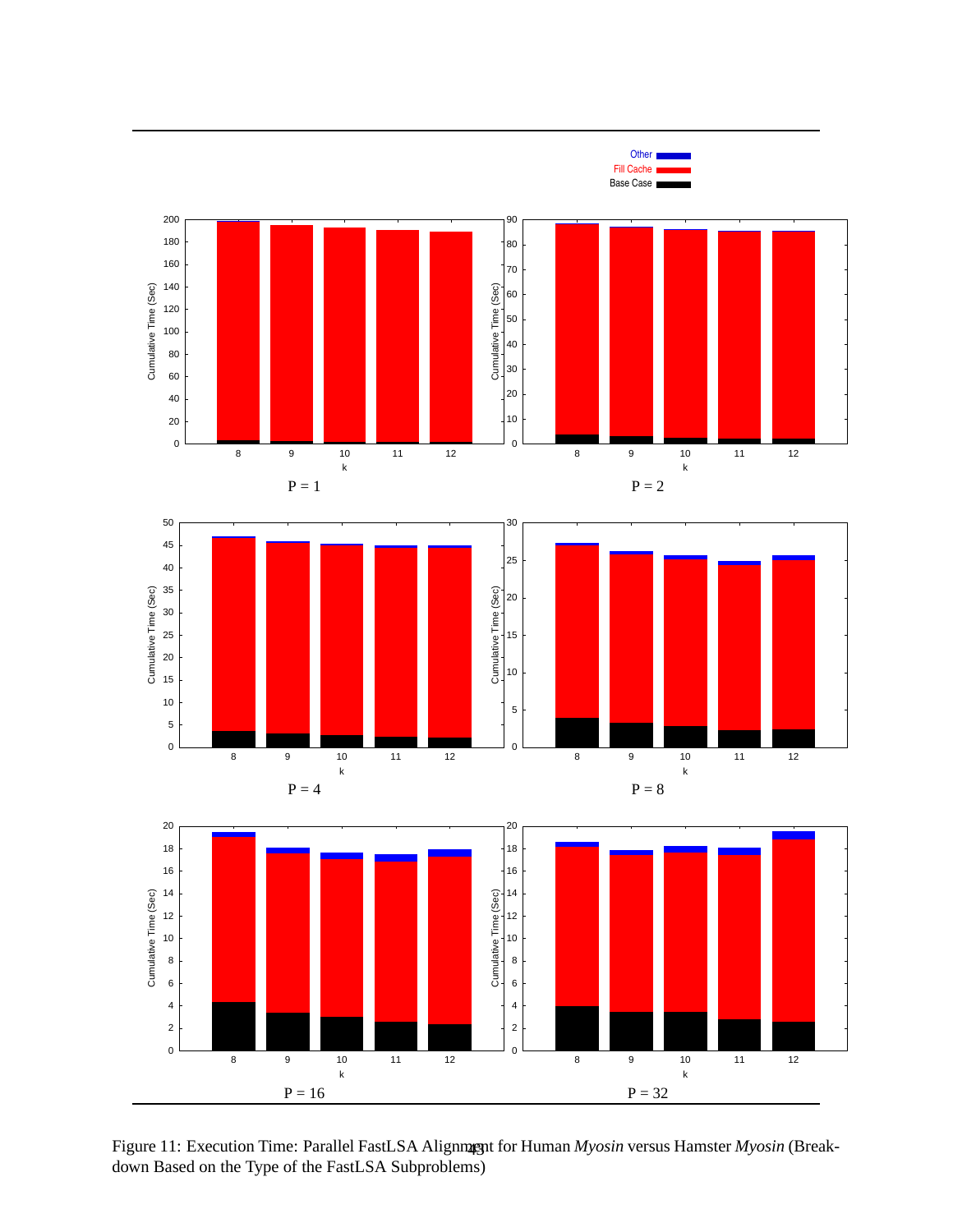Figure 11: Execution Time: Parallel FastLSA Alignment for Human *Myosin* versus Hamster *Myosin* (Breakdown Based on the Type of the FastLSA Subproblems)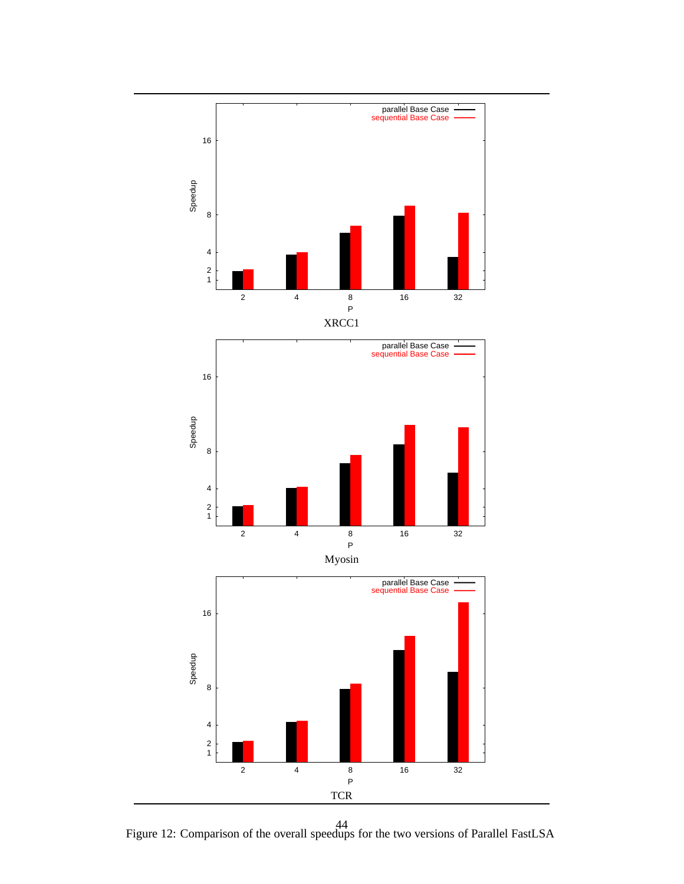Figure 12: Comparison of the overall speedups for the two versions of Parallel FastLSA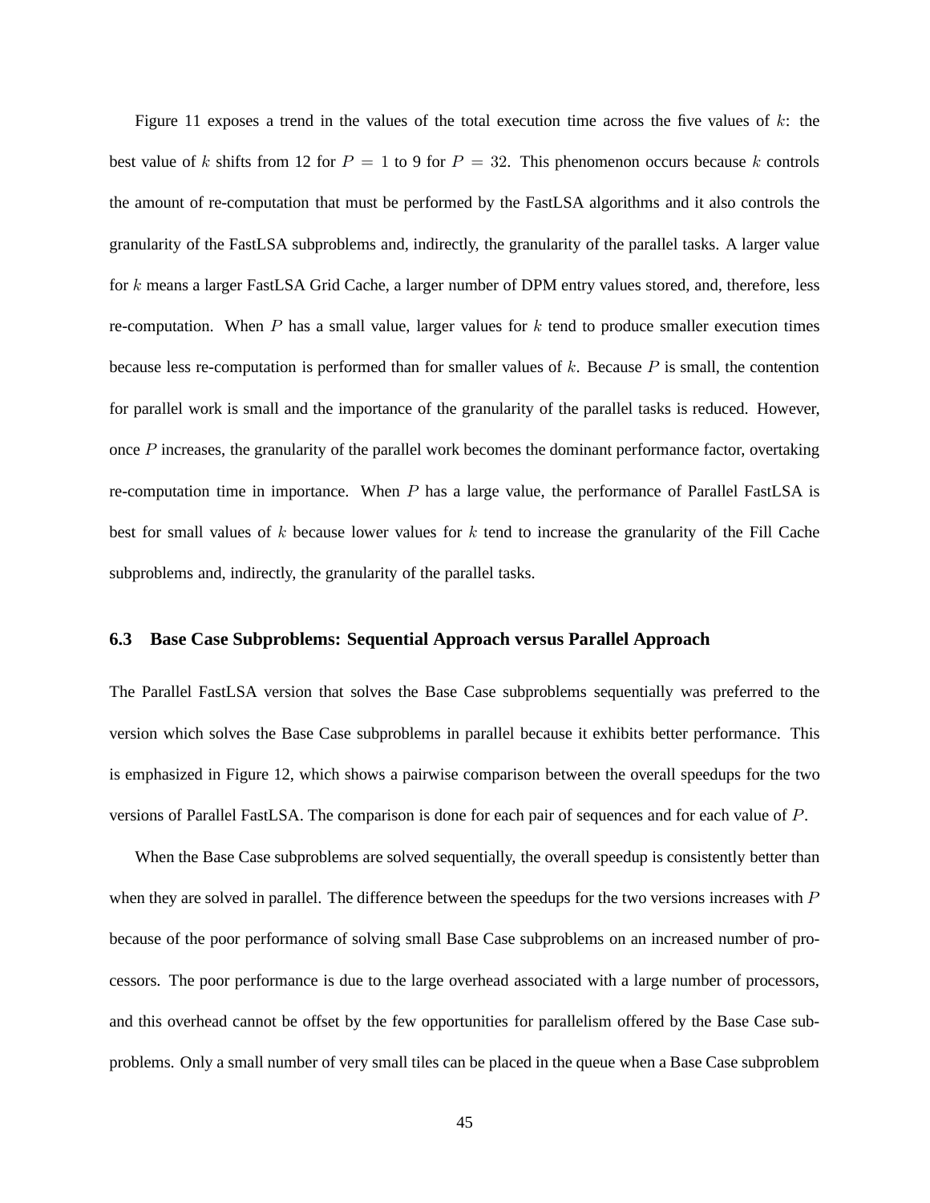Figure 11 exposes a trend in the values of the total execution time across the five values of $k$: the best value of $k$ shifts from 12 for $P = 1$ to 9 for $P = 32$. This phenomenon occurs because $k$ controls the amount of re-computation that must be performed by the FastLSA algorithms and it also controls the granularity of the FastLSA subproblems and, indirectly, the granularity of the parallel tasks. A larger value for $k$ means a larger FastLSA Grid Cache, a larger number of DPM entry values stored, and, therefore, less re-computation. When $P$ has a small value, larger values for $k$ tend to produce smaller execution times because less re-computation is performed than for smaller values of $k$. Because $P$ is small, the contention for parallel work is small and the importance of the granularity of the parallel tasks is reduced. However, once $P$ increases, the granularity of the parallel work becomes the dominant performance factor, overtaking re-computation time in importance. When $P$ has a large value, the performance of Parallel FastLSA is best for small values of $k$ because lower values for $k$ tend to increase the granularity of the Fill Cache subproblems and, indirectly, the granularity of the parallel tasks.

### 6.3 Base Case Subproblems: Sequential Approach versus Parallel Approach

The Parallel FastLSA version that solves the Base Case subproblems sequentially was preferred to the version which solves the Base Case subproblems in parallel because it exhibits better performance. This is emphasized in Figure 12, which shows a pairwise comparison between the overall speedups for the two versions of Parallel FastLSA. The comparison is done for each pair of sequences and for each value of $P$.

When the Base Case subproblems are solved sequentially, the overall speedup is consistently better than when they are solved in parallel. The difference between the speedups for the two versions increases with $P$ because of the poor performance of solving small Base Case subproblems on an increased number of processors. The poor performance is due to the large overhead associated with a large number of processors, and this overhead cannot be offset by the few opportunities for parallelism offered by the Base Case subproblems. Only a small number of very small tiles can be placed in the queue when a Base Case subproblem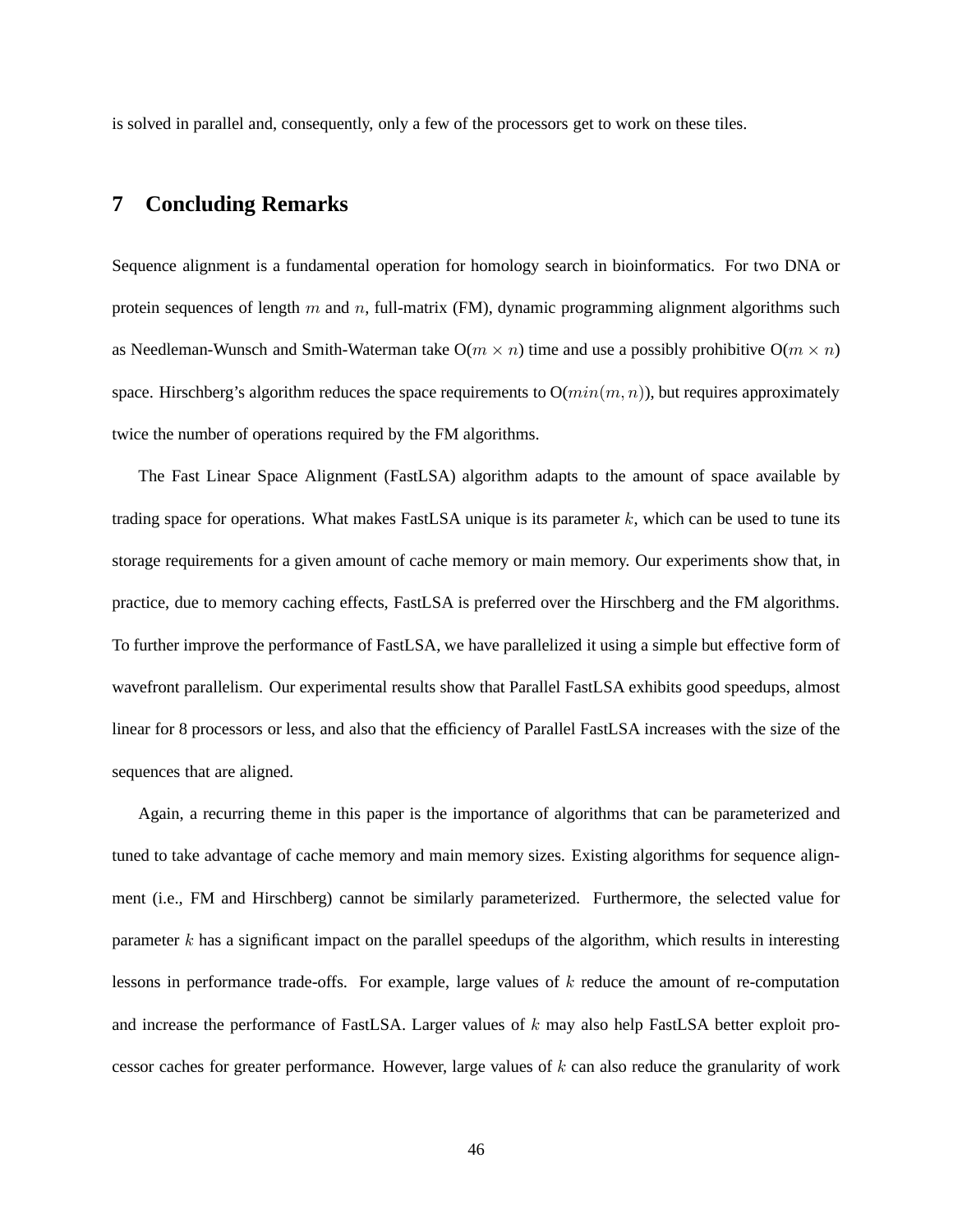is solved in parallel and, consequently, only a few of the processors get to work on these tiles.

## 7 Concluding Remarks

Sequence alignment is a fundamental operation for homology search in bioinformatics. For two DNA or protein sequences of length $m$ and $n$, full-matrix (FM), dynamic programming alignment algorithms such as Needleman-Wunsch and Smith-Waterman take O($m \times n$) time and use a possibly prohibitive O($m \times n$) space. Hirschberg's algorithm reduces the space requirements to O($min(m, n)$), but requires approximately twice the number of operations required by the FM algorithms.

The Fast Linear Space Alignment (FastLSA) algorithm adapts to the amount of space available by trading space for operations. What makes FastLSA unique is its parameter $k$, which can be used to tune its storage requirements for a given amount of cache memory or main memory. Our experiments show that, in practice, due to memory caching effects, FastLSA is preferred over the Hirschberg and the FM algorithms. To further improve the performance of FastLSA, we have parallelized it using a simple but effective form of wavefront parallelism. Our experimental results show that Parallel FastLSA exhibits good speedups, almost linear for 8 processors or less, and also that the efficiency of Parallel FastLSA increases with the size of the sequences that are aligned.

Again, a recurring theme in this paper is the importance of algorithms that can be parameterized and tuned to take advantage of cache memory and main memory sizes. Existing algorithms for sequence alignment (i.e., FM and Hirschberg) cannot be similarly parameterized. Furthermore, the selected value for parameter $k$ has a significant impact on the parallel speedups of the algorithm, which results in interesting lessons in performance trade-offs. For example, large values of $k$ reduce the amount of re-computation and increase the performance of FastLSA. Larger values of $k$ may also help FastLSA better exploit processor caches for greater performance. However, large values of $k$ can also reduce the granularity of work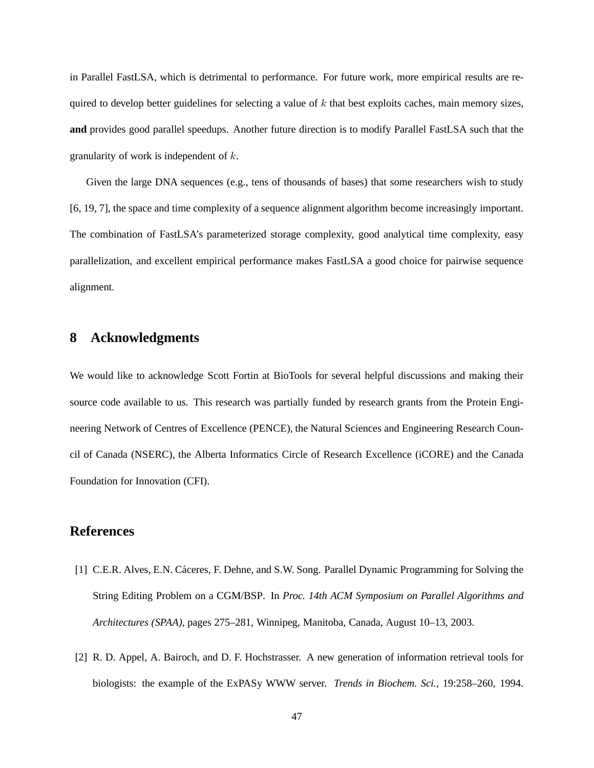in Parallel FastLSA, which is detrimental to performance. For future work, more empirical results are required to develop better guidelines for selecting a value of $k$ that best exploits caches, main memory sizes, **and** provides good parallel speedups. Another future direction is to modify Parallel FastLSA such that the granularity of work is independent of $k$.

Given the large DNA sequences (e.g., tens of thousands of bases) that some researchers wish to study [6, 19, 7], the space and time complexity of a sequence alignment algorithm become increasingly important. The combination of FastLSA's parameterized storage complexity, good analytical time complexity, easy parallelization, and excellent empirical performance makes FastLSA a good choice for pairwise sequence alignment.

## 8 Acknowledgments

We would like to acknowledge Scott Fortin at BioTools for several helpful discussions and making their source code available to us. This research was partially funded by research grants from the Protein Engineering Network of Centres of Excellence (PENCE), the Natural Sciences and Engineering Research Council of Canada (NSERC), the Alberta Informatics Circle of Research Excellence (iCORE) and the Canada Foundation for Innovation (CFI).

## References

[1] C.E.R. Alves, E.N. Cáceres, F. Dehne, and S.W. Song. Parallel Dynamic Programming for Solving the String Editing Problem on a CGM/BSP. In *Proc. 14th ACM Symposium on Parallel Algorithms and Architectures (SPAA)*, pages 275–281, Winnipeg, Manitoba, Canada, August 10–13, 2003.

[2] R. D. Appel, A. Bairoch, and D. F. Hochstrasser. A new generation of information retrieval tools for biologists: the example of the ExPASy WWW server. *Trends in Biochem. Sci.*, 19:258–260, 1994.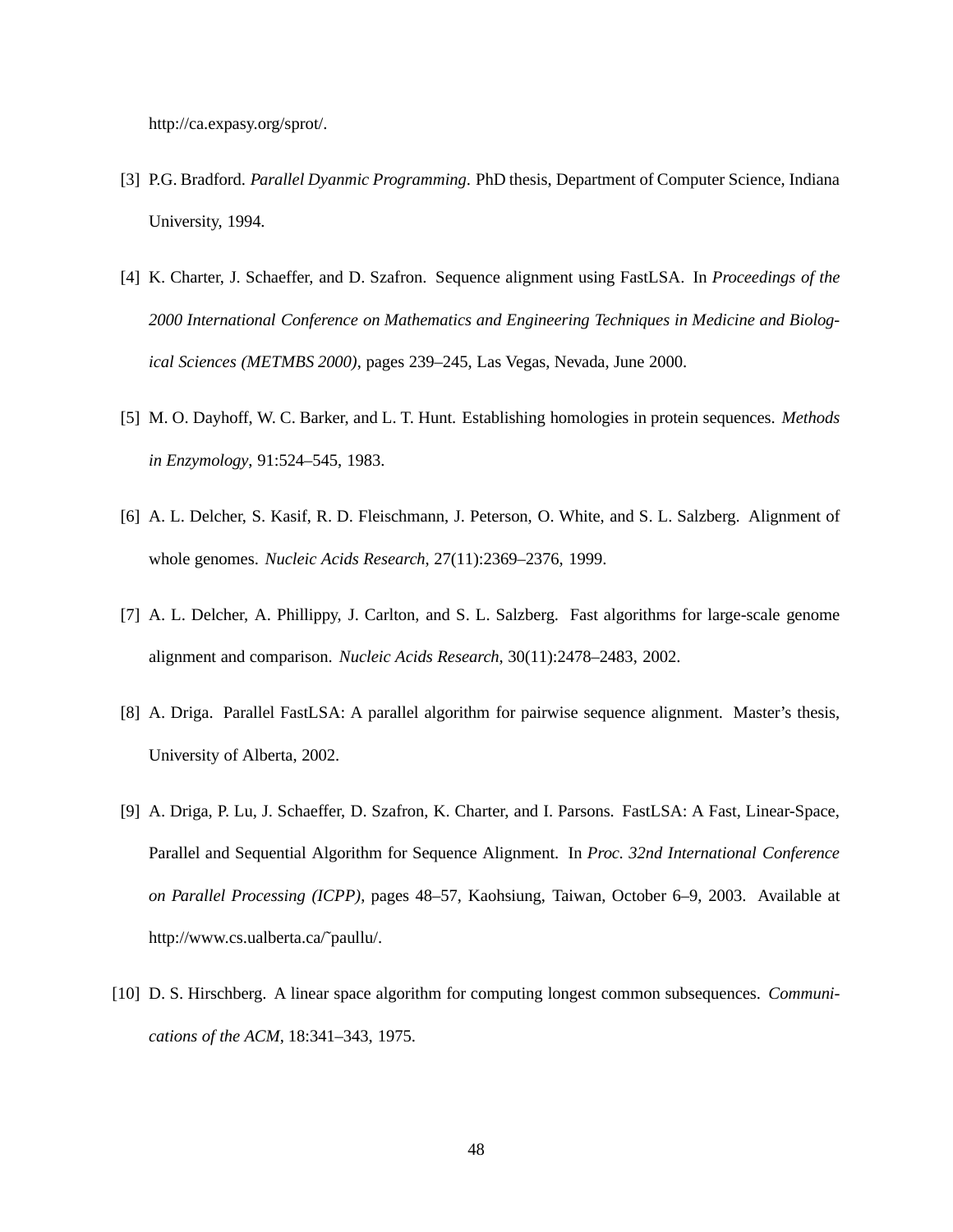http://ca.expasy.org/sprot/.

[3] P.G. Bradford. *Parallel Dyanmic Programming*. PhD thesis, Department of Computer Science, Indiana University, 1994.

[4] K. Charter, J. Schaeffer, and D. Szafron. Sequence alignment using FastLSA. In *Proceedings of the 2000 International Conference on Mathematics and Engineering Techniques in Medicine and Biological Sciences (METMBS 2000)*, pages 239–245, Las Vegas, Nevada, June 2000.

[5] M. O. Dayhoff, W. C. Barker, and L. T. Hunt. Establishing homologies in protein sequences. *Methods in Enzymology*, 91:524–545, 1983.

[6] A. L. Delcher, S. Kasif, R. D. Fleischmann, J. Peterson, O. White, and S. L. Salzberg. Alignment of whole genomes. *Nucleic Acids Research*, 27(11):2369–2376, 1999.

[7] A. L. Delcher, A. Phillippy, J. Carlton, and S. L. Salzberg. Fast algorithms for large-scale genome alignment and comparison. *Nucleic Acids Research*, 30(11):2478–2483, 2002.

[8] A. Driga. Parallel FastLSA: A parallel algorithm for pairwise sequence alignment. Master's thesis, University of Alberta, 2002.

[9] A. Driga, P. Lu, J. Schaeffer, D. Szafron, K. Charter, and I. Parsons. FastLSA: A Fast, Linear-Space, Parallel and Sequential Algorithm for Sequence Alignment. In *Proc. 32nd International Conference on Parallel Processing (ICPP)*, pages 48–57, Kaohsiung, Taiwan, October 6–9, 2003. Available at http://www.cs.ualberta.ca/˜paullu/.

[10] D. S. Hirschberg. A linear space algorithm for computing longest common subsequences. *Communications of the ACM*, 18:341–343, 1975.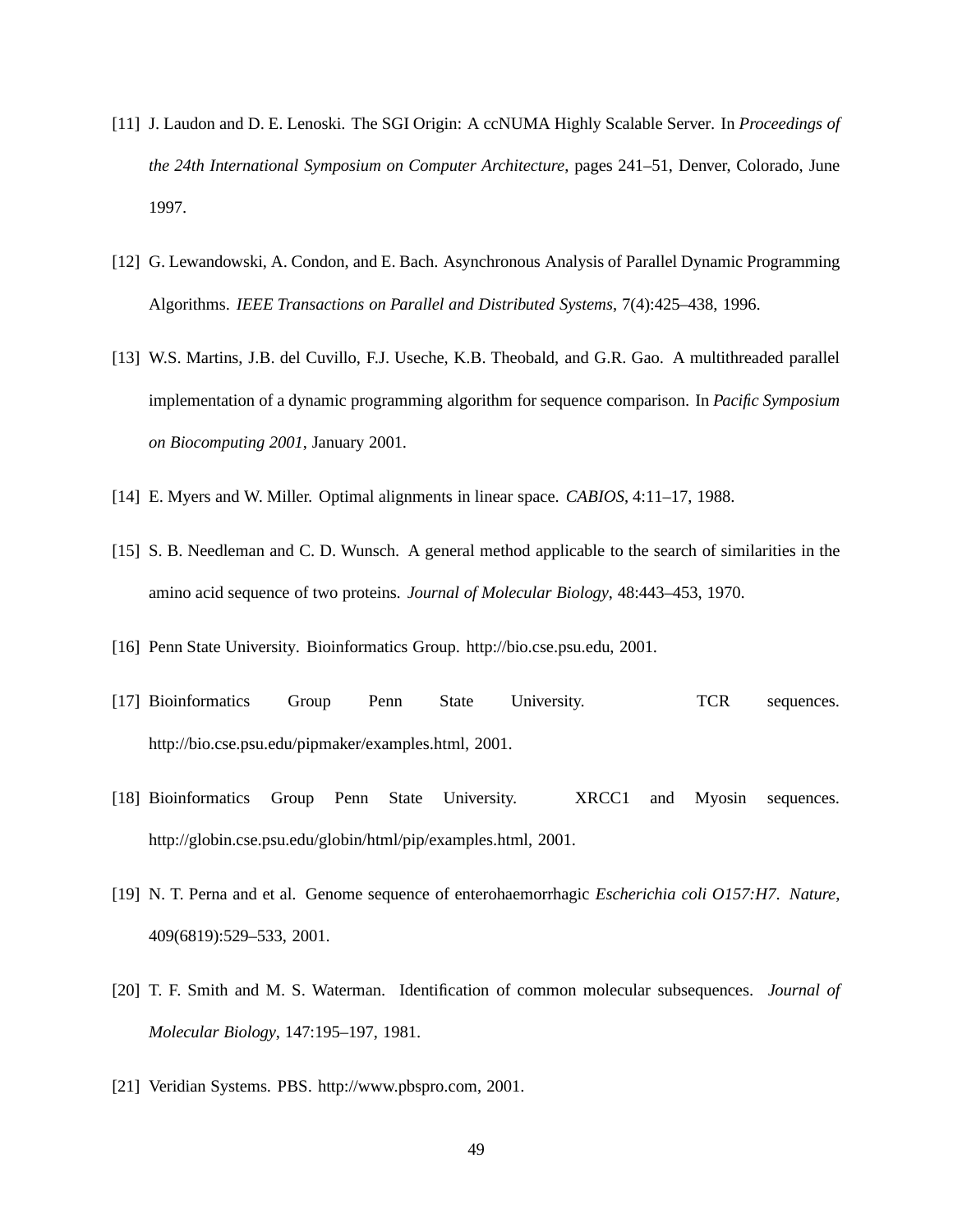[11] J. Laudon and D. E. Lenoski. The SGI Origin: A ccNUMA Highly Scalable Server. In *Proceedings of the 24th International Symposium on Computer Architecture*, pages 241–51, Denver, Colorado, June 1997.

[12] G. Lewandowski, A. Condon, and E. Bach. Asynchronous Analysis of Parallel Dynamic Programming Algorithms. *IEEE Transactions on Parallel and Distributed Systems*, 7(4):425–438, 1996.

[13] W.S. Martins, J.B. del Cuvillo, F.J. Useche, K.B. Theobald, and G.R. Gao. A multithreaded parallel implementation of a dynamic programming algorithm for sequence comparison. In *Pacific Symposium on Biocomputing 2001*, January 2001.

[14] E. Myers and W. Miller. Optimal alignments in linear space. *CABIOS*, 4:11–17, 1988.

[15] S. B. Needleman and C. D. Wunsch. A general method applicable to the search of similarities in the amino acid sequence of two proteins. *Journal of Molecular Biology*, 48:443–453, 1970.

[16] Penn State University. Bioinformatics Group. http://bio.cse.psu.edu, 2001.

[17] Bioinformatics Group Penn State University. TCR sequences. http://bio.cse.psu.edu/pipmaker/examples.html, 2001.

[18] Bioinformatics Group Penn State University. XRCC1 and Myosin sequences. http://globin.cse.psu.edu/globin/html/pip/examples.html, 2001.

[19] N. T. Perna and et al. Genome sequence of enterohaemorrhagic *Escherichia coli O157:H7*. *Nature*, 409(6819):529–533, 2001.

[20] T. F. Smith and M. S. Waterman. Identification of common molecular subsequences. *Journal of Molecular Biology*, 147:195–197, 1981.

[21] Veridian Systems. PBS. http://www.pbspro.com, 2001.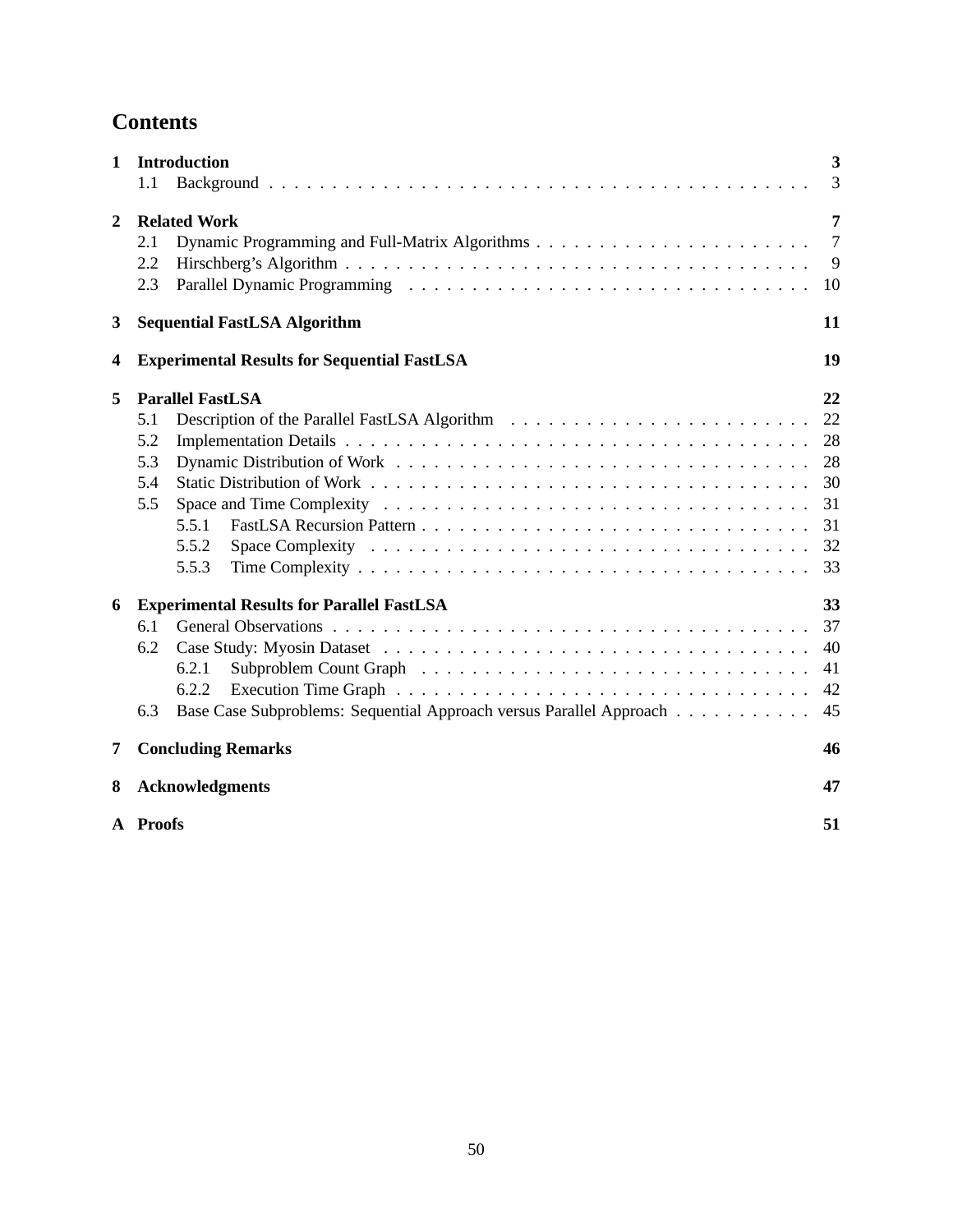# Contents

| | | |
|---|---|---|
| **1** | **Introduction** | **3** |
| | 1.1 Background | 3 |
| **2** | **Related Work** | **7** |
| | 2.1 Dynamic Programming and Full-Matrix Algorithms | 7 |
| | 2.2 Hirschberg's Algorithm | 9 |
| | 2.3 Parallel Dynamic Programming | 10 |
| **3** | **Sequential FastLSA Algorithm** | **11** |
| **4** | **Experimental Results for Sequential FastLSA** | **19** |
| **5** | **Parallel FastLSA** | **22** |
| | 5.1 Description of the Parallel FastLSA Algorithm | 22 |
| | 5.2 Implementation Details | 28 |
| | 5.3 Dynamic Distribution of Work | 28 |
| | 5.4 Static Distribution of Work | 30 |
| | 5.5 Space and Time Complexity | 31 |
| | 5.5.1 FastLSA Recursion Pattern | 31 |
| | 5.5.2 Space Complexity | 32 |
| | 5.5.3 Time Complexity | 33 |
| **6** | **Experimental Results for Parallel FastLSA** | **33** |
| | 6.1 General Observations | 37 |
| | 6.2 Case Study: Myosin Dataset | 40 |
| | 6.2.1 Subproblem Count Graph | 41 |
| | 6.2.2 Execution Time Graph | 42 |
| | 6.3 Base Case Subproblems: Sequential Approach versus Parallel Approach | 45 |
| **7** | **Concluding Remarks** | **46** |
| **8** | **Acknowledgments** | **47** |
| **A** | **Proofs** | **51** |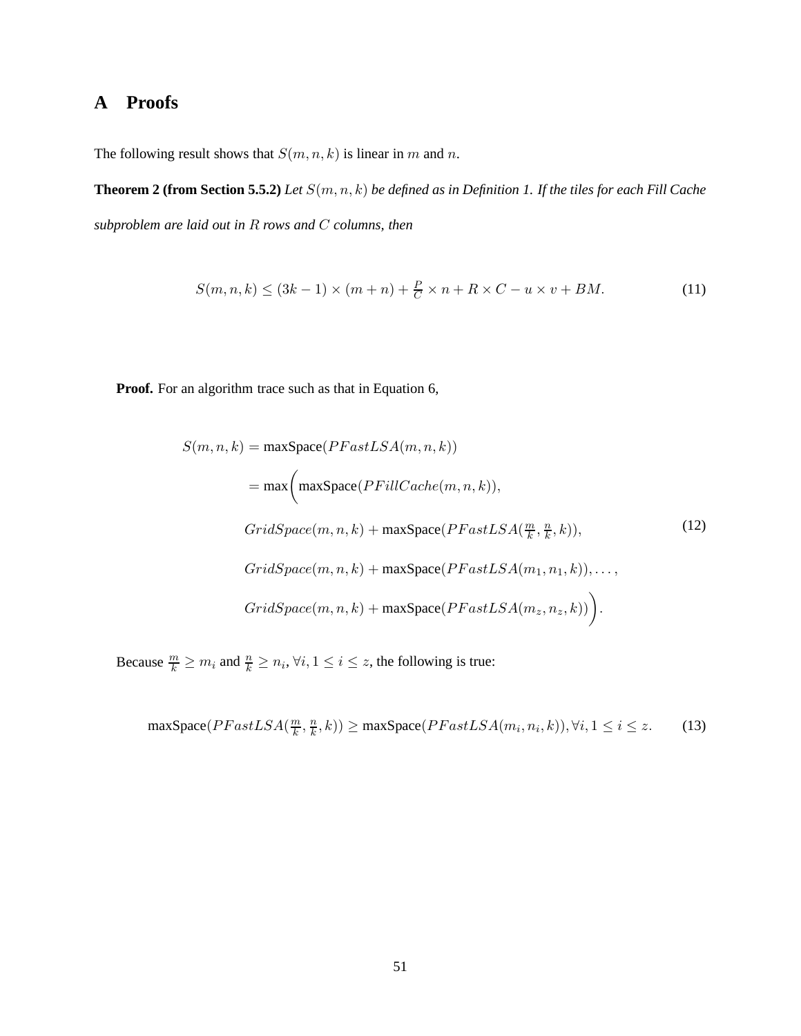# A Proofs

The following result shows that $S(m, n, k)$ is linear in $m$ and $n$.

**Theorem 2 (from Section 5.5.2)** *Let $S(m, n, k)$ be defined as in Definition 1. If the tiles for each Fill Cache subproblem are laid out in $R$ rows and $C$ columns, then*

$$S(m, n, k) \leq (3k-1) \times (m+n) + \frac{P}{C} \times n + R \times C - u \times v + BM. \tag{11}$$

**Proof.** For an algorithm trace such as that in Equation 6,

$$\begin{aligned}
S(m, n, k) &= \text{maxSpace}(PFastLSA(m, n, k)) \\
&= \max\bigg(\text{maxSpace}(PFillCache(m, n, k)), \\
&\quad GridSpace(m, n, k) + \text{maxSpace}(PFastLSA(\tfrac{m}{k}, \tfrac{n}{k}, k)), \\
&\quad GridSpace(m, n, k) + \text{maxSpace}(PFastLSA(m_1, n_1, k)), \ldots, \\
&\quad GridSpace(m, n, k) + \text{maxSpace}(PFastLSA(m_z, n_z, k))\bigg).
\end{aligned} \tag{12}$$

Because $\frac{m}{k} \geq m_i$ and $\frac{n}{k} \geq n_i$, $\forall i, 1 \leq i \leq z$, the following is true:

$$\text{maxSpace}(PFastLSA(\tfrac{m}{k}, \tfrac{n}{k}, k)) \geq \text{maxSpace}(PFastLSA(m_i, n_i, k)), \forall i, 1 \leq i \leq z. \tag{13}$$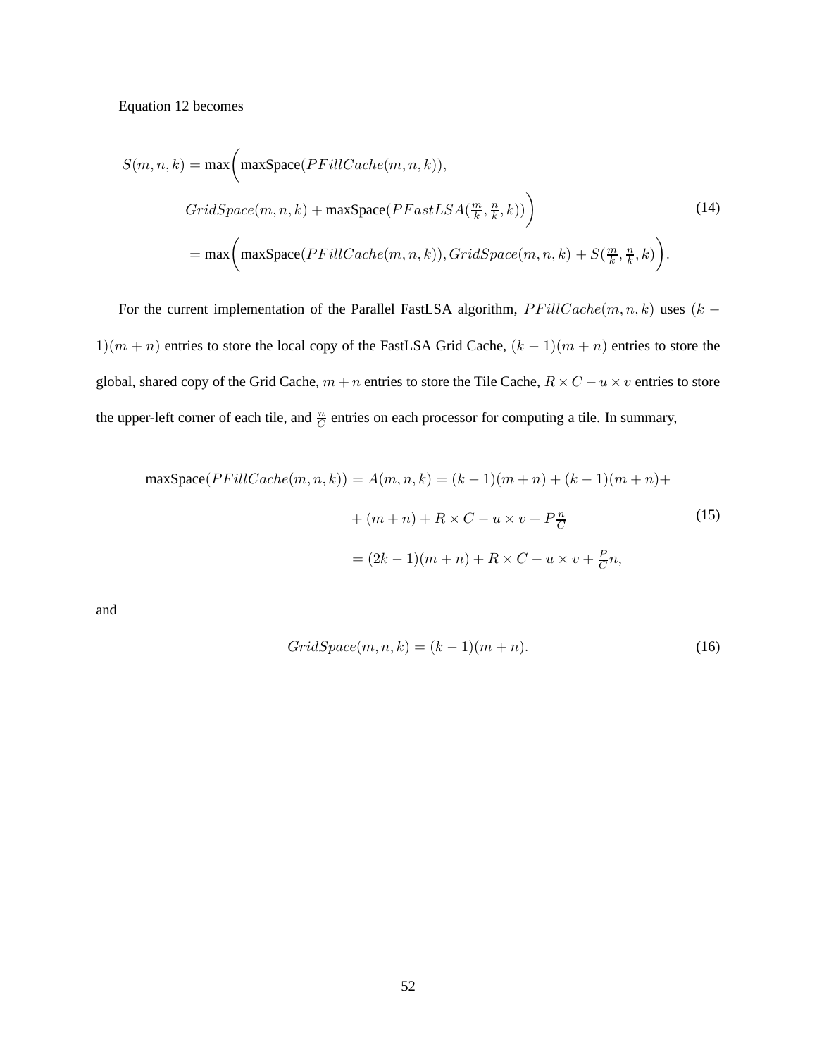Equation 12 becomes

$$
\begin{aligned}
S(m, n, k) = \max\Bigg( & \text{maxSpace}(PFillCache(m, n, k)), \\
& GridSpace(m, n, k) + \text{maxSpace}(PFastLSA(\tfrac{m}{k}, \tfrac{n}{k}, k))\Bigg) \\
= \max\Bigg( & \text{maxSpace}(PFillCache(m, n, k)), GridSpace(m, n, k) + S(\tfrac{m}{k}, \tfrac{n}{k}, k)\Bigg).
\end{aligned}
\tag{14}
$$

For the current implementation of the Parallel FastLSA algorithm, $PFillCache(m, n, k)$ uses $(k - 1)(m + n)$ entries to store the local copy of the FastLSA Grid Cache, $(k - 1)(m + n)$ entries to store the global, shared copy of the Grid Cache, $m + n$ entries to store the Tile Cache, $R \times C - u \times v$ entries to store the upper-left corner of each tile, and $\frac{n}{C}$ entries on each processor for computing a tile. In summary,

$$
\begin{aligned}
\text{maxSpace}(PFillCache(m, n, k)) = A(m, n, k) &= (k - 1)(m + n) + (k - 1)(m + n) + \\
&+ (m + n) + R \times C - u \times v + P\tfrac{n}{C} \\
&= (2k - 1)(m + n) + R \times C - u \times v + \tfrac{P}{C}n,
\end{aligned}
\tag{15}
$$

and

$$
GridSpace(m, n, k) = (k - 1)(m + n). \tag{16}
$$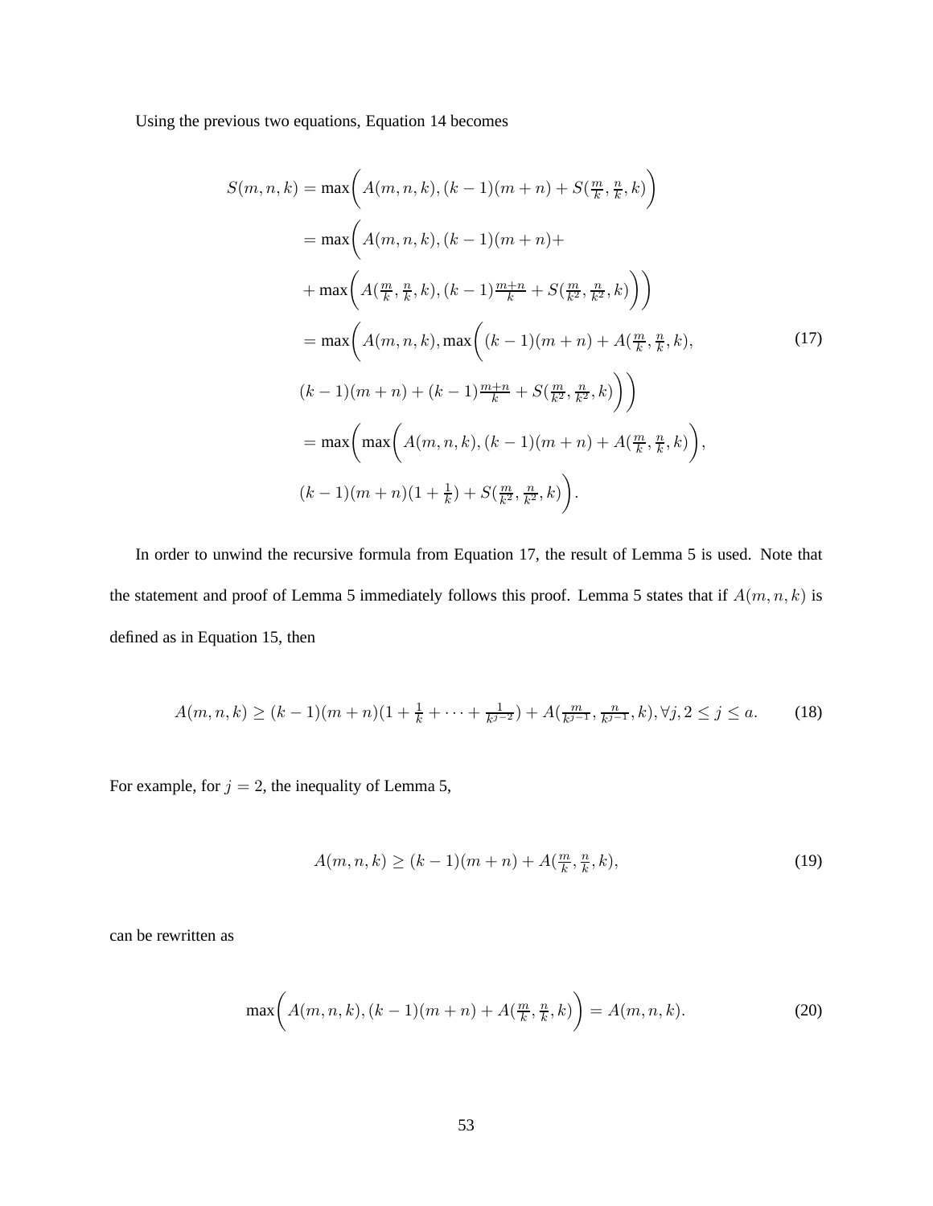Using the previous two equations, Equation 14 becomes

$$
\begin{aligned}
S(m,n,k) &= \max\Bigg( A(m,n,k), (k-1)(m+n) + S(\tfrac{m}{k}, \tfrac{n}{k}, k) \Bigg) \\
&= \max\Bigg( A(m,n,k), (k-1)(m+n) + \\
&+ \max\Bigg( A(\tfrac{m}{k}, \tfrac{n}{k}, k), (k-1)\tfrac{m+n}{k} + S(\tfrac{m}{k^2}, \tfrac{n}{k^2}, k) \Bigg) \Bigg) \\
&= \max\Bigg( A(m,n,k), \max\Bigg( (k-1)(m+n) + A(\tfrac{m}{k}, \tfrac{n}{k}, k), \\
&(k-1)(m+n) + (k-1)\tfrac{m+n}{k} + S(\tfrac{m}{k^2}, \tfrac{n}{k^2}, k) \Bigg) \Bigg) \\
&= \max\Bigg( \max\Bigg( A(m,n,k), (k-1)(m+n) + A(\tfrac{m}{k}, \tfrac{n}{k}, k) \Bigg), \\
&(k-1)(m+n)(1 + \tfrac{1}{k}) + S(\tfrac{m}{k^2}, \tfrac{n}{k^2}, k) \Bigg).
\end{aligned}
\tag{17}
$$

In order to unwind the recursive formula from Equation 17, the result of Lemma 5 is used. Note that the statement and proof of Lemma 5 immediately follows this proof. Lemma 5 states that if $A(m,n,k)$ is defined as in Equation 15, then

$$
A(m,n,k) \geq (k-1)(m+n)(1 + \tfrac{1}{k} + \cdots + \tfrac{1}{k^{j-2}}) + A(\tfrac{m}{k^{j-1}}, \tfrac{n}{k^{j-1}}, k), \forall j, 2 \leq j \leq a. \tag{18}
$$

For example, for $j = 2$, the inequality of Lemma 5,

$$
A(m,n,k) \geq (k-1)(m+n) + A(\tfrac{m}{k}, \tfrac{n}{k}, k), \tag{19}
$$

can be rewritten as

$$
\max\Bigg( A(m,n,k), (k-1)(m+n) + A(\tfrac{m}{k}, \tfrac{n}{k}, k) \Bigg) = A(m,n,k). \tag{20}
$$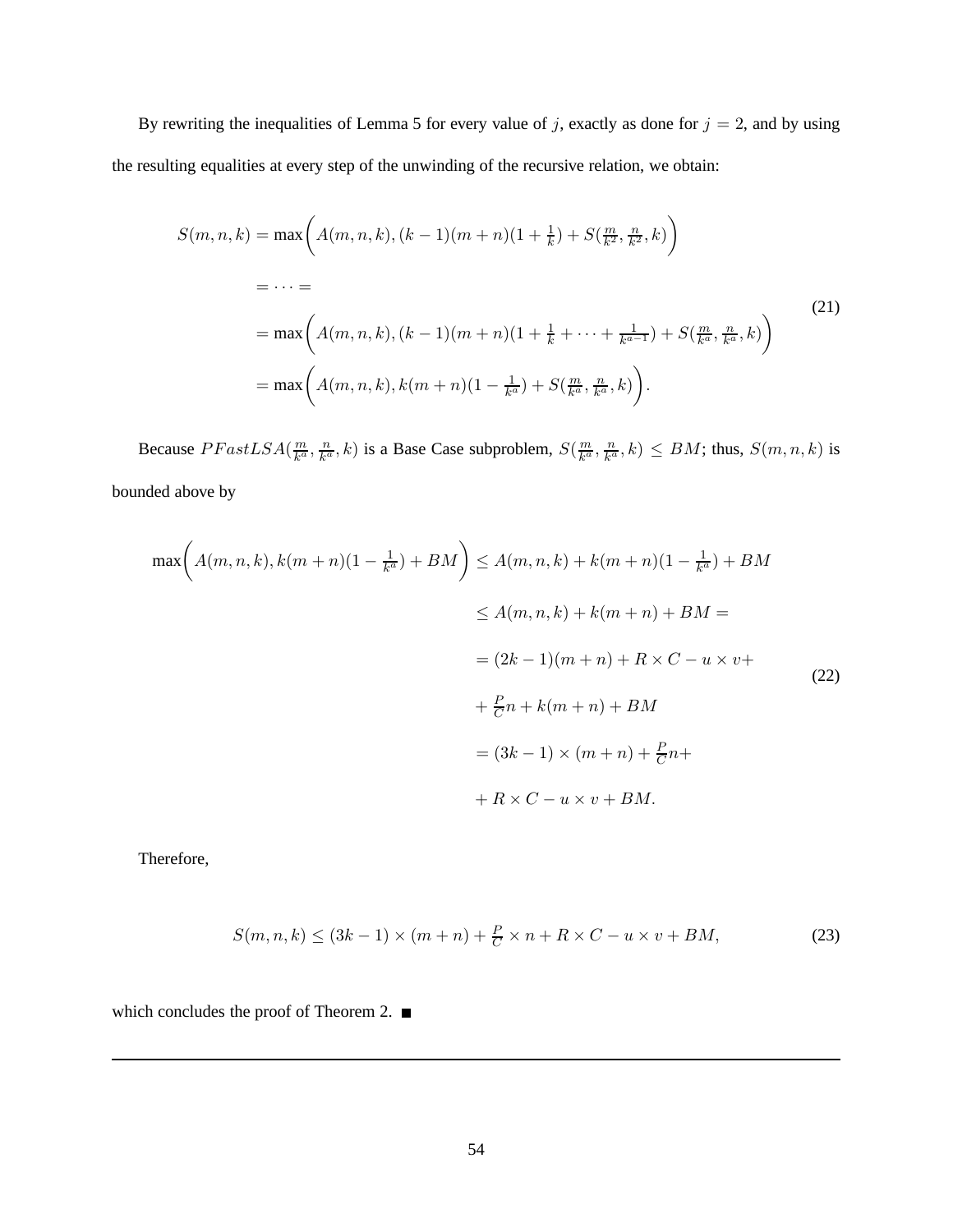By rewriting the inequalities of Lemma 5 for every value of $j$, exactly as done for $j = 2$, and by using the resulting equalities at every step of the unwinding of the recursive relation, we obtain:

$$
\begin{aligned}
S(m,n,k) &= \max\bigg(A(m,n,k), (k-1)(m+n)(1+\tfrac{1}{k}) + S(\tfrac{m}{k^2}, \tfrac{n}{k^2}, k)\bigg) \\
&= \cdots = \\
&= \max\bigg(A(m,n,k), (k-1)(m+n)(1+\tfrac{1}{k}+\cdots+\tfrac{1}{k^{a-1}}) + S(\tfrac{m}{k^a}, \tfrac{n}{k^a}, k)\bigg) \\
&= \max\bigg(A(m,n,k), k(m+n)(1-\tfrac{1}{k^a}) + S(\tfrac{m}{k^a}, \tfrac{n}{k^a}, k)\bigg).
\end{aligned}
\tag{21}
$$

Because $PFastLSA(\frac{m}{k^a}, \frac{n}{k^a}, k)$ is a Base Case subproblem, $S(\frac{m}{k^a}, \frac{n}{k^a}, k) \leq BM$; thus, $S(m,n,k)$ is bounded above by

$$
\begin{aligned}
\max\bigg(A(m,n,k), k(m+n)(1-\tfrac{1}{k^a}) + BM\bigg) &\leq A(m,n,k) + k(m+n)(1-\tfrac{1}{k^a}) + BM \\
&\leq A(m,n,k) + k(m+n) + BM = \\
&= (2k-1)(m+n) + R \times C - u \times v + \\
&+ \tfrac{P}{C}n + k(m+n) + BM \\
&= (3k-1) \times (m+n) + \tfrac{P}{C}n + \\
&+ R \times C - u \times v + BM.
\end{aligned}
\tag{22}
$$

Therefore,

$$
S(m,n,k) \leq (3k-1) \times (m+n) + \tfrac{P}{C} \times n + R \times C - u \times v + BM, \tag{23}
$$

which concludes the proof of Theorem 2. ■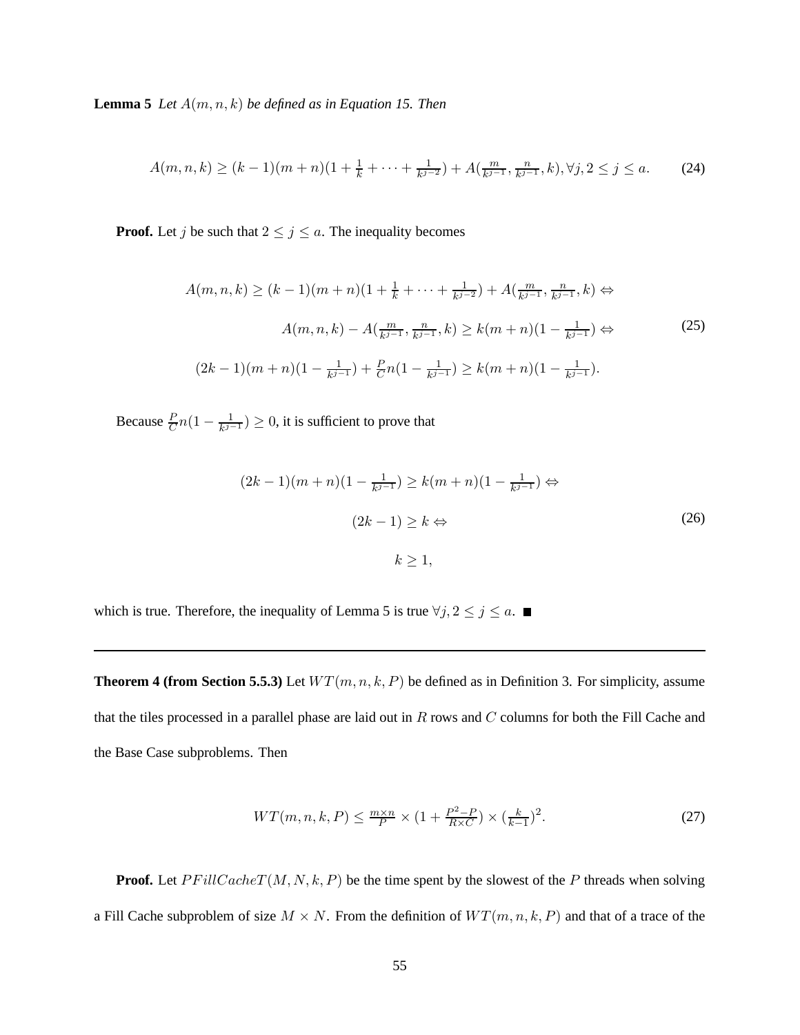**Lemma 5** *Let $A(m,n,k)$ be defined as in Equation 15. Then*

$$A(m,n,k) \geq (k-1)(m+n)(1+\tfrac{1}{k}+\cdots+\tfrac{1}{k^{j-2}}) + A(\tfrac{m}{k^{j-1}}, \tfrac{n}{k^{j-1}}, k), \forall j, 2 \leq j \leq a. \tag{24}$$

**Proof.** Let $j$ be such that $2 \leq j \leq a$. The inequality becomes

$$\begin{aligned}
A(m,n,k) \geq (k-1)(m+n)(1+\tfrac{1}{k}+\cdots+\tfrac{1}{k^{j-2}}) + A(\tfrac{m}{k^{j-1}}, \tfrac{n}{k^{j-1}}, k) &\Leftrightarrow \\
A(m,n,k) - A(\tfrac{m}{k^{j-1}}, \tfrac{n}{k^{j-1}}, k) \geq k(m+n)(1-\tfrac{1}{k^{j-1}}) &\Leftrightarrow \\
(2k-1)(m+n)(1-\tfrac{1}{k^{j-1}}) + \tfrac{P}{C}n(1-\tfrac{1}{k^{j-1}}) \geq k(m+n)(1-\tfrac{1}{k^{j-1}}).&
\end{aligned} \tag{25}$$

Because $\frac{P}{C}n(1-\frac{1}{k^{j-1}}) \geq 0$, it is sufficient to prove that

$$\begin{aligned}
(2k-1)(m+n)(1-\tfrac{1}{k^{j-1}}) \geq k(m+n)(1-\tfrac{1}{k^{j-1}}) &\Leftrightarrow \\
(2k-1) \geq k &\Leftrightarrow \\
k \geq 1,&
\end{aligned} \tag{26}$$

which is true. Therefore, the inequality of Lemma 5 is true $\forall j, 2 \leq j \leq a$. ■

---

**Theorem 4 (from Section 5.5.3)** Let $WT(m,n,k,P)$ be defined as in Definition 3. For simplicity, assume that the tiles processed in a parallel phase are laid out in $R$ rows and $C$ columns for both the Fill Cache and the Base Case subproblems. Then

$$WT(m,n,k,P) \leq \tfrac{m \times n}{P} \times (1 + \tfrac{P^2-P}{R \times C}) \times (\tfrac{k}{k-1})^2. \tag{27}$$

**Proof.** Let $PFillCacheT(M,N,k,P)$ be the time spent by the slowest of the $P$ threads when solving a Fill Cache subproblem of size $M \times N$. From the definition of $WT(m,n,k,P)$ and that of a trace of the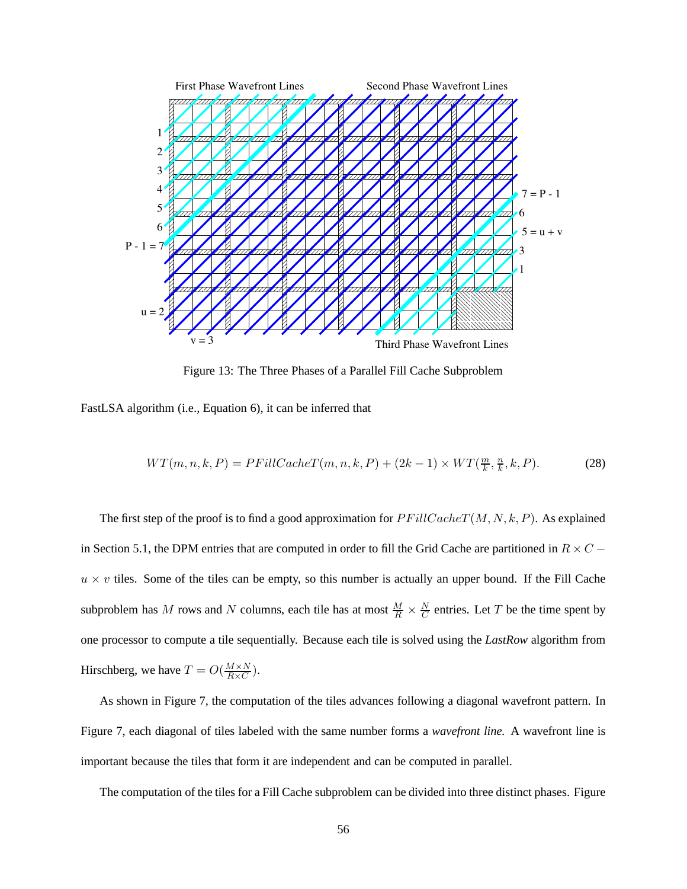Figure 13: The Three Phases of a Parallel Fill Cache Subproblem

FastLSA algorithm (i.e., Equation 6), it can be inferred that

$$WT(m,n,k,P) = PFillCacheT(m,n,k,P) + (2k-1) \times WT(\tfrac{m}{k}, \tfrac{n}{k}, k, P). \tag{28}$$

The first step of the proof is to find a good approximation for $PFillCacheT(M,N,k,P)$. As explained in Section 5.1, the DPM entries that are computed in order to fill the Grid Cache are partitioned in $R \times C - u \times v$ tiles. Some of the tiles can be empty, so this number is actually an upper bound. If the Fill Cache subproblem has $M$ rows and $N$ columns, each tile has at most $\frac{M}{R} \times \frac{N}{C}$ entries. Let $T$ be the time spent by one processor to compute a tile sequentially. Because each tile is solved using the *LastRow* algorithm from Hirschberg, we have $T = O(\frac{M \times N}{R \times C})$.

As shown in Figure 7, the computation of the tiles advances following a diagonal wavefront pattern. In Figure 7, each diagonal of tiles labeled with the same number forms a *wavefront line.* A wavefront line is important because the tiles that form it are independent and can be computed in parallel.

The computation of the tiles for a Fill Cache subproblem can be divided into three distinct phases. Figure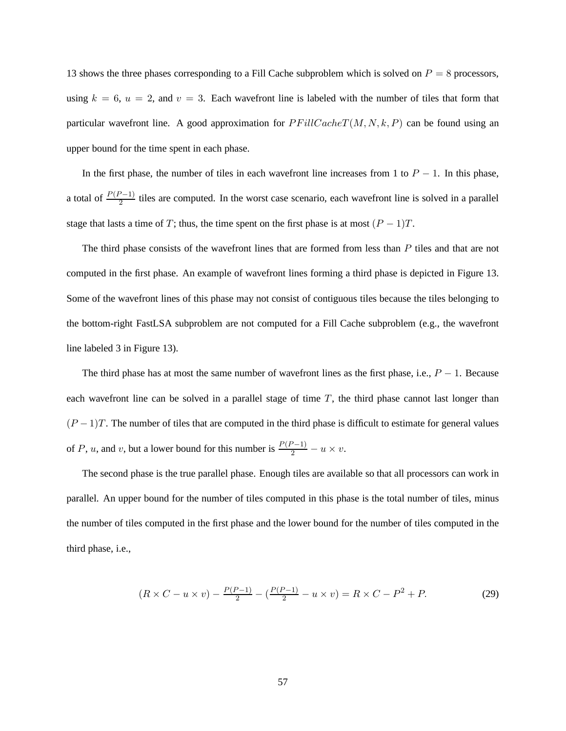13 shows the three phases corresponding to a Fill Cache subproblem which is solved on $P = 8$ processors, using $k = 6$, $u = 2$, and $v = 3$. Each wavefront line is labeled with the number of tiles that form that particular wavefront line. A good approximation for $PFillCacheT(M, N, k, P)$ can be found using an upper bound for the time spent in each phase.

In the first phase, the number of tiles in each wavefront line increases from 1 to $P - 1$. In this phase, a total of $\frac{P(P-1)}{2}$ tiles are computed. In the worst case scenario, each wavefront line is solved in a parallel stage that lasts a time of $T$; thus, the time spent on the first phase is at most $(P - 1)T$.

The third phase consists of the wavefront lines that are formed from less than $P$ tiles and that are not computed in the first phase. An example of wavefront lines forming a third phase is depicted in Figure 13. Some of the wavefront lines of this phase may not consist of contiguous tiles because the tiles belonging to the bottom-right FastLSA subproblem are not computed for a Fill Cache subproblem (e.g., the wavefront line labeled 3 in Figure 13).

The third phase has at most the same number of wavefront lines as the first phase, i.e., $P - 1$. Because each wavefront line can be solved in a parallel stage of time $T$, the third phase cannot last longer than $(P - 1)T$. The number of tiles that are computed in the third phase is difficult to estimate for general values of $P$, $u$, and $v$, but a lower bound for this number is $\frac{P(P-1)}{2} - u \times v$.

The second phase is the true parallel phase. Enough tiles are available so that all processors can work in parallel. An upper bound for the number of tiles computed in this phase is the total number of tiles, minus the number of tiles computed in the first phase and the lower bound for the number of tiles computed in the third phase, i.e.,

$$(R \times C - u \times v) - \frac{P(P-1)}{2} - \left(\frac{P(P-1)}{2} - u \times v\right) = R \times C - P^2 + P. \tag{29}$$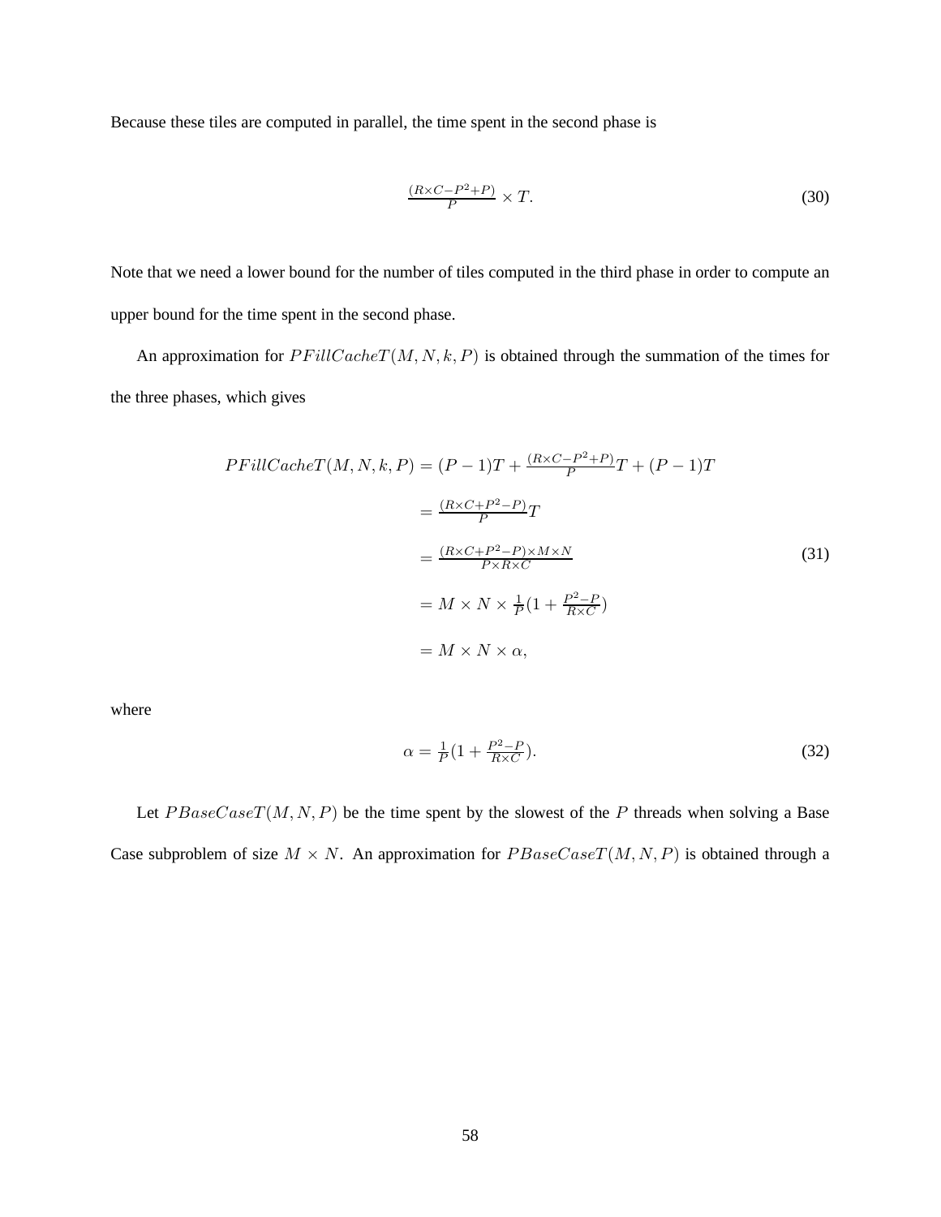Because these tiles are computed in parallel, the time spent in the second phase is

$$\frac{(R \times C - P^2 + P)}{P} \times T. \tag{30}$$

Note that we need a lower bound for the number of tiles computed in the third phase in order to compute an upper bound for the time spent in the second phase.

An approximation for $PFillCacheT(M, N, k, P)$ is obtained through the summation of the times for the three phases, which gives

$$\begin{aligned}
PFillCacheT(M, N, k, P) &= (P-1)T + \tfrac{(R \times C - P^2 + P)}{P}T + (P-1)T \\
&= \tfrac{(R \times C + P^2 - P)}{P}T \\
&= \tfrac{(R \times C + P^2 - P) \times M \times N}{P \times R \times C} \\
&= M \times N \times \tfrac{1}{P}(1 + \tfrac{P^2 - P}{R \times C}) \\
&= M \times N \times \alpha,
\end{aligned} \tag{31}$$

where

$$\alpha = \tfrac{1}{P}(1 + \tfrac{P^2 - P}{R \times C}). \tag{32}$$

Let $PBaseCaseT(M, N, P)$ be the time spent by the slowest of the $P$ threads when solving a Base Case subproblem of size $M \times N$. An approximation for $PBaseCaseT(M, N, P)$ is obtained through a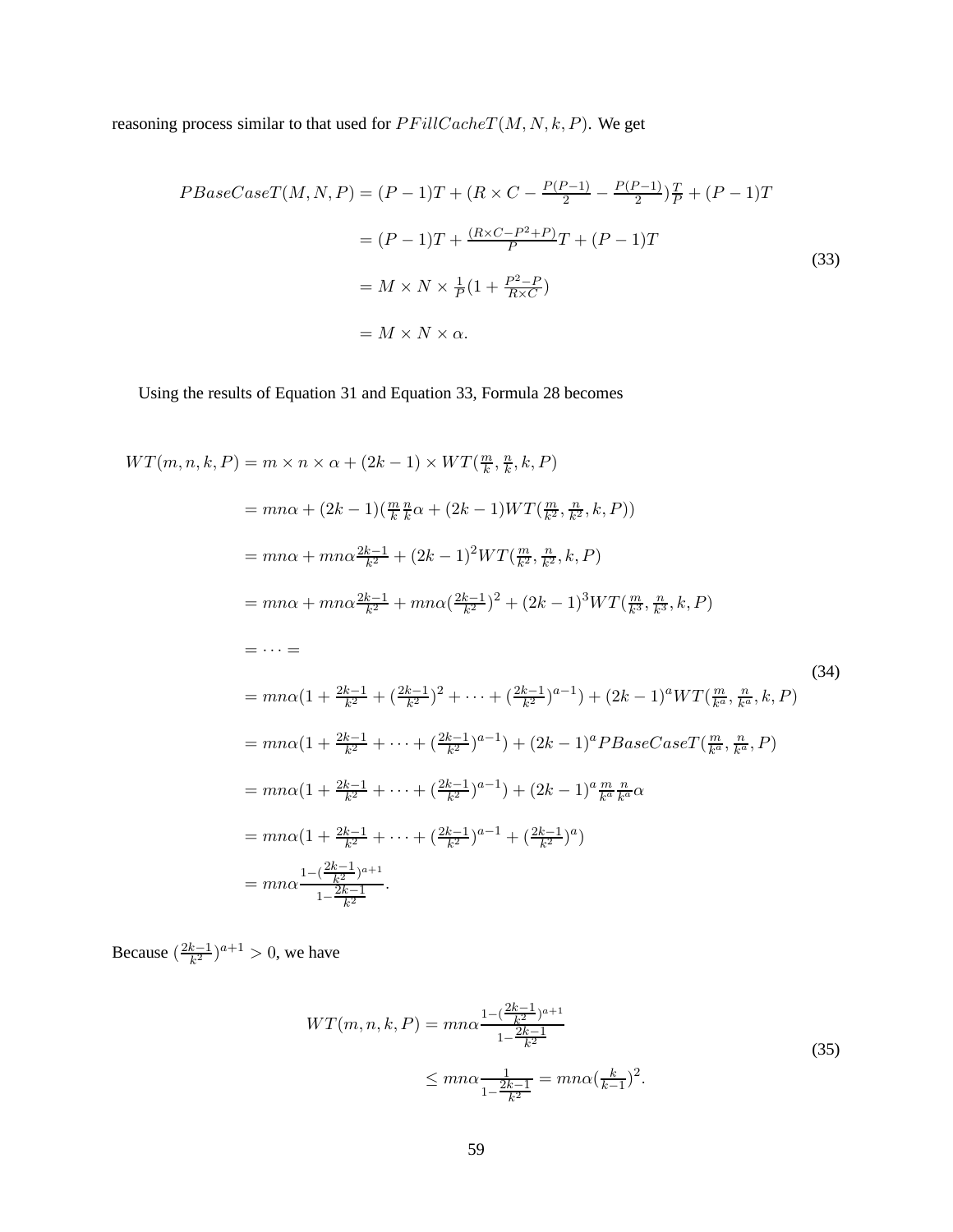reasoning process similar to that used for $PFillCacheT(M, N, k, P)$. We get

$$
\begin{aligned}
PBaseCaseT(M, N, P) &= (P-1)T + (R \times C - \tfrac{P(P-1)}{2} - \tfrac{P(P-1)}{2})\tfrac{T}{P} + (P-1)T \\
&= (P-1)T + \tfrac{(R \times C - P^2 + P)}{P}T + (P-1)T \\
&= M \times N \times \tfrac{1}{P}(1 + \tfrac{P^2 - P}{R \times C}) \\
&= M \times N \times \alpha.
\end{aligned} \tag{33}
$$

Using the results of Equation 31 and Equation 33, Formula 28 becomes

$$
\begin{aligned}
WT(m, n, k, P) &= m \times n \times \alpha + (2k-1) \times WT(\tfrac{m}{k}, \tfrac{n}{k}, k, P) \\
&= mn\alpha + (2k-1)(\tfrac{m}{k}\tfrac{n}{k}\alpha + (2k-1)WT(\tfrac{m}{k^2}, \tfrac{n}{k^2}, k, P)) \\
&= mn\alpha + mn\alpha\tfrac{2k-1}{k^2} + (2k-1)^2 WT(\tfrac{m}{k^2}, \tfrac{n}{k^2}, k, P) \\
&= mn\alpha + mn\alpha\tfrac{2k-1}{k^2} + mn\alpha(\tfrac{2k-1}{k^2})^2 + (2k-1)^3 WT(\tfrac{m}{k^3}, \tfrac{n}{k^3}, k, P) \\
&= \cdots = \\
&= mn\alpha(1 + \tfrac{2k-1}{k^2} + (\tfrac{2k-1}{k^2})^2 + \cdots + (\tfrac{2k-1}{k^2})^{a-1}) + (2k-1)^a WT(\tfrac{m}{k^a}, \tfrac{n}{k^a}, k, P) \\
&= mn\alpha(1 + \tfrac{2k-1}{k^2} + \cdots + (\tfrac{2k-1}{k^2})^{a-1}) + (2k-1)^a PBaseCaseT(\tfrac{m}{k^a}, \tfrac{n}{k^a}, P) \\
&= mn\alpha(1 + \tfrac{2k-1}{k^2} + \cdots + (\tfrac{2k-1}{k^2})^{a-1}) + (2k-1)^a \tfrac{m}{k^a}\tfrac{n}{k^a}\alpha \\
&= mn\alpha(1 + \tfrac{2k-1}{k^2} + \cdots + (\tfrac{2k-1}{k^2})^{a-1} + (\tfrac{2k-1}{k^2})^a) \\
&= mn\alpha\tfrac{1 - (\frac{2k-1}{k^2})^{a+1}}{1 - \frac{2k-1}{k^2}}.
\end{aligned} \tag{34}
$$

Because $(\frac{2k-1}{k^2})^{a+1} > 0$, we have

$$
\begin{aligned}
WT(m, n, k, P) &= mn\alpha\tfrac{1 - (\frac{2k-1}{k^2})^{a+1}}{1 - \frac{2k-1}{k^2}} \\
&\leq mn\alpha\tfrac{1}{1 - \frac{2k-1}{k^2}} = mn\alpha(\tfrac{k}{k-1})^2.
\end{aligned} \tag{35}
$$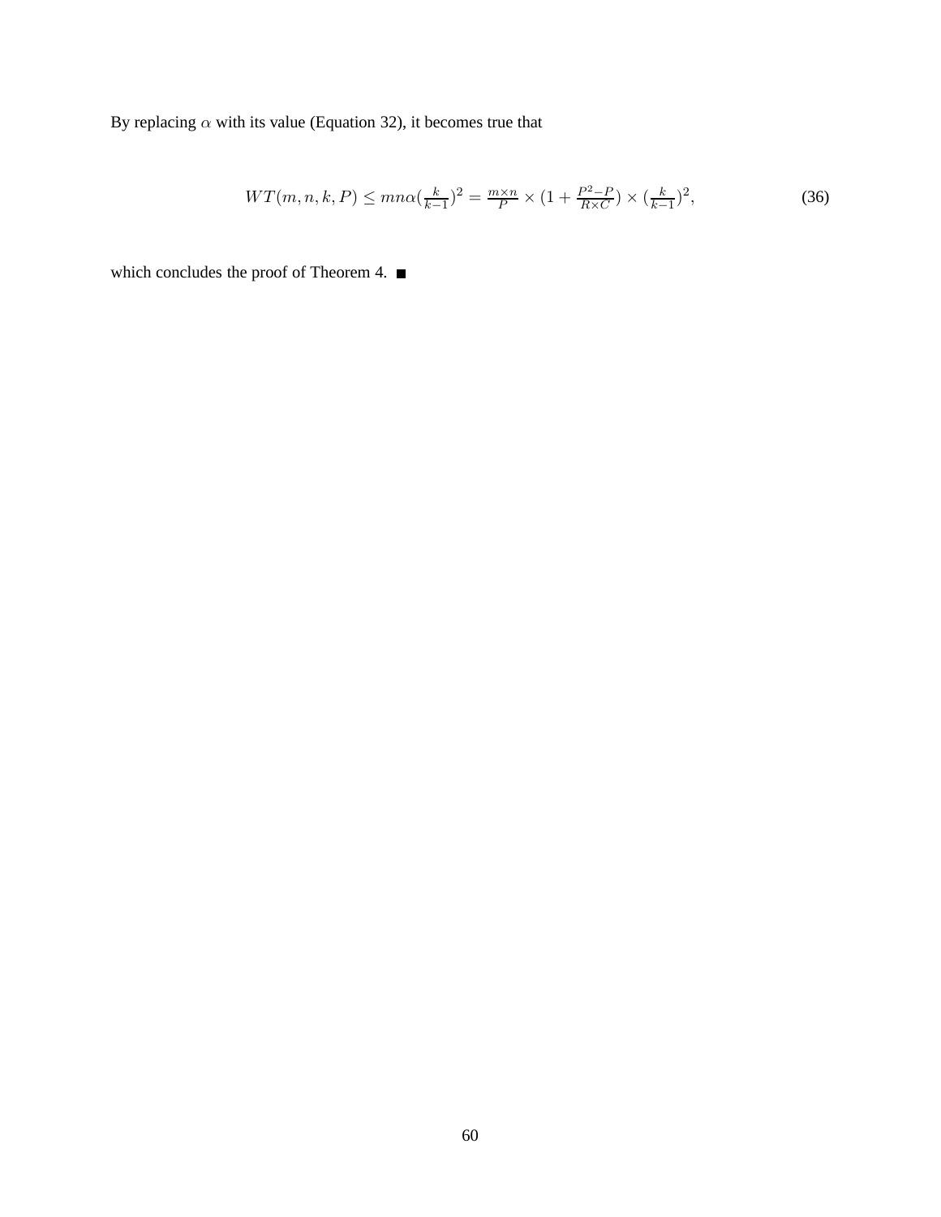By replacing $\alpha$ with its value (Equation 32), it becomes true that

$$WT(m,n,k,P) \leq mn\alpha(\frac{k}{k-1})^2 = \frac{m \times n}{P} \times (1 + \frac{P^2 - P}{R \times C}) \times (\frac{k}{k-1})^2, \tag{36}$$

which concludes the proof of Theorem 4. ■